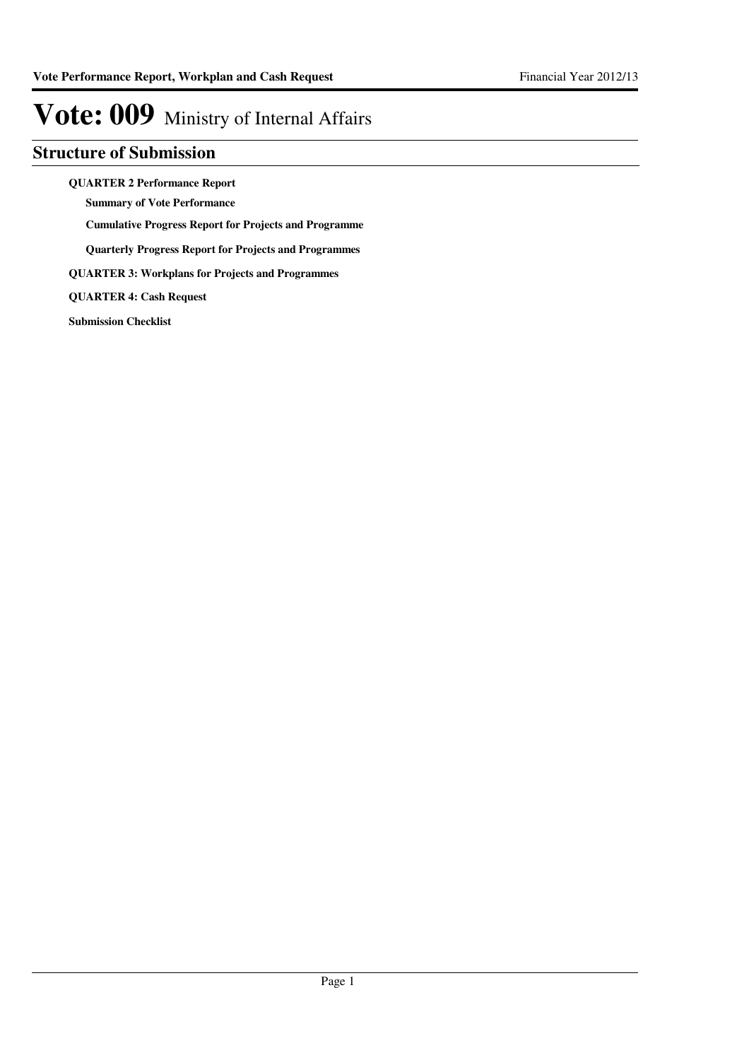# Vote: 009 Ministry of Internal Affairs

## Structure of Submission

**QUARTER 2 Performance Report**

- **Summary of Vote Performance**
- **Cumulative Progress Report for Projects and Programme**
- **Quarterly Progress Report for Projects and Programmes**

**QUARTER 3: Workplans for Projects and Programmes**

**QUARTER 4: Cash Request**

**Submission Checklist**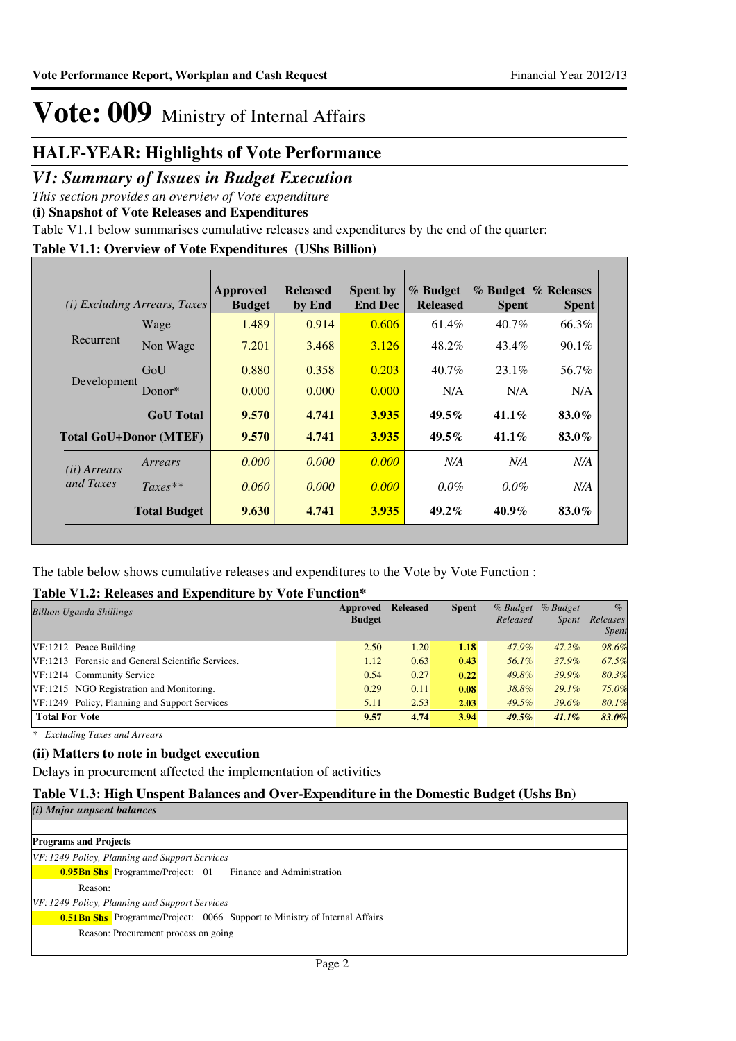# Vote: 009 Ministry of Internal Affairs

## HALF-YEAR: Highlights of Vote Performance

## *V1: Summary of Issues in Budget Execution*

*This section provides an overview of Vote expenditure*

**(i) Snapshot of Vote Releases and Expenditures**

Table V1.1 below summarises cumulative releases and expenditures by the end of the quarter:

**Table V1.1: Overview of Vote Expenditures (UShs Billion)**

| *(i) Excluding Arrears, Taxes* | | Approved Budget | Released by End | Spent by End Dec | % Budget Released | % Budget Spent | % Releases Spent |
|---|---|---|---|---|---|---|---|
| Recurrent | Wage | 1.489 | 0.914 | 0.606 | 61.4% | 40.7% | 66.3% |
| | Non Wage | 7.201 | 3.468 | 3.126 | 48.2% | 43.4% | 90.1% |
| Development | GoU | 0.880 | 0.358 | 0.203 | 40.7% | 23.1% | 56.7% |
| | Donor* | 0.000 | 0.000 | 0.000 | N/A | N/A | N/A |
| | **GoU Total** | **9.570** | **4.741** | **3.935** | **49.5%** | **41.1%** | **83.0%** |
| **Total GoU+Donor (MTEF)** | | **9.570** | **4.741** | **3.935** | **49.5%** | **41.1%** | **83.0%** |
| *(ii) Arrears and Taxes* | *Arrears* | *0.000* | *0.000* | *0.000* | *N/A* | *N/A* | *N/A* |
| | *Taxes*** | *0.060* | *0.000* | *0.000* | *0.0%* | *0.0%* | *N/A* |
| | **Total Budget** | **9.630** | **4.741** | **3.935** | **49.2%** | **40.9%** | **83.0%** |

The table below shows cumulative releases and expenditures to the Vote by Vote Function :

**Table V1.2: Releases and Expenditure by Vote Function***

| *Billion Uganda Shillings* | Approved Budget | Released | Spent | *% Budget Released* | *% Budget Spent* | *% Releases Spent* |
|---|---|---|---|---|---|---|
| VF:1212 Peace Building | 2.50 | 1.20 | **1.18** | *47.9%* | *47.2%* | *98.6%* |
| VF:1213 Forensic and General Scientific Services. | 1.12 | 0.63 | **0.43** | *56.1%* | *37.9%* | *67.5%* |
| VF:1214 Community Service | 0.54 | 0.27 | **0.22** | *49.8%* | *39.9%* | *80.3%* |
| VF:1215 NGO Registration and Monitoring. | 0.29 | 0.11 | **0.08** | *38.8%* | *29.1%* | *75.0%* |
| VF:1249 Policy, Planning and Support Services | 5.11 | 2.53 | **2.03** | *49.5%* | *39.6%* | *80.1%* |
| **Total For Vote** | **9.57** | **4.74** | **3.94** | ***49.5%*** | ***41.1%*** | ***83.0%*** |

*\* Excluding Taxes and Arrears*

**(ii) Matters to note in budget execution**

Delays in procurement affected the implementation of activities

**Table V1.3: High Unspent Balances and Over-Expenditure in the Domestic Budget (Ushs Bn)**

*(i) Major unpsent balances*

**Programs and Projects**

*VF: 1249 Policy, Planning and Support Services*

**0.95Bn Shs** Programme/Project: 01 Finance and Administration

Reason:

*VF: 1249 Policy, Planning and Support Services*

**0.51Bn Shs** Programme/Project: 0066 Support to Ministry of Internal Affairs

Reason: Procurement process on going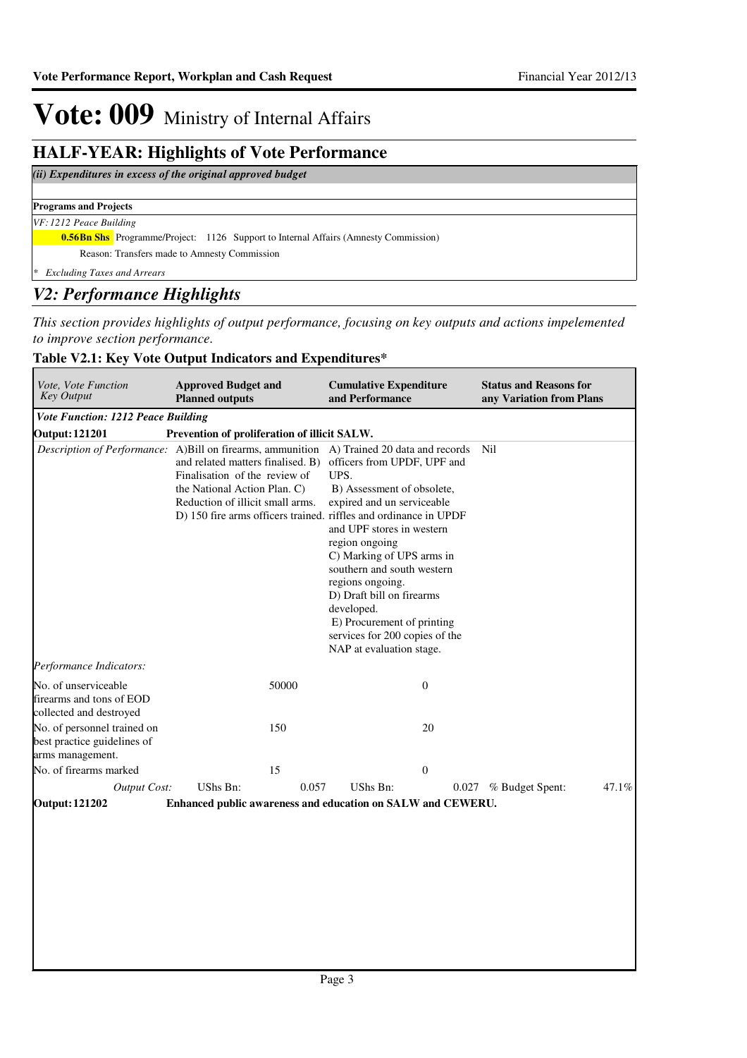# Vote: 009 Ministry of Internal Affairs

## HALF-YEAR: Highlights of Vote Performance

*(ii) Expenditures in excess of the original approved budget*

**Programs and Projects**

*VF: 1212 Peace Building*

**0.56Bn Shs** Programme/Project: 1126 Support to Internal Affairs (Amnesty Commission)

Reason: Transfers made to Amnesty Commission

*\* Excluding Taxes and Arrears*

## *V2: Performance Highlights*

*This section provides highlights of output performance, focusing on key outputs and actions impelemented to improve section performance.*

### Table V2.1: Key Vote Output Indicators and Expenditures*

| *Vote, Vote Function Key Output* | **Approved Budget and Planned outputs** | **Cumulative Expenditure and Performance** | **Status and Reasons for any Variation from Plans** |
|---|---|---|---|
| ***Vote Function: 1212 Peace Building*** | | | |
| **Output: 121201** | **Prevention of proliferation of illicit SALW.** | | |
| *Description of Performance:* | A)Bill on firearms, ammunition and related matters finalised. B) Finalisation of the review of the National Action Plan. C) Reduction of illicit small arms. D) 150 fire arms officers trained. | A) Trained 20 data and records officers from UPDF, UPF and UPS. B) Assessment of obsolete, expired and un serviceable riffles and ordinance in UPDF and UPF stores in western region ongoing C) Marking of UPS arms in southern and south western regions ongoing. D) Draft bill on firearms developed. E) Procurement of printing services for 200 copies of the NAP at evaluation stage. | Nil |
| *Performance Indicators:* | | | |
| No. of unserviceable firearms and tons of EOD collected and destroyed | 50000 | 0 | |
| No. of personnel trained on best practice guidelines of arms management. | 150 | 20 | |
| No. of firearms marked | 15 | 0 | |
| *Output Cost:* | UShs Bn: 0.057 | UShs Bn: 0.027 | % Budget Spent: 47.1% |
| **Output: 121202** | **Enhanced public awareness and education on SALW and CEWERU.** | | |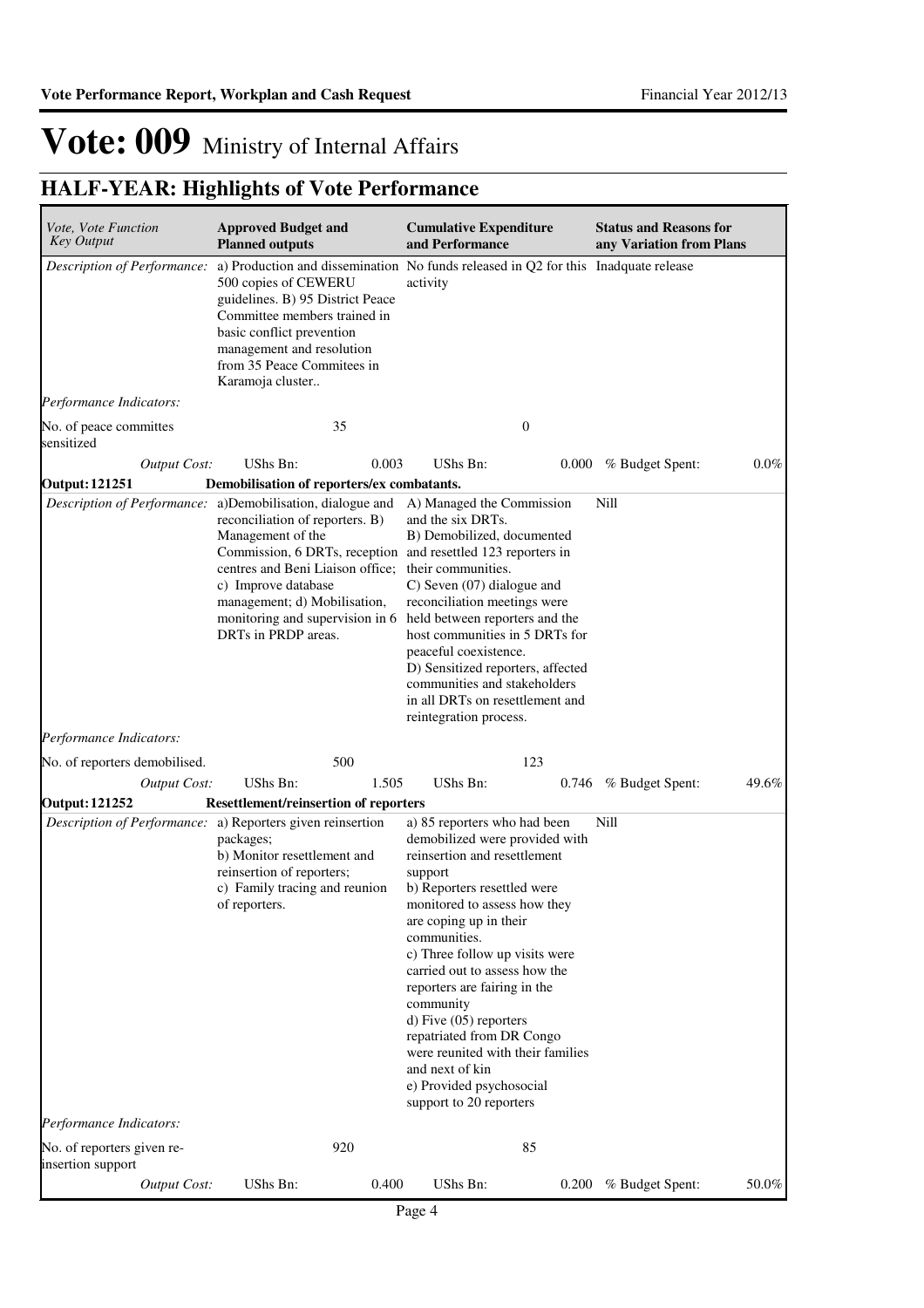# Vote: 009 Ministry of Internal Affairs

## HALF-YEAR: Highlights of Vote Performance

| *Vote, Vote Function Key Output* | **Approved Budget and Planned outputs** | | **Cumulative Expenditure and Performance** | | **Status and Reasons for any Variation from Plans** | |
|---|---|---|---|---|---|---|
| *Description of Performance:* | a) Production and dissemination 500 copies of CEWERU guidelines. B) 95 District Peace Committee members trained in basic conflict prevention management and resolution from 35 Peace Commitees in Karamoja cluster.. | | No funds released in Q2 for this activity | | Inadquate release | |
| *Performance Indicators:* | | | | | | |
| No. of peace committes sensitized | | 35 | | 0 | | |
| *Output Cost:* | UShs Bn: | 0.003 | UShs Bn: | 0.000 | % Budget Spent: | 0.0% |
| **Output: 121251** | **Demobilisation of reporters/ex combatants.** | | | | | |
| *Description of Performance:* | a)Demobilisation, dialogue and reconciliation of reporters. B) Management of the Commission, 6 DRTs, reception centres and Beni Liaison office; c) Improve database management; d) Mobilisation, monitoring and supervision in 6 DRTs in PRDP areas. | | A) Managed the Commission and the six DRTs.<br>B) Demobilized, documented and resettled 123 reporters in their communities.<br>C) Seven (07) dialogue and reconciliation meetings were held between reporters and the host communities in 5 DRTs for peaceful coexistence.<br>D) Sensitized reporters, affected communities and stakeholders in all DRTs on resettlement and reintegration process. | | Nill | |
| *Performance Indicators:* | | | | | | |
| No. of reporters demobilised. | | 500 | | 123 | | |
| *Output Cost:* | UShs Bn: | 1.505 | UShs Bn: | 0.746 | % Budget Spent: | 49.6% |
| **Output: 121252** | **Resettlement/reinsertion of reporters** | | | | | |
| *Description of Performance:* | a) Reporters given reinsertion packages;<br>b) Monitor resettlement and reinsertion of reporters;<br>c) Family tracing and reunion of reporters. | | a) 85 reporters who had been demobilized were provided with reinsertion and resettlement support<br>b) Reporters resettled were monitored to assess how they are coping up in their communities.<br>c) Three follow up visits were carried out to assess how the reporters are fairing in the community<br>d) Five (05) reporters repatriated from DR Congo were reunited with their families and next of kin<br>e) Provided psychosocial support to 20 reporters | | Nill | |
| *Performance Indicators:* | | | | | | |
| No. of reporters given re-insertion support | | 920 | | 85 | | |
| *Output Cost:* | UShs Bn: | 0.400 | UShs Bn: | 0.200 | % Budget Spent: | 50.0% |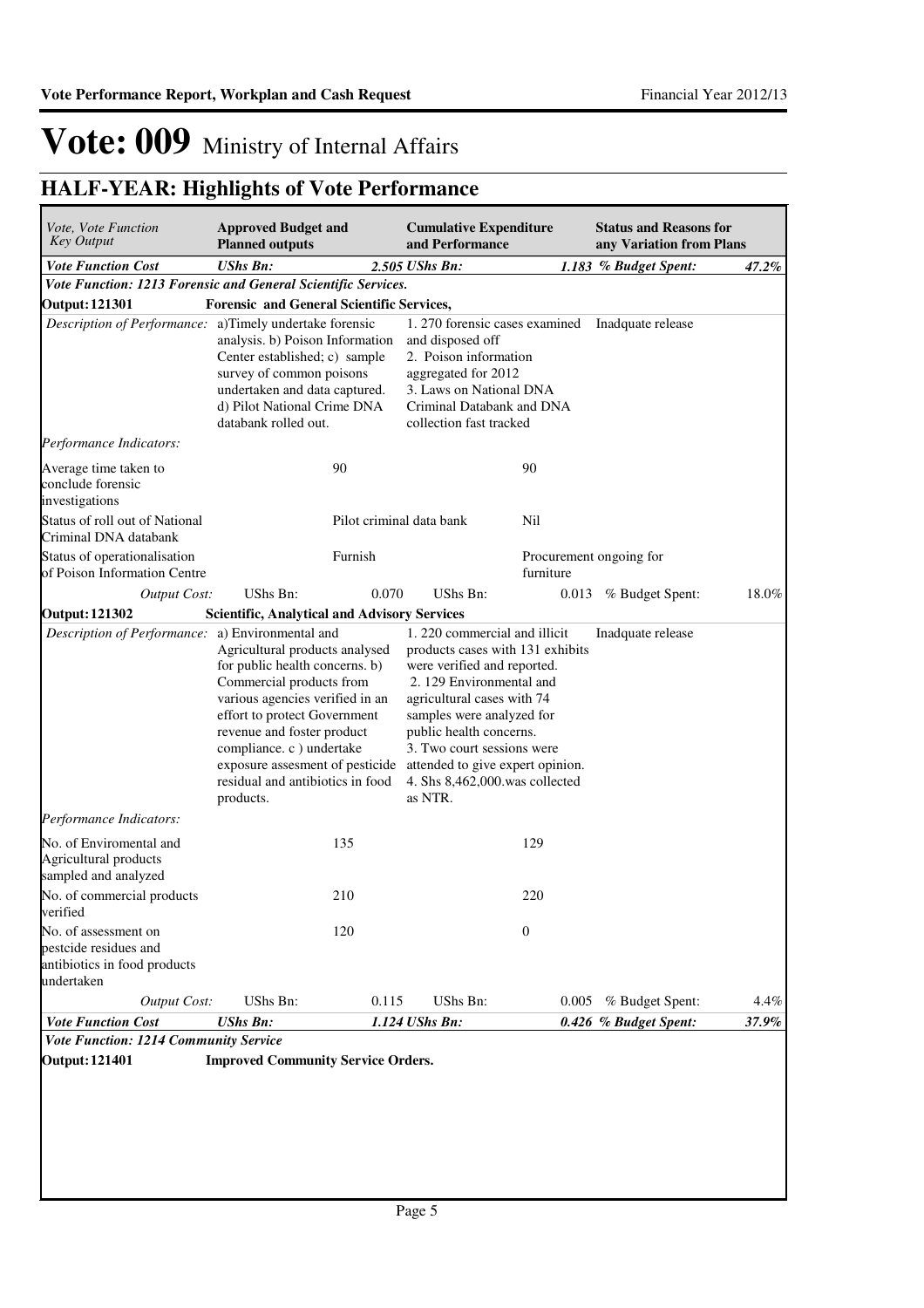# Vote: 009 Ministry of Internal Affairs

## HALF-YEAR: Highlights of Vote Performance

| *Vote, Vote Function Key Output* | **Approved Budget and Planned outputs** | | **Cumulative Expenditure and Performance** | | **Status and Reasons for any Variation from Plans** | |
|---|---|---|---|---|---|---|
| ***Vote Function Cost*** | ***UShs Bn:*** | ***2.505*** | ***UShs Bn:*** | ***1.183*** | ***% Budget Spent:*** | ***47.2%*** |
| ***Vote Function: 1213 Forensic and General Scientific Services.*** | | | | | | |
| **Output: 121301** | **Forensic and General Scientific Services,** | | | | | |
| *Description of Performance:* | a)Timely undertake forensic analysis. b) Poison Information Center established; c) sample survey of common poisons undertaken and data captured. d) Pilot National Crime DNA databank rolled out. | | 1. 270 forensic cases examined and disposed off 2. Poison information aggregated for 2012 3. Laws on National DNA Criminal Databank and DNA collection fast tracked | | Inadquate release | |
| *Performance Indicators:* | | | | | | |
| Average time taken to conclude forensic investigations | | 90 | | 90 | | |
| Status of roll out of National Criminal DNA databank | | Pilot criminal data bank | | Nil | | |
| Status of operationalisation of Poison Information Centre | | Furnish | | Procurement ongoing for furniture | | |
| *Output Cost:* | UShs Bn: | 0.070 | UShs Bn: | 0.013 | % Budget Spent: | 18.0% |
| **Output: 121302** | **Scientific, Analytical and Advisory Services** | | | | | |
| *Description of Performance:* | a) Environmental and Agricultural products analysed for public health concerns. b) Commercial products from various agencies verified in an effort to protect Government revenue and foster product compliance. c ) undertake exposure assesment of pesticide residual and antibiotics in food products. | | 1. 220 commercial and illicit products cases with 131 exhibits were verified and reported. 2. 129 Environmental and agricultural cases with 74 samples were analyzed for public health concerns. 3. Two court sessions were attended to give expert opinion. 4. Shs 8,462,000.was collected as NTR. | | Inadquate release | |
| *Performance Indicators:* | | | | | | |
| No. of Enviromental and Agricultural products sampled and analyzed | | 135 | | 129 | | |
| No. of commercial products verified | | 210 | | 220 | | |
| No. of assessment on pestcide residues and antibiotics in food products undertaken | | 120 | | 0 | | |
| *Output Cost:* | UShs Bn: | 0.115 | UShs Bn: | 0.005 | % Budget Spent: | 4.4% |
| ***Vote Function Cost*** | ***UShs Bn:*** | ***1.124*** | ***UShs Bn:*** | ***0.426*** | ***% Budget Spent:*** | ***37.9%*** |
| ***Vote Function: 1214 Community Service*** | | | | | | |
| **Output: 121401** | **Improved Community Service Orders.** | | | | | |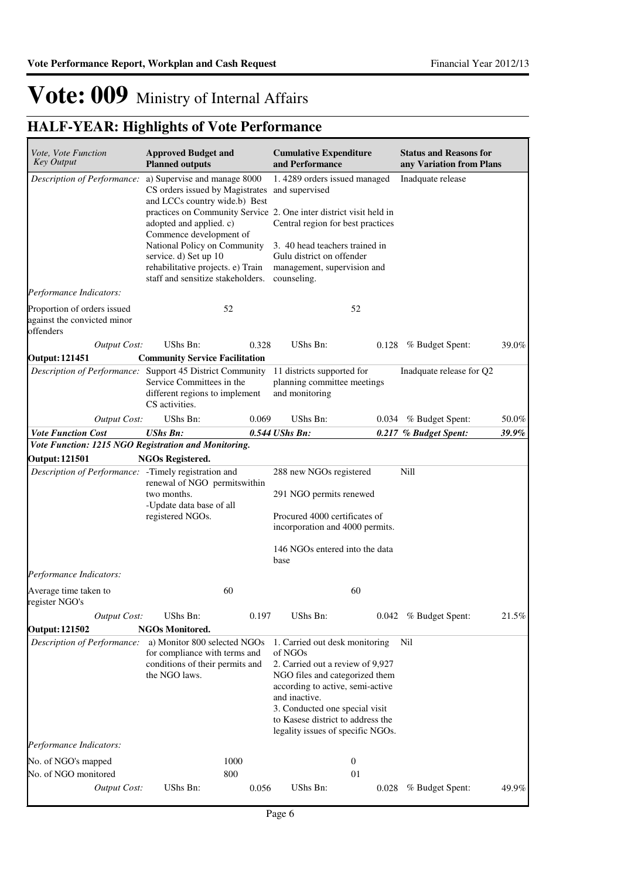# Vote: 009 Ministry of Internal Affairs

## HALF-YEAR: Highlights of Vote Performance

| *Vote, Vote Function Key Output* | **Approved Budget and Planned outputs** | | **Cumulative Expenditure and Performance** | | **Status and Reasons for any Variation from Plans** | |
|---|---|---|---|---|---|---|
| *Description of Performance:* | a) Supervise and manage 8000 CS orders issued by Magistrates and LCCs country wide.b) Best practices on Community Service adopted and applied. c) Commence development of National Policy on Community service. d) Set up 10 rehabilitative projects. e) Train staff and sensitize stakeholders. | | 1. 4289 orders issued managed and supervised<br>2. One inter district visit held in Central region for best practices<br>3. 40 head teachers trained in Gulu district on offender management, supervision and counseling. | | Inadquate release | |
| *Performance Indicators:* | | | | | | |
| Proportion of orders issued against the convicted minor offenders | 52 | | 52 | | | |
| *Output Cost:* | UShs Bn: | 0.328 | UShs Bn: | 0.128 | % Budget Spent: | 39.0% |
| **Output: 121451** | **Community Service Facilitation** | | | | | |
| *Description of Performance:* | Support 45 District Community Service Committees in the different regions to implement CS activities. | | 11 districts supported for planning committee meetings and monitoring | | Inadquate release for Q2 | |
| *Output Cost:* | UShs Bn: | 0.069 | UShs Bn: | 0.034 | % Budget Spent: | 50.0% |
| ***Vote Function Cost*** | ***UShs Bn:*** | ***0.544*** | ***UShs Bn:*** | ***0.217*** | ***% Budget Spent:*** | ***39.9%*** |
| ***Vote Function: 1215 NGO Registration and Monitoring.*** | | | | | | |
| **Output: 121501** | **NGOs Registered.** | | | | | |
| *Description of Performance:* | -Timely registration and renewal of NGO permitswithin two months.<br>-Update data base of all registered NGOs. | | 288 new NGOs registered<br>291 NGO permits renewed<br>Procured 4000 certificates of incorporation and 4000 permits.<br>146 NGOs entered into the data base | | Nill | |
| *Performance Indicators:* | | | | | | |
| Average time taken to register NGO's | 60 | | 60 | | | |
| *Output Cost:* | UShs Bn: | 0.197 | UShs Bn: | 0.042 | % Budget Spent: | 21.5% |
| **Output: 121502** | **NGOs Monitored.** | | | | | |
| *Description of Performance:* | a) Monitor 800 selected NGOs for compliance with terms and conditions of their permits and the NGO laws. | | 1. Carried out desk monitoring of NGOs<br>2. Carried out a review of 9,927 NGO files and categorized them according to active, semi-active and inactive.<br>3. Conducted one special visit to Kasese district to address the legality issues of specific NGOs. | | Nil | |
| *Performance Indicators:* | | | | | | |
| No. of NGO's mapped | 1000 | | 0 | | | |
| No. of NGO monitored | 800 | | 01 | | | |
| *Output Cost:* | UShs Bn: | 0.056 | UShs Bn: | 0.028 | % Budget Spent: | 49.9% |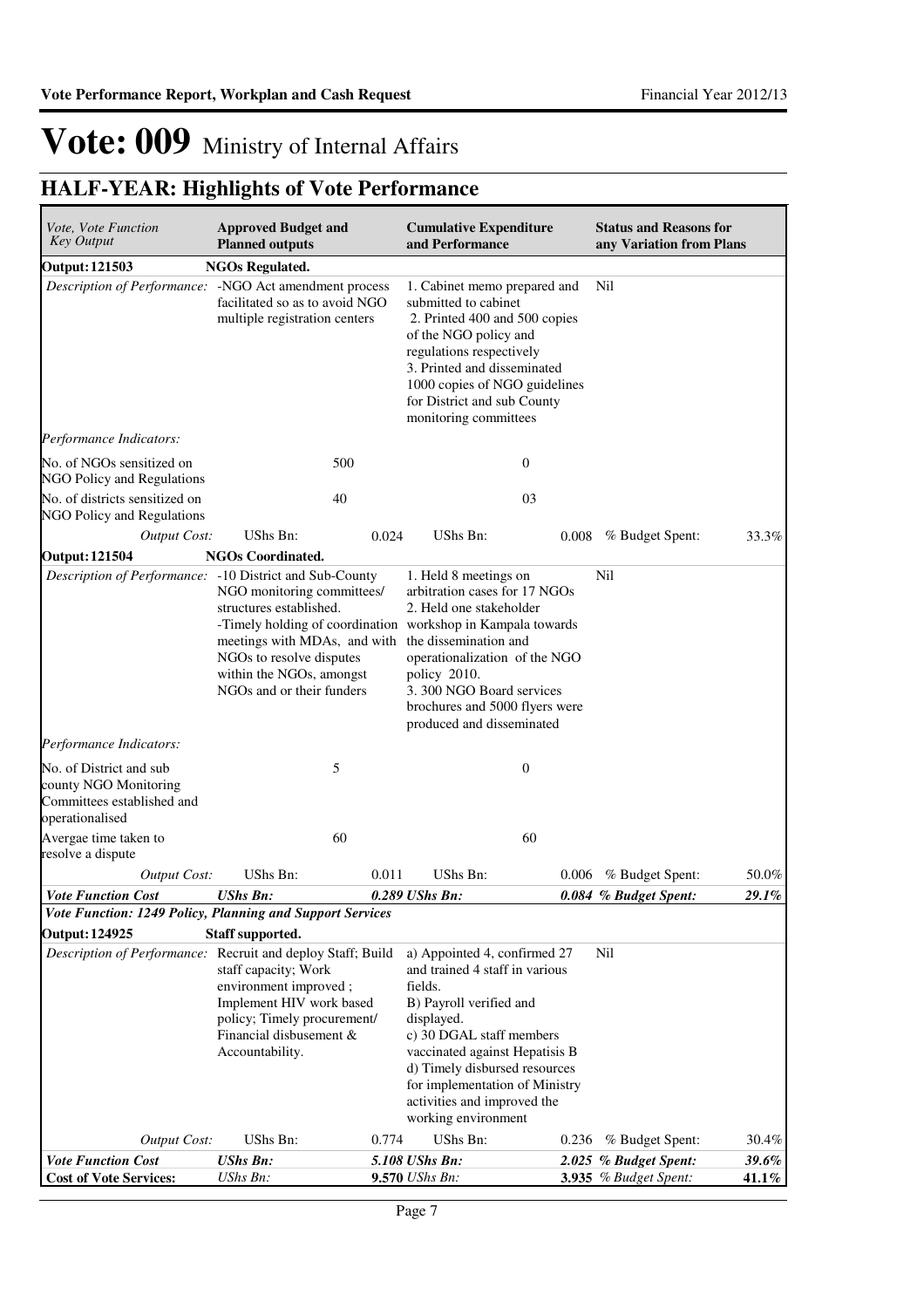# Vote: 009 Ministry of Internal Affairs

## HALF-YEAR: Highlights of Vote Performance

| *Vote, Vote Function Key Output* | **Approved Budget and Planned outputs** | | **Cumulative Expenditure and Performance** | | **Status and Reasons for any Variation from Plans** | |
|---|---|---|---|---|---|---|
| **Output: 121503** | **NGOs Regulated.** | | | | | |
| *Description of Performance:* | -NGO Act amendment process facilitated so as to avoid NGO multiple registration centers | | 1. Cabinet memo prepared and submitted to cabinet<br>2. Printed 400 and 500 copies of the NGO policy and regulations respectively<br>3. Printed and disseminated 1000 copies of NGO guidelines for District and sub County monitoring committees | | Nil | |
| *Performance Indicators:* | | | | | | |
| No. of NGOs sensitized on NGO Policy and Regulations | | 500 | | 0 | | |
| No. of districts sensitized on NGO Policy and Regulations | | 40 | | 03 | | |
| *Output Cost:* | UShs Bn: | 0.024 | UShs Bn: | 0.008 | % Budget Spent: | 33.3% |
| **Output: 121504** | **NGOs Coordinated.** | | | | | |
| *Description of Performance:* | -10 District and Sub-County NGO monitoring committees/ structures established.<br>-Timely holding of coordination meetings with MDAs, and with NGOs to resolve disputes within the NGOs, amongst NGOs and or their funders | | 1. Held 8 meetings on arbitration cases for 17 NGOs<br>2. Held one stakeholder workshop in Kampala towards the dissemination and operationalization of the NGO policy 2010.<br>3. 300 NGO Board services brochures and 5000 flyers were produced and disseminated | | Nil | |
| *Performance Indicators:* | | | | | | |
| No. of District and sub county NGO Monitoring Committees established and operationalised | | 5 | | 0 | | |
| Avergae time taken to resolve a dispute | | 60 | | 60 | | |
| *Output Cost:* | UShs Bn: | 0.011 | UShs Bn: | 0.006 | % Budget Spent: | 50.0% |
| ***Vote Function Cost*** | ***UShs Bn:*** | ***0.289*** | ***UShs Bn:*** | ***0.084*** | ***% Budget Spent:*** | ***29.1%*** |
| ***Vote Function: 1249 Policy, Planning and Support Services*** | | | | | | |
| **Output: 124925** | **Staff supported.** | | | | | |
| *Description of Performance:* | Recruit and deploy Staff; Build staff capacity; Work environment improved ; Implement HIV work based policy; Timely procurement/ Financial disbusement & Accountability. | | a) Appointed 4, confirmed 27 and trained 4 staff in various fields.<br>B) Payroll verified and displayed.<br>c) 30 DGAL staff members vaccinated against Hepatisis B<br>d) Timely disbursed resources for implementation of Ministry activities and improved the working environment | | Nil | |
| *Output Cost:* | UShs Bn: | 0.774 | UShs Bn: | 0.236 | % Budget Spent: | 30.4% |
| ***Vote Function Cost*** | ***UShs Bn:*** | ***5.108*** | ***UShs Bn:*** | ***2.025*** | ***% Budget Spent:*** | ***39.6%*** |
| **Cost of Vote Services:** | *UShs Bn:* | **9.570** | *UShs Bn:* | **3.935** | *% Budget Spent:* | **41.1%** |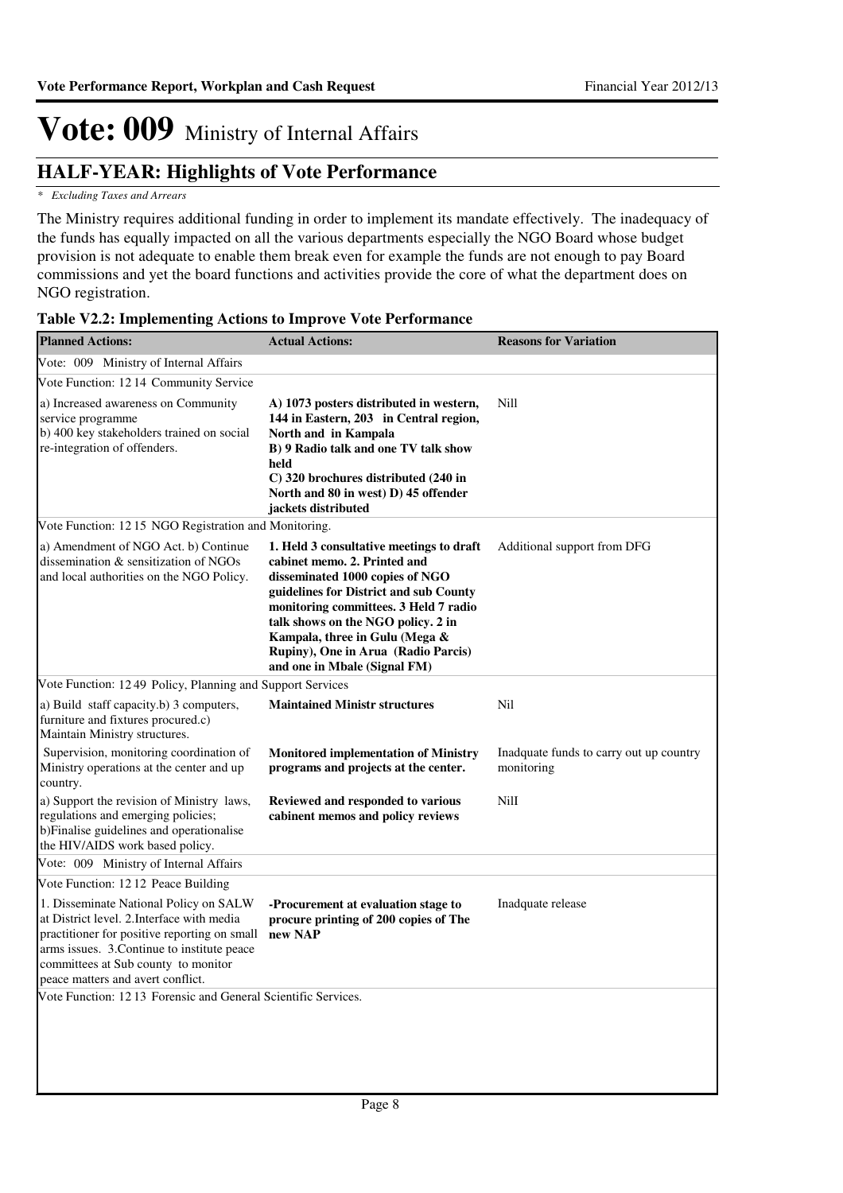# Vote: 009 Ministry of Internal Affairs

## HALF-YEAR: Highlights of Vote Performance

*\* Excluding Taxes and Arrears*

The Ministry requires additional funding in order to implement its mandate effectively. The inadequacy of the funds has equally impacted on all the various departments especially the NGO Board whose budget provision is not adequate to enable them break even for example the funds are not enough to pay Board commissions and yet the board functions and activities provide the core of what the department does on NGO registration.

**Table V2.2: Implementing Actions to Improve Vote Performance**

| Planned Actions: | Actual Actions: | Reasons for Variation |
|---|---|---|
| Vote: 009 Ministry of Internal Affairs | | |
| Vote Function: 12 14 Community Service | | |
| a) Increased awareness on Community service programme<br>b) 400 key stakeholders trained on social re-integration of offenders. | **A) 1073 posters distributed in western, 144 in Eastern, 203 in Central region, North and in Kampala<br>B) 9 Radio talk and one TV talk show held<br>C) 320 brochures distributed (240 in North and 80 in west) D) 45 offender jackets distributed** | Nill |
| Vote Function: 12 15 NGO Registration and Monitoring. | | |
| a) Amendment of NGO Act. b) Continue dissemination & sensitization of NGOs and local authorities on the NGO Policy. | **1. Held 3 consultative meetings to draft cabinet memo. 2. Printed and disseminated 1000 copies of NGO guidelines for District and sub County monitoring committees. 3 Held 7 radio talk shows on the NGO policy. 2 in Kampala, three in Gulu (Mega & Rupiny), One in Arua (Radio Parcis) and one in Mbale (Signal FM)** | Additional support from DFG |
| Vote Function: 12 49 Policy, Planning and Support Services | | |
| a) Build staff capacity.b) 3 computers, furniture and fixtures procured.c) Maintain Ministry structures. | **Maintained Ministr structures** | Nil |
| Supervision, monitoring coordination of Ministry operations at the center and up country. | **Monitored implementation of Ministry programs and projects at the center.** | Inadquate funds to carry out up country monitoring |
| a) Support the revision of Ministry laws, regulations and emerging policies; b)Finalise guidelines and operationalise the HIV/AIDS work based policy. | **Reviewed and responded to various cabinent memos and policy reviews** | NilI |
| Vote: 009 Ministry of Internal Affairs | | |
| Vote Function: 12 12 Peace Building | | |
| 1. Disseminate National Policy on SALW at District level. 2.Interface with media practitioner for positive reporting on small arms issues. 3.Continue to institute peace committees at Sub county to monitor peace matters and avert conflict. | **-Procurement at evaluation stage to procure printing of 200 copies of The new NAP** | Inadquate release |
| Vote Function: 12 13 Forensic and General Scientific Services. | | |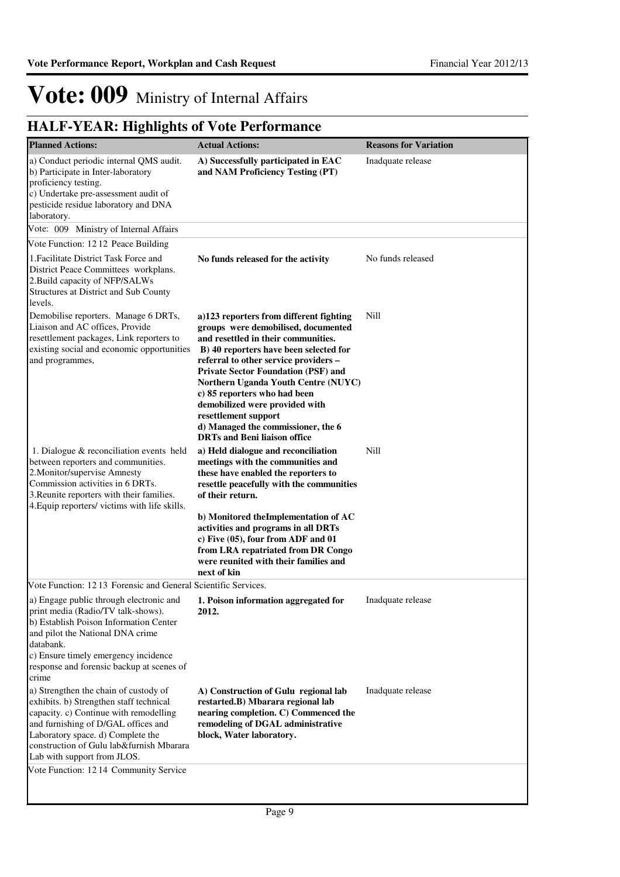# Vote: 009 Ministry of Internal Affairs

## HALF-YEAR: Highlights of Vote Performance

| Planned Actions: | Actual Actions: | Reasons for Variation |
|---|---|---|
| a) Conduct periodic internal QMS audit.<br>b) Participate in Inter-laboratory proficiency testing.<br>c) Undertake pre-assessment audit of pesticide residue laboratory and DNA laboratory. | **A) Successfully participated in EAC and NAM Proficiency Testing (PT)** | Inadquate release |
| Vote: 009 Ministry of Internal Affairs | | |
| Vote Function: 12 12 Peace Building | | |
| 1.Facilitate District Task Force and District Peace Committees workplans.<br>2.Build capacity of NFP/SALWs Structures at District and Sub County levels. | **No funds released for the activity** | No funds released |
| Demobilise reporters. Manage 6 DRTs, Liaison and AC offices, Provide resettlement packages, Link reporters to existing social and economic opportunities and programmes, | **a)123 reporters from different fighting groups were demobilised, documented and resettled in their communities.**<br>**B) 40 reporters have been selected for referral to other service providers – Private Sector Foundation (PSF) and Northern Uganda Youth Centre (NUYC)**<br>**c) 85 reporters who had been demobilized were provided with resettlement support**<br>**d) Managed the commissioner, the 6 DRTs and Beni liaison office** | Nill |
| 1. Dialogue & reconciliation events held between reporters and communities.<br>2.Monitor/supervise Amnesty Commission activities in 6 DRTs.<br>3.Reunite reporters with their families.<br>4.Equip reporters/ victims with life skills. | **a) Held dialogue and reconciliation meetings with the communities and these have enabled the reporters to resettle peacefully with the communities of their return.**<br><br>**b) Monitored theImplementation of AC activities and programs in all DRTs**<br>**c) Five (05), four from ADF and 01 from LRA repatriated from DR Congo were reunited with their families and next of kin** | Nill |
| Vote Function: 12 13 Forensic and General Scientific Services. | | |
| a) Engage public through electronic and print media (Radio/TV talk-shows).<br>b) Establish Poison Information Center and pilot the National DNA crime databank.<br>c) Ensure timely emergency incidence response and forensic backup at scenes of crime | **1. Poison information aggregated for 2012.** | Inadquate release |
| a) Strengthen the chain of custody of exhibits. b) Strengthen staff technical capacity. c) Continue with remodelling and furnishing of D/GAL offices and Laboratory space. d) Complete the construction of Gulu lab&furnish Mbarara Lab with support from JLOS. | **A) Construction of Gulu regional lab restarted.B) Mbarara regional lab nearing completion. C) Commenced the remodeling of DGAL administrative block, Water laboratory.** | Inadquate release |
| Vote Function: 12 14 Community Service | | |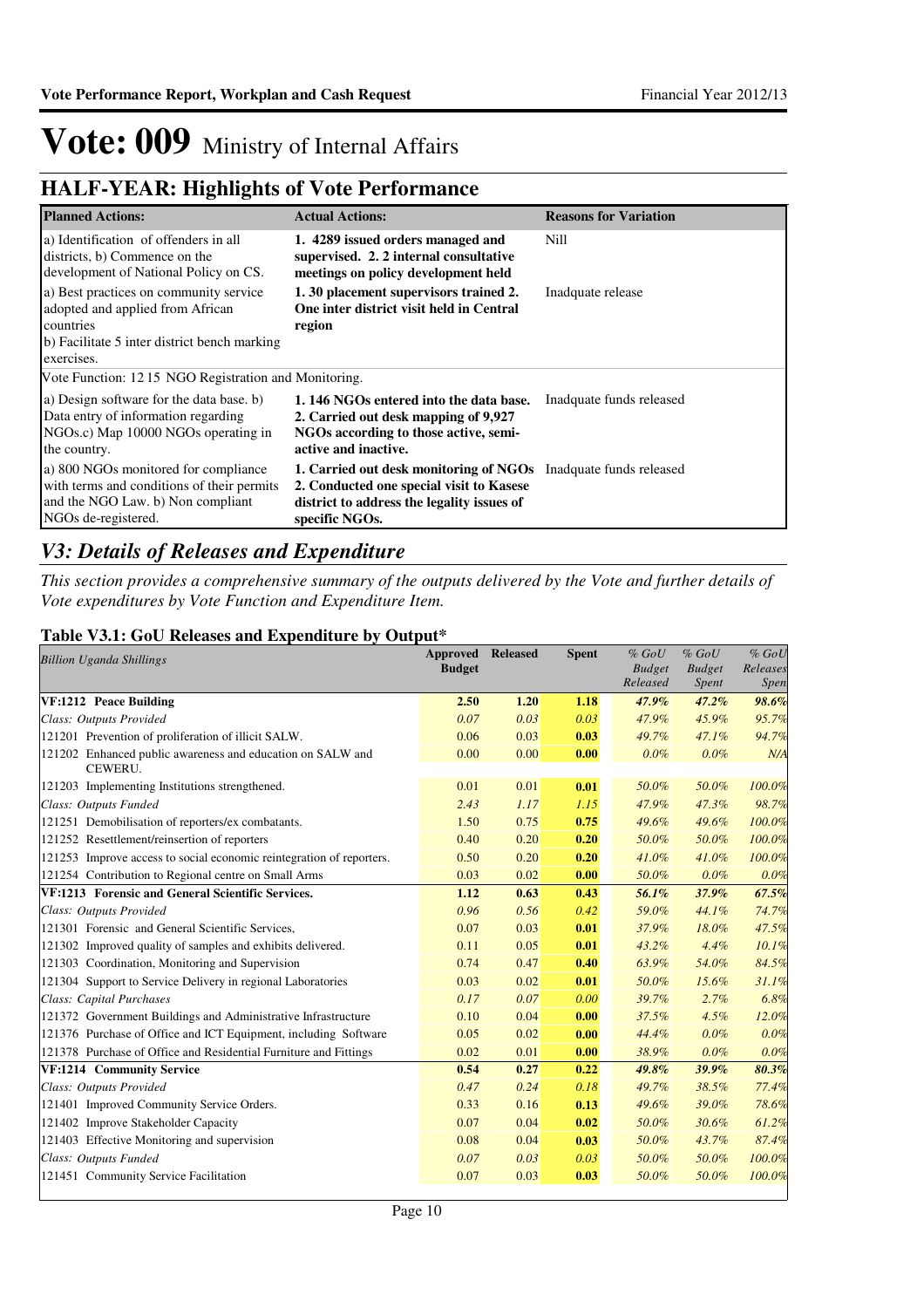# Vote: 009 Ministry of Internal Affairs

## HALF-YEAR: Highlights of Vote Performance

| Planned Actions: | Actual Actions: | Reasons for Variation |
|---|---|---|
| a) Identification of offenders in all districts, b) Commence on the development of National Policy on CS. | **1. 4289 issued orders managed and supervised. 2. 2 internal consultative meetings on policy development held** | Nill |
| a) Best practices on community service adopted and applied from African countries<br>b) Facilitate 5 inter district bench marking exercises. | **1. 30 placement supervisors trained 2. One inter district visit held in Central region** | Inadquate release |
| Vote Function: 12 15 NGO Registration and Monitoring. | | |
| a) Design software for the data base. b) Data entry of information regarding NGOs.c) Map 10000 NGOs operating in the country. | **1. 146 NGOs entered into the data base. 2. Carried out desk mapping of 9,927 NGOs according to those active, semi-active and inactive.** | Inadquate funds released |
| a) 800 NGOs monitored for compliance with terms and conditions of their permits and the NGO Law. b) Non compliant NGOs de-registered. | **1. Carried out desk monitoring of NGOs 2. Conducted one special visit to Kasese district to address the legality issues of specific NGOs.** | Inadquate funds released |

## *V3: Details of Releases and Expenditure*

*This section provides a comprehensive summary of the outputs delivered by the Vote and further details of Vote expenditures by Vote Function and Expenditure Item.*

### Table V3.1: GoU Releases and Expenditure by Output*

| *Billion Uganda Shillings* | Approved Budget | Released | Spent | *% GoU Budget Released* | *% GoU Budget Spent* | *% GoU Releases Spen* |
|---|---|---|---|---|---|---|
| **VF:1212 Peace Building** | **2.50** | **1.20** | **1.18** | ***47.9%*** | ***47.2%*** | ***98.6%*** |
| *Class: Outputs Provided* | *0.07* | *0.03* | *0.03* | *47.9%* | *45.9%* | *95.7%* |
| 121201 Prevention of proliferation of illicit SALW. | 0.06 | 0.03 | **0.03** | *49.7%* | *47.1%* | *94.7%* |
| 121202 Enhanced public awareness and education on SALW and CEWERU. | 0.00 | 0.00 | **0.00** | *0.0%* | *0.0%* | *N/A* |
| 121203 Implementing Institutions strengthened. | 0.01 | 0.01 | **0.01** | *50.0%* | *50.0%* | *100.0%* |
| *Class: Outputs Funded* | *2.43* | *1.17* | *1.15* | *47.9%* | *47.3%* | *98.7%* |
| 121251 Demobilisation of reporters/ex combatants. | 1.50 | 0.75 | **0.75** | *49.6%* | *49.6%* | *100.0%* |
| 121252 Resettlement/reinsertion of reporters | 0.40 | 0.20 | **0.20** | *50.0%* | *50.0%* | *100.0%* |
| 121253 Improve access to social economic reintegration of reporters. | 0.50 | 0.20 | **0.20** | *41.0%* | *41.0%* | *100.0%* |
| 121254 Contribution to Regional centre on Small Arms | 0.03 | 0.02 | **0.00** | *50.0%* | *0.0%* | *0.0%* |
| **VF:1213 Forensic and General Scientific Services.** | **1.12** | **0.63** | **0.43** | ***56.1%*** | ***37.9%*** | ***67.5%*** |
| *Class: Outputs Provided* | *0.96* | *0.56* | *0.42* | *59.0%* | *44.1%* | *74.7%* |
| 121301 Forensic and General Scientific Services, | 0.07 | 0.03 | **0.01** | *37.9%* | *18.0%* | *47.5%* |
| 121302 Improved quality of samples and exhibits delivered. | 0.11 | 0.05 | **0.01** | *43.2%* | *4.4%* | *10.1%* |
| 121303 Coordination, Monitoring and Supervision | 0.74 | 0.47 | **0.40** | *63.9%* | *54.0%* | *84.5%* |
| 121304 Support to Service Delivery in regional Laboratories | 0.03 | 0.02 | **0.01** | *50.0%* | *15.6%* | *31.1%* |
| *Class: Capital Purchases* | *0.17* | *0.07* | *0.00* | *39.7%* | *2.7%* | *6.8%* |
| 121372 Government Buildings and Administrative Infrastructure | 0.10 | 0.04 | **0.00** | *37.5%* | *4.5%* | *12.0%* |
| 121376 Purchase of Office and ICT Equipment, including Software | 0.05 | 0.02 | **0.00** | *44.4%* | *0.0%* | *0.0%* |
| 121378 Purchase of Office and Residential Furniture and Fittings | 0.02 | 0.01 | **0.00** | *38.9%* | *0.0%* | *0.0%* |
| **VF:1214 Community Service** | **0.54** | **0.27** | **0.22** | ***49.8%*** | ***39.9%*** | ***80.3%*** |
| *Class: Outputs Provided* | *0.47* | *0.24* | *0.18* | *49.7%* | *38.5%* | *77.4%* |
| 121401 Improved Community Service Orders. | 0.33 | 0.16 | **0.13** | *49.6%* | *39.0%* | *78.6%* |
| 121402 Improve Stakeholder Capacity | 0.07 | 0.04 | **0.02** | *50.0%* | *30.6%* | *61.2%* |
| 121403 Effective Monitoring and supervision | 0.08 | 0.04 | **0.03** | *50.0%* | *43.7%* | *87.4%* |
| *Class: Outputs Funded* | *0.07* | *0.03* | *0.03* | *50.0%* | *50.0%* | *100.0%* |
| 121451 Community Service Facilitation | 0.07 | 0.03 | **0.03** | *50.0%* | *50.0%* | *100.0%* |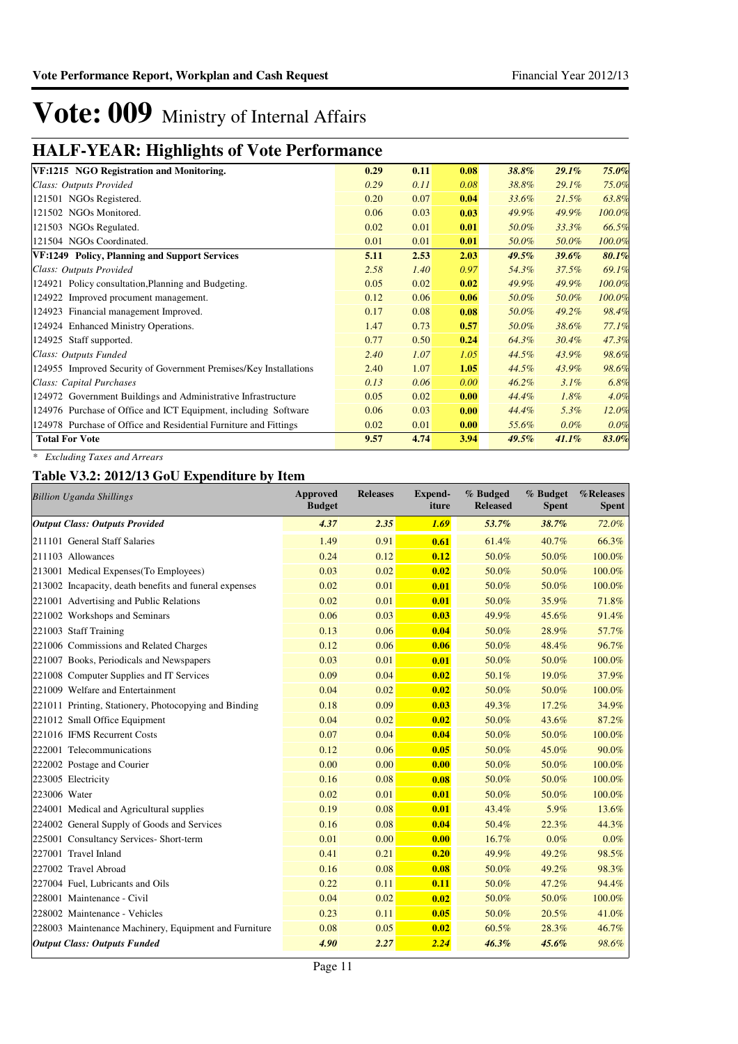# Vote: 009 Ministry of Internal Affairs

## HALF-YEAR: Highlights of Vote Performance

| | | | | | | |
|---|---|---|---|---|---|---|
| **VF:1215 NGO Registration and Monitoring.** | **0.29** | **0.11** | **0.08** | ***38.8%*** | ***29.1%*** | ***75.0%*** |
| *Class: Outputs Provided* | *0.29* | *0.11* | *0.08* | *38.8%* | *29.1%* | *75.0%* |
| 121501 NGOs Registered. | 0.20 | 0.07 | **0.04** | *33.6%* | *21.5%* | *63.8%* |
| 121502 NGOs Monitored. | 0.06 | 0.03 | **0.03** | *49.9%* | *49.9%* | *100.0%* |
| 121503 NGOs Regulated. | 0.02 | 0.01 | **0.01** | *50.0%* | *33.3%* | *66.5%* |
| 121504 NGOs Coordinated. | 0.01 | 0.01 | **0.01** | *50.0%* | *50.0%* | *100.0%* |
| **VF:1249 Policy, Planning and Support Services** | **5.11** | **2.53** | **2.03** | ***49.5%*** | ***39.6%*** | ***80.1%*** |
| *Class: Outputs Provided* | *2.58* | *1.40* | *0.97* | *54.3%* | *37.5%* | *69.1%* |
| 124921 Policy consultation,Planning and Budgeting. | 0.05 | 0.02 | **0.02** | *49.9%* | *49.9%* | *100.0%* |
| 124922 Improved procument management. | 0.12 | 0.06 | **0.06** | *50.0%* | *50.0%* | *100.0%* |
| 124923 Financial management Improved. | 0.17 | 0.08 | **0.08** | *50.0%* | *49.2%* | *98.4%* |
| 124924 Enhanced Ministry Operations. | 1.47 | 0.73 | **0.57** | *50.0%* | *38.6%* | *77.1%* |
| 124925 Staff supported. | 0.77 | 0.50 | **0.24** | *64.3%* | *30.4%* | *47.3%* |
| *Class: Outputs Funded* | *2.40* | *1.07* | *1.05* | *44.5%* | *43.9%* | *98.6%* |
| 124955 Improved Security of Government Premises/Key Installations | 2.40 | 1.07 | **1.05** | *44.5%* | *43.9%* | *98.6%* |
| *Class: Capital Purchases* | *0.13* | *0.06* | *0.00* | *46.2%* | *3.1%* | *6.8%* |
| 124972 Government Buildings and Administrative Infrastructure | 0.05 | 0.02 | **0.00** | *44.4%* | *1.8%* | *4.0%* |
| 124976 Purchase of Office and ICT Equipment, including Software | 0.06 | 0.03 | **0.00** | *44.4%* | *5.3%* | *12.0%* |
| 124978 Purchase of Office and Residential Furniture and Fittings | 0.02 | 0.01 | **0.00** | *55.6%* | *0.0%* | *0.0%* |
| **Total For Vote** | **9.57** | **4.74** | **3.94** | ***49.5%*** | ***41.1%*** | ***83.0%*** |

*\* Excluding Taxes and Arrears*

### Table V3.2: 2012/13 GoU Expenditure by Item

| *Billion Uganda Shillings* | Approved Budget | Releases | Expend-iture | % Budged Released | % Budget Spent | %Releases Spent |
|---|---|---|---|---|---|---|
| ***Output Class: Outputs Provided*** | ***4.37*** | ***2.35*** | ***1.69*** | ***53.7%*** | ***38.7%*** | *72.0%* |
| 211101 General Staff Salaries | 1.49 | 0.91 | **0.61** | 61.4% | 40.7% | 66.3% |
| 211103 Allowances | 0.24 | 0.12 | **0.12** | 50.0% | 50.0% | 100.0% |
| 213001 Medical Expenses(To Employees) | 0.03 | 0.02 | **0.02** | 50.0% | 50.0% | 100.0% |
| 213002 Incapacity, death benefits and funeral expenses | 0.02 | 0.01 | **0.01** | 50.0% | 50.0% | 100.0% |
| 221001 Advertising and Public Relations | 0.02 | 0.01 | **0.01** | 50.0% | 35.9% | 71.8% |
| 221002 Workshops and Seminars | 0.06 | 0.03 | **0.03** | 49.9% | 45.6% | 91.4% |
| 221003 Staff Training | 0.13 | 0.06 | **0.04** | 50.0% | 28.9% | 57.7% |
| 221006 Commissions and Related Charges | 0.12 | 0.06 | **0.06** | 50.0% | 48.4% | 96.7% |
| 221007 Books, Periodicals and Newspapers | 0.03 | 0.01 | **0.01** | 50.0% | 50.0% | 100.0% |
| 221008 Computer Supplies and IT Services | 0.09 | 0.04 | **0.02** | 50.1% | 19.0% | 37.9% |
| 221009 Welfare and Entertainment | 0.04 | 0.02 | **0.02** | 50.0% | 50.0% | 100.0% |
| 221011 Printing, Stationery, Photocopying and Binding | 0.18 | 0.09 | **0.03** | 49.3% | 17.2% | 34.9% |
| 221012 Small Office Equipment | 0.04 | 0.02 | **0.02** | 50.0% | 43.6% | 87.2% |
| 221016 IFMS Recurrent Costs | 0.07 | 0.04 | **0.04** | 50.0% | 50.0% | 100.0% |
| 222001 Telecommunications | 0.12 | 0.06 | **0.05** | 50.0% | 45.0% | 90.0% |
| 222002 Postage and Courier | 0.00 | 0.00 | **0.00** | 50.0% | 50.0% | 100.0% |
| 223005 Electricity | 0.16 | 0.08 | **0.08** | 50.0% | 50.0% | 100.0% |
| 223006 Water | 0.02 | 0.01 | **0.01** | 50.0% | 50.0% | 100.0% |
| 224001 Medical and Agricultural supplies | 0.19 | 0.08 | **0.01** | 43.4% | 5.9% | 13.6% |
| 224002 General Supply of Goods and Services | 0.16 | 0.08 | **0.04** | 50.4% | 22.3% | 44.3% |
| 225001 Consultancy Services- Short-term | 0.01 | 0.00 | **0.00** | 16.7% | 0.0% | 0.0% |
| 227001 Travel Inland | 0.41 | 0.21 | **0.20** | 49.9% | 49.2% | 98.5% |
| 227002 Travel Abroad | 0.16 | 0.08 | **0.08** | 50.0% | 49.2% | 98.3% |
| 227004 Fuel, Lubricants and Oils | 0.22 | 0.11 | **0.11** | 50.0% | 47.2% | 94.4% |
| 228001 Maintenance - Civil | 0.04 | 0.02 | **0.02** | 50.0% | 50.0% | 100.0% |
| 228002 Maintenance - Vehicles | 0.23 | 0.11 | **0.05** | 50.0% | 20.5% | 41.0% |
| 228003 Maintenance Machinery, Equipment and Furniture | 0.08 | 0.05 | **0.02** | 60.5% | 28.3% | 46.7% |
| ***Output Class: Outputs Funded*** | ***4.90*** | ***2.27*** | ***2.24*** | ***46.3%*** | ***45.6%*** | *98.6%* |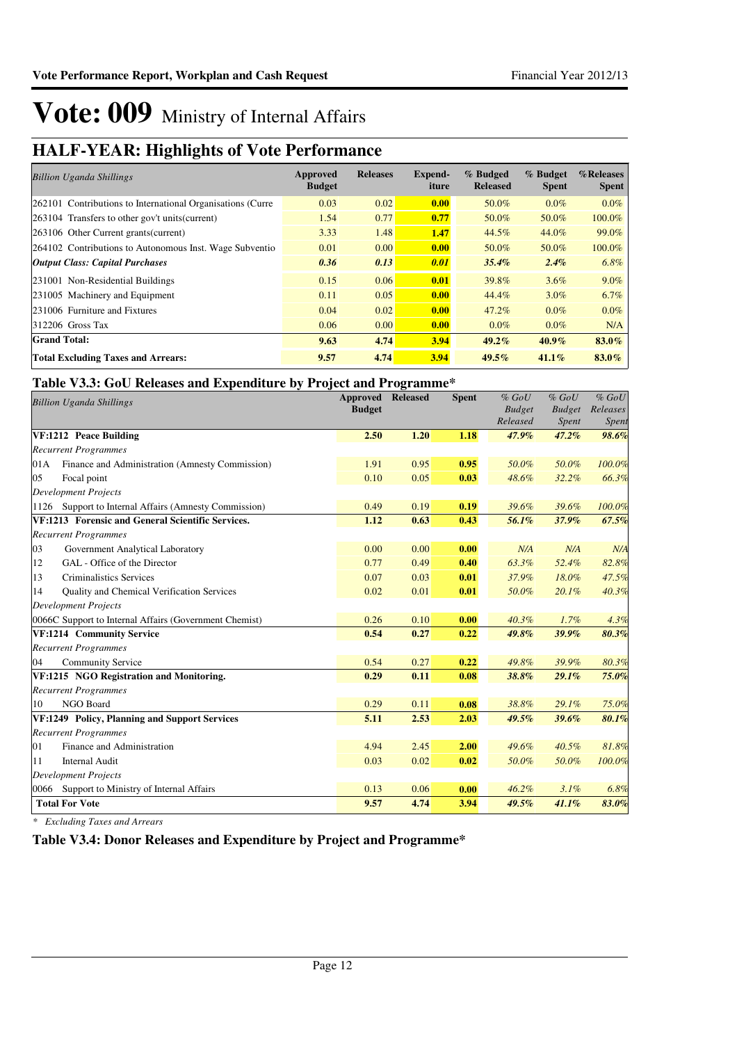# Vote: 009 Ministry of Internal Affairs

## HALF-YEAR: Highlights of Vote Performance

| *Billion Uganda Shillings* | Approved Budget | Releases | Expend-iture | % Budged Released | % Budget Spent | %Releases Spent |
|---|---|---|---|---|---|---|
| 262101 Contributions to International Organisations (Curre | 0.03 | 0.02 | **0.00** | 50.0% | 0.0% | 0.0% |
| 263104 Transfers to other gov't units(current) | 1.54 | 0.77 | **0.77** | 50.0% | 50.0% | 100.0% |
| 263106 Other Current grants(current) | 3.33 | 1.48 | **1.47** | 44.5% | 44.0% | 99.0% |
| 264102 Contributions to Autonomous Inst. Wage Subventio | 0.01 | 0.00 | **0.00** | 50.0% | 50.0% | 100.0% |
| ***Output Class: Capital Purchases*** | ***0.36*** | ***0.13*** | ***0.01*** | ***35.4%*** | ***2.4%*** | ***6.8%*** |
| 231001 Non-Residential Buildings | 0.15 | 0.06 | **0.01** | 39.8% | 3.6% | 9.0% |
| 231005 Machinery and Equipment | 0.11 | 0.05 | **0.00** | 44.4% | 3.0% | 6.7% |
| 231006 Furniture and Fixtures | 0.04 | 0.02 | **0.00** | 47.2% | 0.0% | 0.0% |
| 312206 Gross Tax | 0.06 | 0.00 | **0.00** | 0.0% | 0.0% | N/A |
| **Grand Total:** | **9.63** | **4.74** | **3.94** | **49.2%** | **40.9%** | **83.0%** |
| **Total Excluding Taxes and Arrears:** | **9.57** | **4.74** | **3.94** | **49.5%** | **41.1%** | **83.0%** |

### Table V3.3: GoU Releases and Expenditure by Project and Programme*

| *Billion Uganda Shillings* | Approved Budget | Released | Spent | *% GoU Budget Released* | *% GoU Budget Spent* | *% GoU Releases Spent* |
|---|---|---|---|---|---|---|
| **VF:1212 Peace Building** | **2.50** | **1.20** | **1.18** | ***47.9%*** | ***47.2%*** | ***98.6%*** |
| *Recurrent Programmes* | | | | | | |
| 01A Finance and Administration (Amnesty Commission) | 1.91 | 0.95 | **0.95** | *50.0%* | *50.0%* | *100.0%* |
| 05 Focal point | 0.10 | 0.05 | **0.03** | *48.6%* | *32.2%* | *66.3%* |
| *Development Projects* | | | | | | |
| 1126 Support to Internal Affairs (Amnesty Commission) | 0.49 | 0.19 | **0.19** | *39.6%* | *39.6%* | *100.0%* |
| **VF:1213 Forensic and General Scientific Services.** | **1.12** | **0.63** | **0.43** | ***56.1%*** | ***37.9%*** | ***67.5%*** |
| *Recurrent Programmes* | | | | | | |
| 03 Government Analytical Laboratory | 0.00 | 0.00 | **0.00** | *N/A* | *N/A* | *N/A* |
| 12 GAL - Office of the Director | 0.77 | 0.49 | **0.40** | *63.3%* | *52.4%* | *82.8%* |
| 13 Criminalistics Services | 0.07 | 0.03 | **0.01** | *37.9%* | *18.0%* | *47.5%* |
| 14 Quality and Chemical Verification Services | 0.02 | 0.01 | **0.01** | *50.0%* | *20.1%* | *40.3%* |
| *Development Projects* | | | | | | |
| 0066C Support to Internal Affairs (Government Chemist) | 0.26 | 0.10 | **0.00** | *40.3%* | *1.7%* | *4.3%* |
| **VF:1214 Community Service** | **0.54** | **0.27** | **0.22** | ***49.8%*** | ***39.9%*** | ***80.3%*** |
| *Recurrent Programmes* | | | | | | |
| 04 Community Service | 0.54 | 0.27 | **0.22** | *49.8%* | *39.9%* | *80.3%* |
| **VF:1215 NGO Registration and Monitoring.** | **0.29** | **0.11** | **0.08** | ***38.8%*** | ***29.1%*** | ***75.0%*** |
| *Recurrent Programmes* | | | | | | |
| 10 NGO Board | 0.29 | 0.11 | **0.08** | *38.8%* | *29.1%* | *75.0%* |
| **VF:1249 Policy, Planning and Support Services** | **5.11** | **2.53** | **2.03** | ***49.5%*** | ***39.6%*** | ***80.1%*** |
| *Recurrent Programmes* | | | | | | |
| 01 Finance and Administration | 4.94 | 2.45 | **2.00** | *49.6%* | *40.5%* | *81.8%* |
| 11 Internal Audit | 0.03 | 0.02 | **0.02** | *50.0%* | *50.0%* | *100.0%* |
| *Development Projects* | | | | | | |
| 0066 Support to Ministry of Internal Affairs | 0.13 | 0.06 | **0.00** | *46.2%* | *3.1%* | *6.8%* |
| **Total For Vote** | **9.57** | **4.74** | **3.94** | ***49.5%*** | ***41.1%*** | ***83.0%*** |

*\* Excluding Taxes and Arrears*

### Table V3.4: Donor Releases and Expenditure by Project and Programme*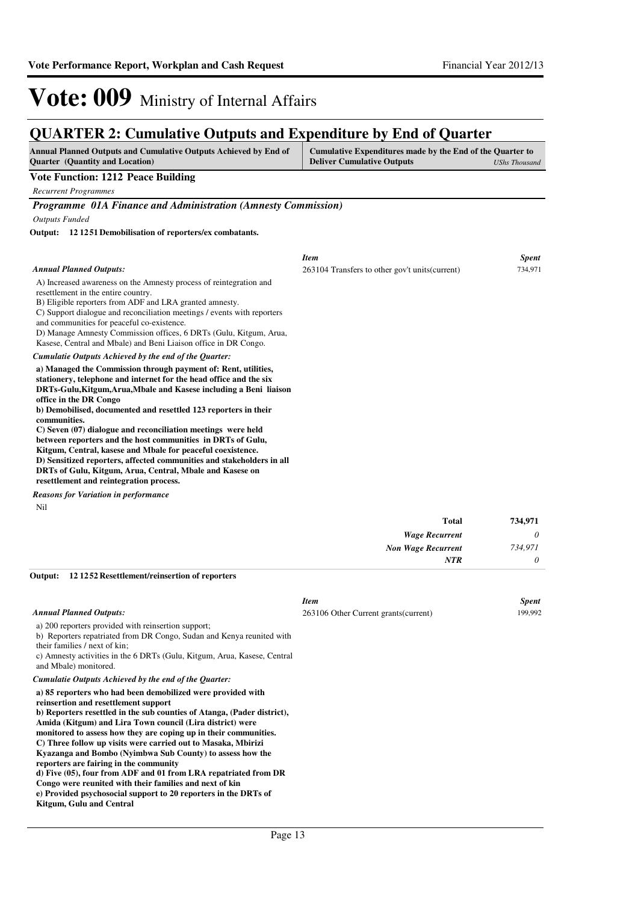# Vote: 009 Ministry of Internal Affairs

## QUARTER 2: Cumulative Outputs and Expenditure by End of Quarter

| Annual Planned Outputs and Cumulative Outputs Achieved by End of Quarter (Quantity and Location) | Cumulative Expenditures made by the End of the Quarter to Deliver Cumulative Outputs *UShs Thousand* |
|---|---|

**Vote Function: 1212 Peace Building**

*Recurrent Programmes*

***Programme 01A Finance and Administration (Amnesty Commission)***

*Outputs Funded*

**Output: 12 1251 Demobilisation of reporters/ex combatants.**

*Annual Planned Outputs:*

A) Increased awareness on the Amnesty process of reintegration and resettlement in the entire country.
B) Eligible reporters from ADF and LRA granted amnesty.
C) Support dialogue and reconciliation meetings / events with reporters and communities for peaceful co-existence.
D) Manage Amnesty Commission offices, 6 DRTs (Gulu, Kitgum, Arua, Kasese, Central and Mbale) and Beni Liaison office in DR Congo.

*Cumulatie Outputs Achieved by the end of the Quarter:*

**a) Managed the Commission through payment of: Rent, utilities, stationery, telephone and internet for the head office and the six DRTs-Gulu,Kitgum,Arua,Mbale and Kasese including a Beni liaison office in the DR Congo**
**b) Demobilised, documented and resettled 123 reporters in their communities.**
**C) Seven (07) dialogue and reconciliation meetings were held between reporters and the host communities in DRTs of Gulu, Kitgum, Central, kasese and Mbale for peaceful coexistence.**
**D) Sensitized reporters, affected communities and stakeholders in all DRTs of Gulu, Kitgum, Arua, Central, Mbale and Kasese on resettlement and reintegration process.**

*Reasons for Variation in performance*

Nil

| *Item* | *Spent* |
|---|---|
| 263104 Transfers to other gov't units(current) | 734,971 |
| **Total** | **734,971** |
| *Wage Recurrent* | *0* |
| *Non Wage Recurrent* | *734,971* |
| *NTR* | *0* |

**Output: 12 1252 Resettlement/reinsertion of reporters**

*Annual Planned Outputs:*

a) 200 reporters provided with reinsertion support;
b) Reporters repatriated from DR Congo, Sudan and Kenya reunited with their families / next of kin;
c) Amnesty activities in the 6 DRTs (Gulu, Kitgum, Arua, Kasese, Central and Mbale) monitored.

*Cumulatie Outputs Achieved by the end of the Quarter:*

**a) 85 reporters who had been demobilized were provided with reinsertion and resettlement support**
**b) Reporters resettled in the sub counties of Atanga, (Pader district), Amida (Kitgum) and Lira Town council (Lira district) were monitored to assess how they are coping up in their communities.**
**C) Three follow up visits were carried out to Masaka, Mbirizi Kyazanga and Bombo (Nyimbwa Sub County) to assess how the reporters are fairing in the community**
**d) Five (05), four from ADF and 01 from LRA repatriated from DR Congo were reunited with their families and next of kin**
**e) Provided psychosocial support to 20 reporters in the DRTs of Kitgum, Gulu and Central**

| *Item* | *Spent* |
|---|---|
| 263106 Other Current grants(current) | 199,992 |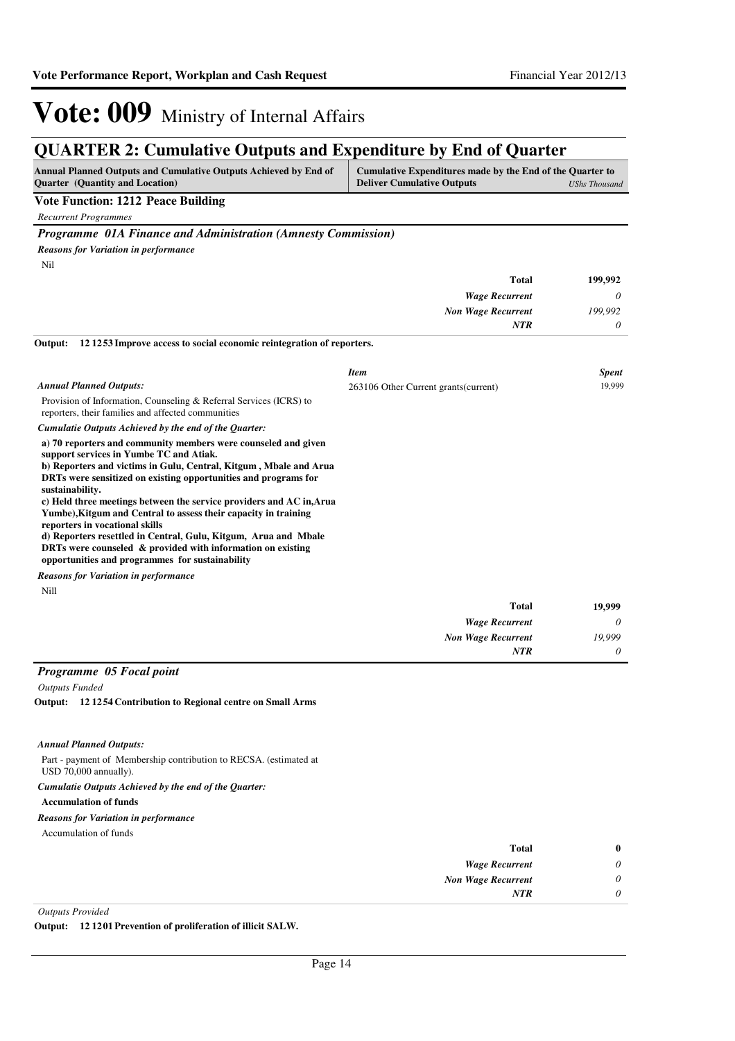# Vote: 009 Ministry of Internal Affairs

## QUARTER 2: Cumulative Outputs and Expenditure by End of Quarter

| Annual Planned Outputs and Cumulative Outputs Achieved by End of Quarter (Quantity and Location) | Cumulative Expenditures made by the End of the Quarter to Deliver Cumulative Outputs | *UShs Thousand* |
|---|---|---|

**Vote Function: 1212 Peace Building**

*Recurrent Programmes*

### *Programme 01A Finance and Administration (Amnesty Commission)*

***Reasons for Variation in performance***

Nil

| | |
|---|---|
| **Total** | **199,992** |
| *Wage Recurrent* | *0* |
| *Non Wage Recurrent* | *199,992* |
| *NTR* | *0* |

**Output: 12 1253 Improve access to social economic reintegration of reporters.**

| *Item* | *Spent* |
|---|---|
| 263106 Other Current grants(current) | 19,999 |

***Annual Planned Outputs:***

Provision of Information, Counseling & Referral Services (ICRS) to reporters, their families and affected communities

***Cumulatie Outputs Achieved by the end of the Quarter:***

**a) 70 reporters and community members were counseled and given support services in Yumbe TC and Atiak.**
**b) Reporters and victims in Gulu, Central, Kitgum , Mbale and Arua DRTs were sensitized on existing opportunities and programs for sustainability.**
**c) Held three meetings between the service providers and AC in,Arua Yumbe),Kitgum and Central to assess their capacity in training reporters in vocational skills**
**d) Reporters resettled in Central, Gulu, Kitgum, Arua and Mbale DRTs were counseled & provided with information on existing opportunities and programmes for sustainability**

***Reasons for Variation in performance***

Nill

| | |
|---|---|
| **Total** | **19,999** |
| *Wage Recurrent* | *0* |
| *Non Wage Recurrent* | *19,999* |
| *NTR* | *0* |

### *Programme 05 Focal point*

*Outputs Funded*

**Output: 12 1254 Contribution to Regional centre on Small Arms**

***Annual Planned Outputs:***

Part - payment of Membership contribution to RECSA. (estimated at USD 70,000 annually).

***Cumulatie Outputs Achieved by the end of the Quarter:***

**Accumulation of funds**

***Reasons for Variation in performance***

Accumulation of funds

| | |
|---|---|
| **Total** | **0** |
| *Wage Recurrent* | *0* |
| *Non Wage Recurrent* | *0* |
| *NTR* | *0* |

*Outputs Provided*

**Output: 12 1201 Prevention of proliferation of illicit SALW.**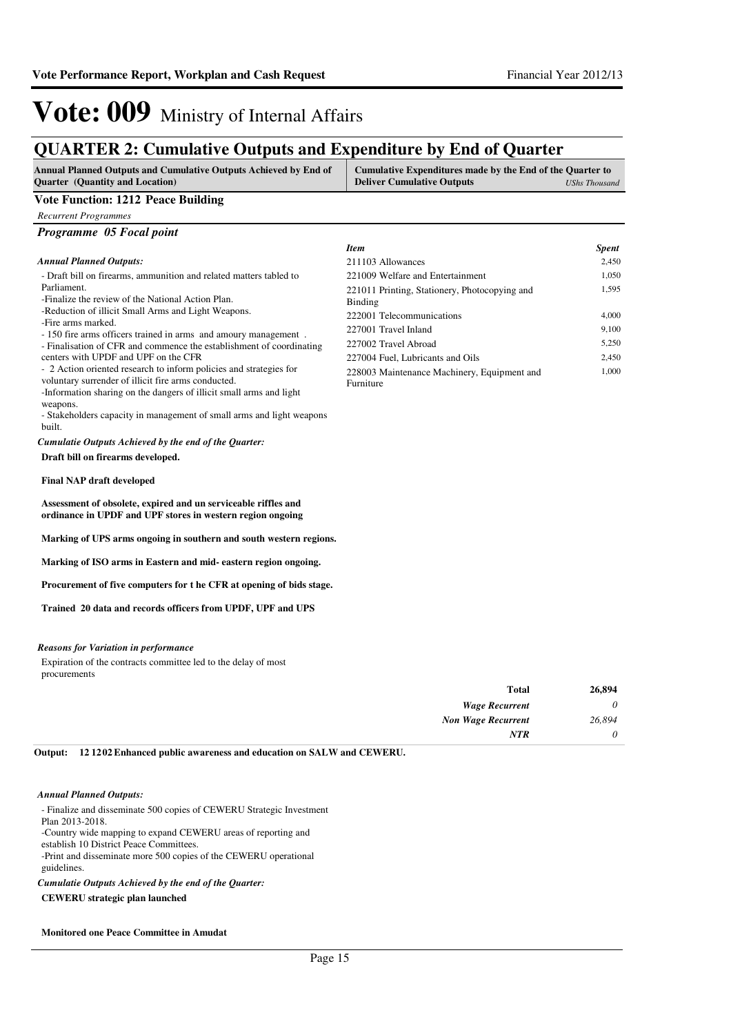# Vote: 009 Ministry of Internal Affairs

## QUARTER 2: Cumulative Outputs and Expenditure by End of Quarter

**Annual Planned Outputs and Cumulative Outputs Achieved by End of Quarter (Quantity and Location)** | **Cumulative Expenditures made by the End of the Quarter to Deliver Cumulative Outputs** *UShs Thousand*

### Vote Function: 1212 Peace Building

*Recurrent Programmes*

#### *Programme 05 Focal point*

*Annual Planned Outputs:*

- Draft bill on firearms, ammunition and related matters tabled to Parliament.
-Finalize the review of the National Action Plan.
-Reduction of illicit Small Arms and Light Weapons.
-Fire arms marked.
- 150 fire arms officers trained in arms and amoury management .
- Finalisation of CFR and commence the establishment of coordinating centers with UPDF and UPF on the CFR
- 2 Action oriented research to inform policies and strategies for voluntary surrender of illicit fire arms conducted.
-Information sharing on the dangers of illicit small arms and light weapons.
- Stakeholders capacity in management of small arms and light weapons built.

*Cumulatie Outputs Achieved by the end of the Quarter:*

**Draft bill on firearms developed.**

**Final NAP draft developed**

**Assessment of obsolete, expired and un serviceable riffles and ordinance in UPDF and UPF stores in western region ongoing**

**Marking of UPS arms ongoing in southern and south western regions.**

**Marking of ISO arms in Eastern and mid- eastern region ongoing.**

**Procurement of five computers for t he CFR at opening of bids stage.**

**Trained 20 data and records officers from UPDF, UPF and UPS**

*Reasons for Variation in performance*

Expiration of the contracts committee led to the delay of most procurements

| *Item* | *Spent* |
|---|---|
| 211103 Allowances | 2,450 |
| 221009 Welfare and Entertainment | 1,050 |
| 221011 Printing, Stationery, Photocopying and Binding | 1,595 |
| 222001 Telecommunications | 4,000 |
| 227001 Travel Inland | 9,100 |
| 227002 Travel Abroad | 5,250 |
| 227004 Fuel, Lubricants and Oils | 2,450 |
| 228003 Maintenance Machinery, Equipment and Furniture | 1,000 |

| | |
|---|---|
| **Total** | **26,894** |
| *Wage Recurrent* | *0* |
| *Non Wage Recurrent* | *26,894* |
| *NTR* | *0* |

**Output: 12 12 02 Enhanced public awareness and education on SALW and CEWERU.**

*Annual Planned Outputs:*

- Finalize and disseminate 500 copies of CEWERU Strategic Investment Plan 2013-2018.
-Country wide mapping to expand CEWERU areas of reporting and establish 10 District Peace Committees.
-Print and disseminate more 500 copies of the CEWERU operational guidelines.

*Cumulatie Outputs Achieved by the end of the Quarter:*

**CEWERU strategic plan launched**

**Monitored one Peace Committee in Amudat**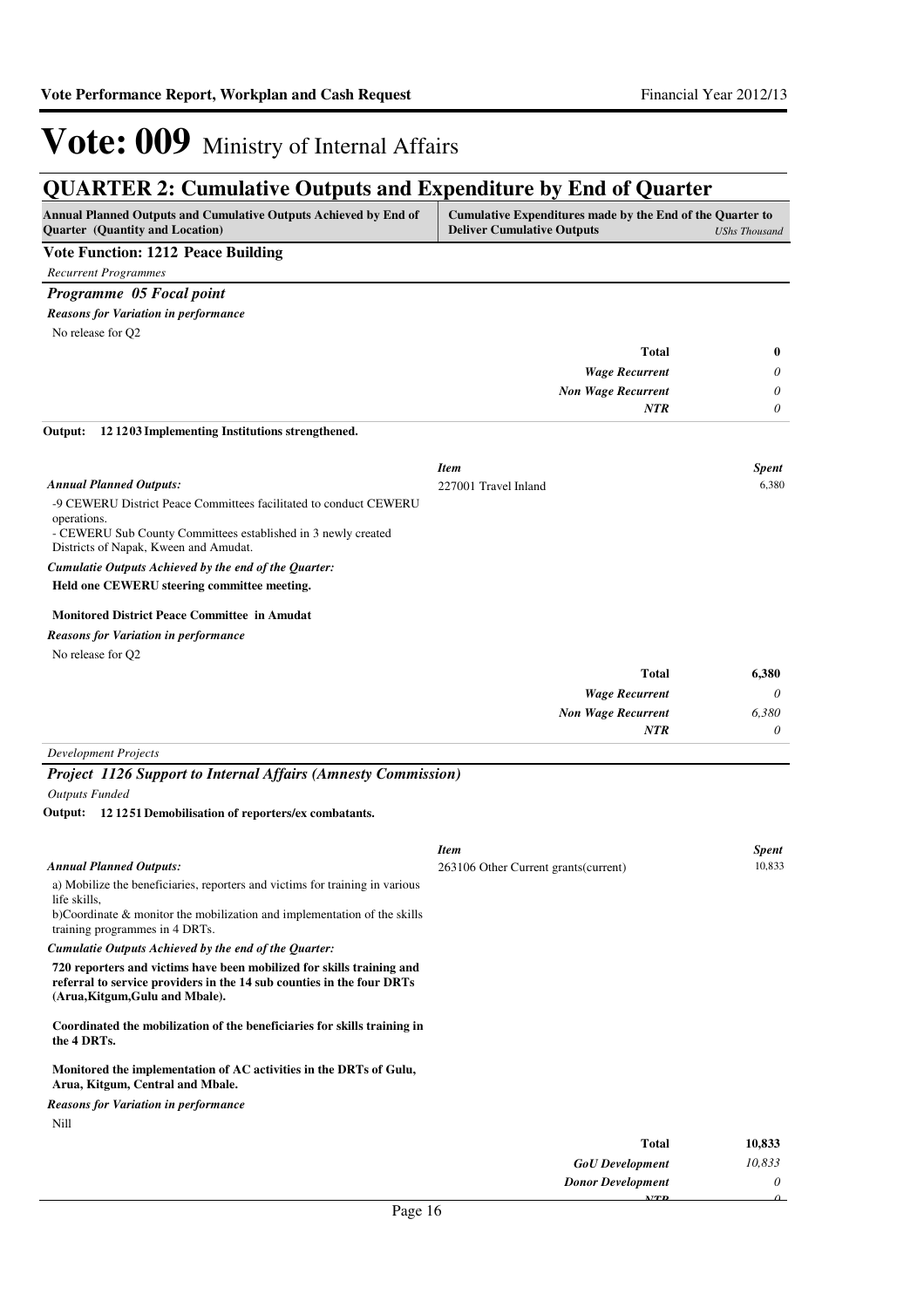# Vote: 009 Ministry of Internal Affairs

## QUARTER 2: Cumulative Outputs and Expenditure by End of Quarter

| Annual Planned Outputs and Cumulative Outputs Achieved by End of Quarter (Quantity and Location) | Cumulative Expenditures made by the End of the Quarter to Deliver Cumulative Outputs | *UShs Thousand* |
|---|---|---|

**Vote Function: 1212 Peace Building**

*Recurrent Programmes*

### *Programme 05 Focal point*

***Reasons for Variation in performance***

No release for Q2

| | | |
|---|---|---|
| | **Total** | **0** |
| | *Wage Recurrent* | *0* |
| | *Non Wage Recurrent* | *0* |
| | *NTR* | *0* |

**Output: 12 1203 Implementing Institutions strengthened.**

| | *Item* | *Spent* |
|---|---|---|
| ***Annual Planned Outputs:*** | 227001 Travel Inland | 6,380 |

-9 CEWERU District Peace Committees facilitated to conduct CEWERU operations.
- CEWERU Sub County Committees established in 3 newly created Districts of Napak, Kween and Amudat.

***Cumulatie Outputs Achieved by the end of the Quarter:***

**Held one CEWERU steering committee meeting.**

**Monitored District Peace Committee in Amudat**

***Reasons for Variation in performance***

No release for Q2

| | | |
|---|---|---|
| | **Total** | **6,380** |
| | *Wage Recurrent* | *0* |
| | *Non Wage Recurrent* | *6,380* |
| | *NTR* | *0* |

*Development Projects*

### *Project 1126 Support to Internal Affairs (Amnesty Commission)*

*Outputs Funded*

**Output: 12 1251 Demobilisation of reporters/ex combatants.**

| | *Item* | *Spent* |
|---|---|---|
| ***Annual Planned Outputs:*** | 263106 Other Current grants(current) | 10,833 |

a) Mobilize the beneficiaries, reporters and victims for training in various life skills,
b)Coordinate & monitor the mobilization and implementation of the skills training programmes in 4 DRTs.

***Cumulatie Outputs Achieved by the end of the Quarter:***

**720 reporters and victims have been mobilized for skills training and referral to service providers in the 14 sub counties in the four DRTs (Arua,Kitgum,Gulu and Mbale).**

**Coordinated the mobilization of the beneficiaries for skills training in the 4 DRTs.**

**Monitored the implementation of AC activities in the DRTs of Gulu, Arua, Kitgum, Central and Mbale.**

***Reasons for Variation in performance***

Nill

| | | |
|---|---|---|
| | **Total** | **10,833** |
| | *GoU Development* | *10,833* |
| | *Donor Development* | *0* |
| | *NTR* | *0* |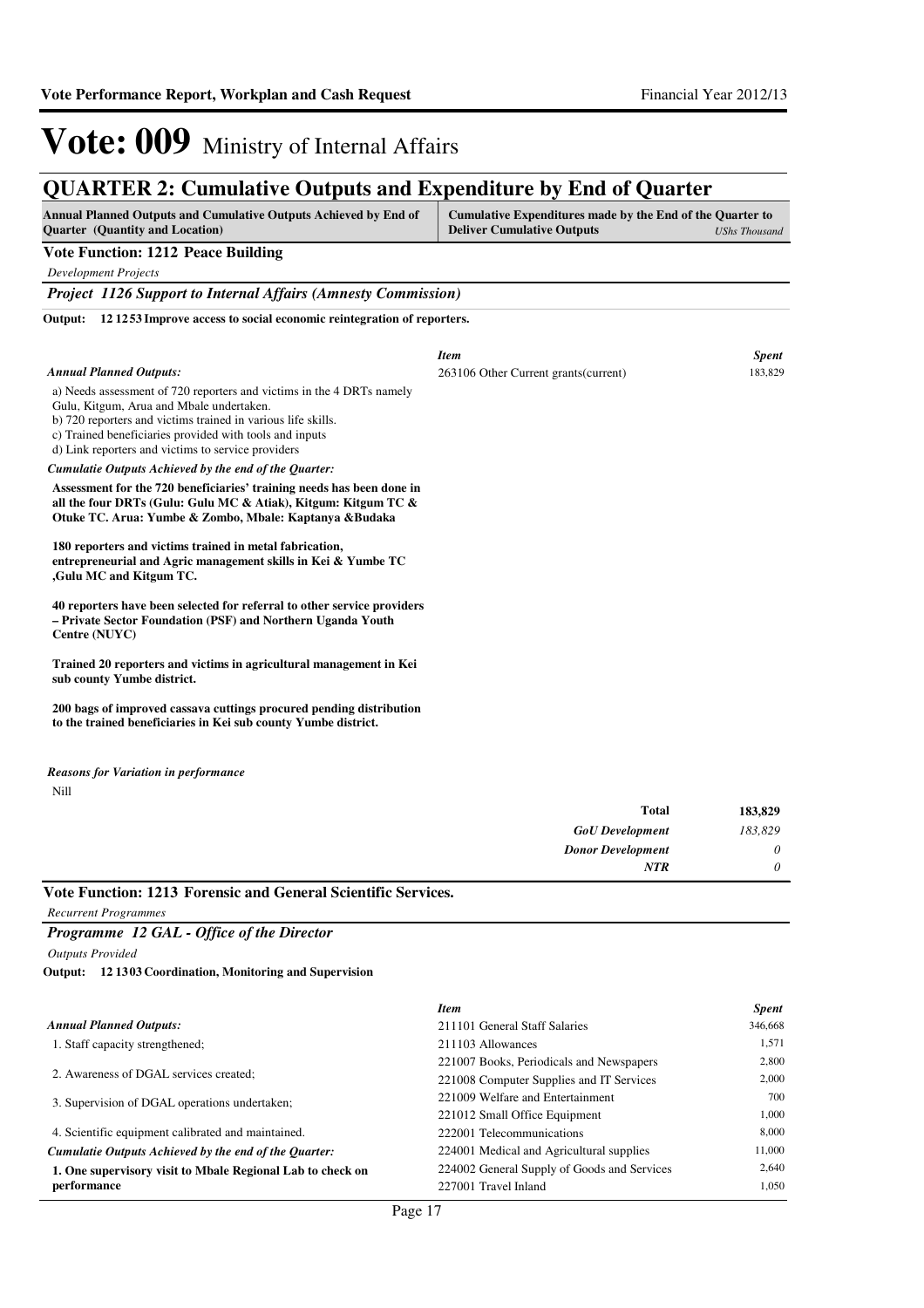# Vote: 009 Ministry of Internal Affairs

## QUARTER 2: Cumulative Outputs and Expenditure by End of Quarter

| Annual Planned Outputs and Cumulative Outputs Achieved by End of Quarter (Quantity and Location) | Cumulative Expenditures made by the End of the Quarter to Deliver Cumulative Outputs *UShs Thousand* |
|---|---|

**Vote Function: 1212 Peace Building**

*Development Projects*

***Project 1126 Support to Internal Affairs (Amnesty Commission)***

**Output: 12 1253 Improve access to social economic reintegration of reporters.**

*Annual Planned Outputs:*

a) Needs assessment of 720 reporters and victims in the 4 DRTs namely Gulu, Kitgum, Arua and Mbale undertaken.
b) 720 reporters and victims trained in various life skills.
c) Trained beneficiaries provided with tools and inputs
d) Link reporters and victims to service providers

*Cumulatie Outputs Achieved by the end of the Quarter:*

**Assessment for the 720 beneficiaries' training needs has been done in all the four DRTs (Gulu: Gulu MC & Atiak), Kitgum: Kitgum TC & Otuke TC. Arua: Yumbe & Zombo, Mbale: Kaptanya &Budaka**

**180 reporters and victims trained in metal fabrication, entrepreneurial and Agric management skills in Kei & Yumbe TC ,Gulu MC and Kitgum TC.**

**40 reporters have been selected for referral to other service providers – Private Sector Foundation (PSF) and Northern Uganda Youth Centre (NUYC)**

**Trained 20 reporters and victims in agricultural management in Kei sub county Yumbe district.**

**200 bags of improved cassava cuttings procured pending distribution to the trained beneficiaries in Kei sub county Yumbe district.**

| *Item* | *Spent* |
|---|---|
| 263106 Other Current grants(current) | 183,829 |

*Reasons for Variation in performance*

Nill

| | |
|---|---|
| **Total** | **183,829** |
| ***GoU Development*** | *183,829* |
| ***Donor Development*** | *0* |
| ***NTR*** | *0* |

**Vote Function: 1213 Forensic and General Scientific Services.**

*Recurrent Programmes*

***Programme 12 GAL - Office of the Director***

*Outputs Provided*

**Output: 12 1303 Coordination, Monitoring and Supervision**

*Annual Planned Outputs:*

1. Staff capacity strengthened;
2. Awareness of DGAL services created;
3. Supervision of DGAL operations undertaken;
4. Scientific equipment calibrated and maintained.

*Cumulatie Outputs Achieved by the end of the Quarter:*

**1. One supervisory visit to Mbale Regional Lab to check on performance**

| *Item* | *Spent* |
|---|---|
| 211101 General Staff Salaries | 346,668 |
| 211103 Allowances | 1,571 |
| 221007 Books, Periodicals and Newspapers | 2,800 |
| 221008 Computer Supplies and IT Services | 2,000 |
| 221009 Welfare and Entertainment | 700 |
| 221012 Small Office Equipment | 1,000 |
| 222001 Telecommunications | 8,000 |
| 224001 Medical and Agricultural supplies | 11,000 |
| 224002 General Supply of Goods and Services | 2,640 |
| 227001 Travel Inland | 1,050 |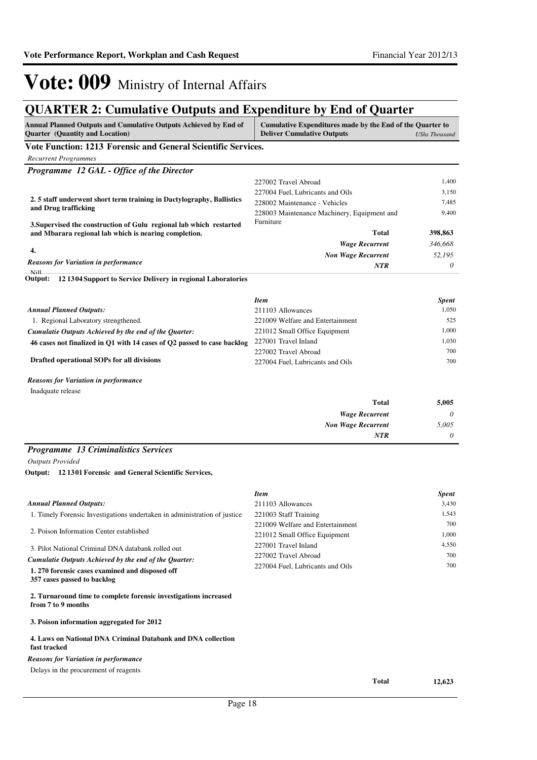# Vote: 009 Ministry of Internal Affairs

## QUARTER 2: Cumulative Outputs and Expenditure by End of Quarter

| Annual Planned Outputs and Cumulative Outputs Achieved by End of Quarter (Quantity and Location) | Cumulative Expenditures made by the End of the Quarter to Deliver Cumulative Outputs | *UShs Thousand* |
|---|---|---|

**Vote Function: 1213 Forensic and General Scientific Services.**

*Recurrent Programmes*

### *Programme 12 GAL - Office of the Director*

**2. 5 staff underwent short term training in Dactylography, Ballistics and Drug trafficking**

**3.Supervised the construction of Gulu regional lab which restarted and Mbarara regional lab which is nearing completion.**

**4.**

***Reasons for Variation in performance***

Nill

| Item | Spent |
|---|---|
| 227002 Travel Abroad | 1,400 |
| 227004 Fuel, Lubricants and Oils | 3,150 |
| 228002 Maintenance - Vehicles | 7,485 |
| 228003 Maintenance Machinery, Equipment and Furniture | 9,400 |
| **Total** | **398,863** |
| *Wage Recurrent* | *346,668* |
| *Non Wage Recurrent* | *52,195* |
| *NTR* | *0* |

**Output: 12 1304 Support to Service Delivery in regional Laboratories**

*Annual Planned Outputs:*

1. Regional Laboratory strengthened.

*Cumulatie Outputs Achieved by the end of the Quarter:*

**46 cases not finalized in Q1 with 14 cases of Q2 passed to case backlog**

**Drafted operational SOPs for all divisions**

*Reasons for Variation in performance*

Inadquate release

| Item | Spent |
|---|---|
| 211103 Allowances | 1,050 |
| 221009 Welfare and Entertainment | 525 |
| 221012 Small Office Equipment | 1,000 |
| 227001 Travel Inland | 1,030 |
| 227002 Travel Abroad | 700 |
| 227004 Fuel, Lubricants and Oils | 700 |
| **Total** | **5,005** |
| *Wage Recurrent* | *0* |
| *Non Wage Recurrent* | *5,005* |
| *NTR* | *0* |

### *Programme 13 Criminalistics Services*

*Outputs Provided*

**Output: 12 1301 Forensic and General Scientific Services,**

*Annual Planned Outputs:*

1. Timely Forensic Investigations undertaken in administration of justice

2. Poison Information Center established

3. Pilot National Criminal DNA databank rolled out

*Cumulatie Outputs Achieved by the end of the Quarter:*

**1. 270 forensic cases examined and disposed off**
**357 cases passed to backlog**

**2. Turnaround time to complete forensic investigations increased from 7 to 9 months**

**3. Poison information aggregated for 2012**

**4. Laws on National DNA Criminal Databank and DNA collection fast tracked**

*Reasons for Variation in performance*

Delays in the procurement of reagents

| Item | Spent |
|---|---|
| 211103 Allowances | 3,430 |
| 221003 Staff Training | 1,543 |
| 221009 Welfare and Entertainment | 700 |
| 221012 Small Office Equipment | 1,000 |
| 227001 Travel Inland | 4,550 |
| 227002 Travel Abroad | 700 |
| 227004 Fuel, Lubricants and Oils | 700 |
| **Total** | **12,623** |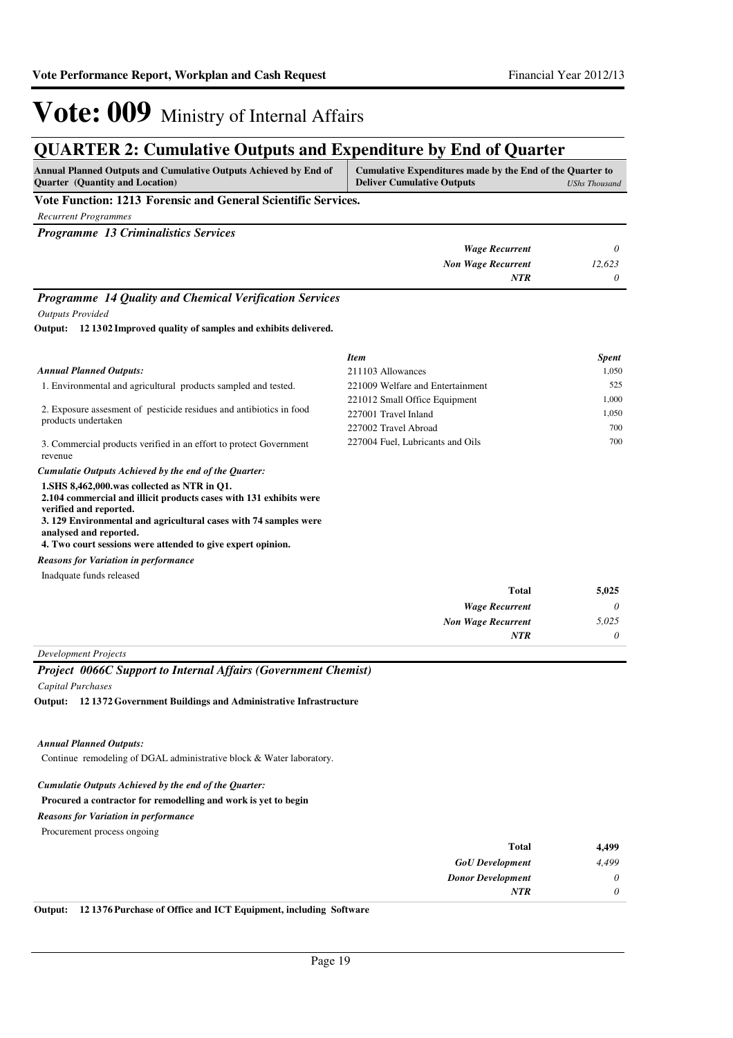# Vote: 009 Ministry of Internal Affairs

## QUARTER 2: Cumulative Outputs and Expenditure by End of Quarter

| Annual Planned Outputs and Cumulative Outputs Achieved by End of Quarter (Quantity and Location) | Cumulative Expenditures made by the End of the Quarter to Deliver Cumulative Outputs | *UShs Thousand* |
|---|---|---|

**Vote Function: 1213 Forensic and General Scientific Services.**

*Recurrent Programmes*

***Programme 13 Criminalistics Services***

| | |
|---|---|
| *Wage Recurrent* | *0* |
| *Non Wage Recurrent* | *12,623* |
| *NTR* | *0* |

***Programme 14 Quality and Chemical Verification Services***

*Outputs Provided*

**Output: 12 1302 Improved quality of samples and exhibits delivered.**

*Annual Planned Outputs:*

1. Environmental and agricultural products sampled and tested.

2. Exposure assesment of pesticide residues and antibiotics in food products undertaken

3. Commercial products verified in an effort to protect Government revenue

*Cumulatie Outputs Achieved by the end of the Quarter:*

**1.SHS 8,462,000.was collected as NTR in Q1.**
**2.104 commercial and illicit products cases with 131 exhibits were verified and reported.**
**3. 129 Environmental and agricultural cases with 74 samples were analysed and reported.**
**4. Two court sessions were attended to give expert opinion.**

*Reasons for Variation in performance*

Inadquate funds released

| *Item* | *Spent* |
|---|---|
| 211103 Allowances | 1,050 |
| 221009 Welfare and Entertainment | 525 |
| 221012 Small Office Equipment | 1,000 |
| 227001 Travel Inland | 1,050 |
| 227002 Travel Abroad | 700 |
| 227004 Fuel, Lubricants and Oils | 700 |

| | |
|---|---|
| **Total** | **5,025** |
| *Wage Recurrent* | *0* |
| *Non Wage Recurrent* | *5,025* |
| *NTR* | *0* |

*Development Projects*

***Project 0066C Support to Internal Affairs (Government Chemist)***

*Capital Purchases*

**Output: 12 1372 Government Buildings and Administrative Infrastructure**

*Annual Planned Outputs:*

Continue remodeling of DGAL administrative block & Water laboratory.

*Cumulatie Outputs Achieved by the end of the Quarter:*

**Procured a contractor for remodelling and work is yet to begin**

*Reasons for Variation in performance*

Procurement process ongoing

| | |
|---|---|
| **Total** | **4,499** |
| *GoU Development* | *4,499* |
| *Donor Development* | *0* |
| *NTR* | *0* |

**Output: 12 1376 Purchase of Office and ICT Equipment, including Software**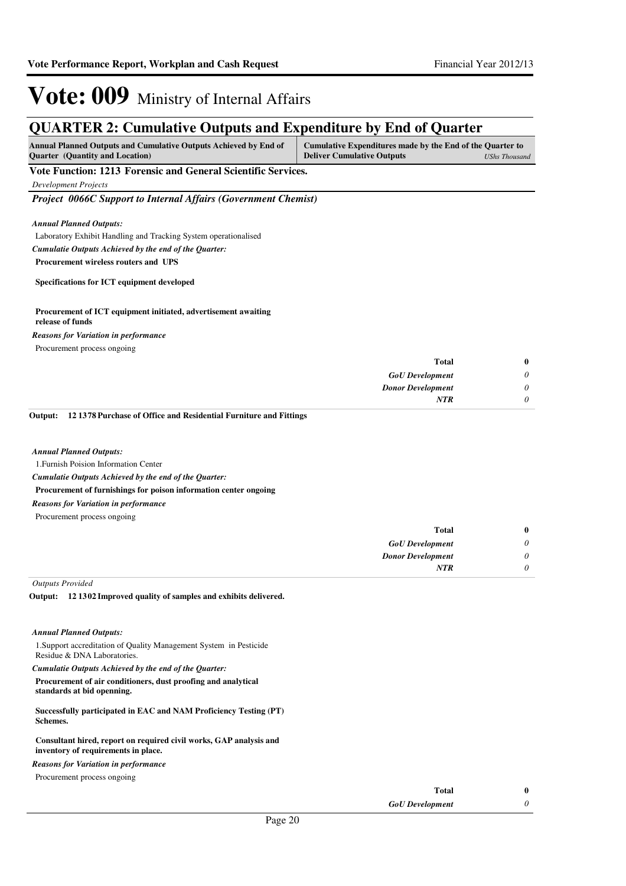# Vote: 009 Ministry of Internal Affairs

## QUARTER 2: Cumulative Outputs and Expenditure by End of Quarter

| Annual Planned Outputs and Cumulative Outputs Achieved by End of Quarter (Quantity and Location) | Cumulative Expenditures made by the End of the Quarter to Deliver Cumulative Outputs | *UShs Thousand* |
|---|---|---|

**Vote Function: 1213 Forensic and General Scientific Services.**

*Development Projects*

### *Project 0066C Support to Internal Affairs (Government Chemist)*

*Annual Planned Outputs:*

Laboratory Exhibit Handling and Tracking System operationalised

*Cumulatie Outputs Achieved by the end of the Quarter:*

**Procurement wireless routers and UPS**

**Specifications for ICT equipment developed**

**Procurement of ICT equipment initiated, advertisement awaiting release of funds**

*Reasons for Variation in performance*

Procurement process ongoing

| | |
|---|---|
| **Total** | **0** |
| *GoU Development* | *0* |
| *Donor Development* | *0* |
| *NTR* | *0* |

**Output: 12 1378 Purchase of Office and Residential Furniture and Fittings**

*Annual Planned Outputs:*

1.Furnish Poision Information Center

*Cumulatie Outputs Achieved by the end of the Quarter:*

**Procurement of furnishings for poison information center ongoing**

*Reasons for Variation in performance*

Procurement process ongoing

| | |
|---|---|
| **Total** | **0** |
| *GoU Development* | *0* |
| *Donor Development* | *0* |
| *NTR* | *0* |

*Outputs Provided*

**Output: 12 1302 Improved quality of samples and exhibits delivered.**

*Annual Planned Outputs:*

1.Support accreditation of Quality Management System in Pesticide Residue & DNA Laboratories.

*Cumulatie Outputs Achieved by the end of the Quarter:*

**Procurement of air conditioners, dust proofing and analytical standards at bid openning.**

**Successfully participated in EAC and NAM Proficiency Testing (PT) Schemes.**

**Consultant hired, report on required civil works, GAP analysis and inventory of requirements in place.**

*Reasons for Variation in performance*

Procurement process ongoing

| | |
|---|---|
| **Total** | **0** |
| *GoU Development* | *0* |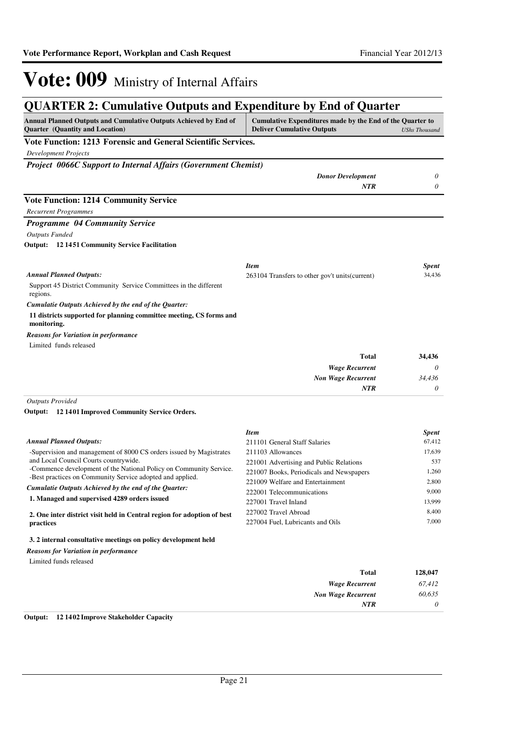# Vote: 009 Ministry of Internal Affairs

## QUARTER 2: Cumulative Outputs and Expenditure by End of Quarter

| Annual Planned Outputs and Cumulative Outputs Achieved by End of Quarter (Quantity and Location) | Cumulative Expenditures made by the End of the Quarter to Deliver Cumulative Outputs | *UShs Thousand* |
|---|---|---|

**Vote Function: 1213 Forensic and General Scientific Services.**

*Development Projects*

***Project 0066C Support to Internal Affairs (Government Chemist)***

| | |
|---|---|
| ***Donor Development*** | *0* |
| ***NTR*** | *0* |

**Vote Function: 1214 Community Service**

*Recurrent Programmes*

***Programme 04 Community Service***

*Outputs Funded*

**Output: 12 1451 Community Service Facilitation**

***Annual Planned Outputs:***

Support 45 District Community Service Committees in the different regions.

***Cumulatie Outputs Achieved by the end of the Quarter:***

**11 districts supported for planning committee meeting, CS forms and monitoring.**

***Reasons for Variation in performance***

Limited funds released

| *Item* | *Spent* |
|---|---|
| 263104 Transfers to other gov't units(current) | 34,436 |
| **Total** | **34,436** |
| ***Wage Recurrent*** | *0* |
| ***Non Wage Recurrent*** | *34,436* |
| ***NTR*** | *0* |

*Outputs Provided*

**Output: 12 1401 Improved Community Service Orders.**

***Annual Planned Outputs:***

-Supervision and management of 8000 CS orders issued by Magistrates and Local Council Courts countrywide.
-Commence development of the National Policy on Community Service.
-Best practices on Community Service adopted and applied.

***Cumulative Outputs Achieved by the end of the Quarter:***

**1. Managed and supervised 4289 orders issued**

**2. One inter district visit held in Central region for adoption of best practices**

**3. 2 internal consultative meetings on policy development held**

***Reasons for Variation in performance***

Limited funds released

| *Item* | *Spent* |
|---|---|
| 211101 General Staff Salaries | 67,412 |
| 211103 Allowances | 17,639 |
| 221001 Advertising and Public Relations | 537 |
| 221007 Books, Periodicals and Newspapers | 1,260 |
| 221009 Welfare and Entertainment | 2,800 |
| 222001 Telecommunications | 9,000 |
| 227001 Travel Inland | 13,999 |
| 227002 Travel Abroad | 8,400 |
| 227004 Fuel, Lubricants and Oils | 7,000 |
| **Total** | **128,047** |
| ***Wage Recurrent*** | *67,412* |
| ***Non Wage Recurrent*** | *60,635* |
| ***NTR*** | *0* |

**Output: 12 1402 Improve Stakeholder Capacity**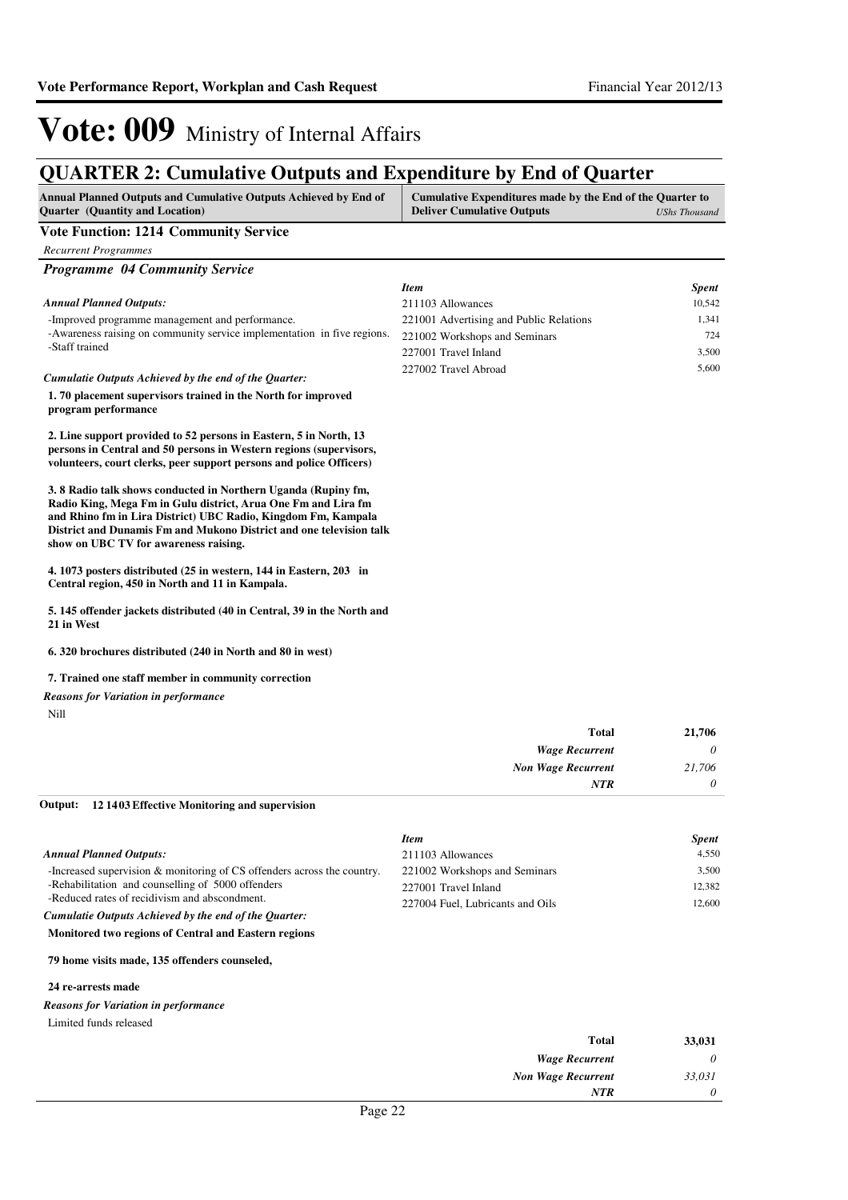# Vote: 009 Ministry of Internal Affairs

## QUARTER 2: Cumulative Outputs and Expenditure by End of Quarter

**Annual Planned Outputs and Cumulative Outputs Achieved by End of Quarter (Quantity and Location)** | **Cumulative Expenditures made by the End of the Quarter to Deliver Cumulative Outputs** *UShs Thousand*

### Vote Function: 1214 Community Service

*Recurrent Programmes*

#### *Programme 04 Community Service*

*Annual Planned Outputs:*

-Improved programme management and performance.
-Awareness raising on community service implementation in five regions.
-Staff trained

*Cumulatie Outputs Achieved by the end of the Quarter:*

**1. 70 placement supervisors trained in the North for improved program performance**

**2. Line support provided to 52 persons in Eastern, 5 in North, 13 persons in Central and 50 persons in Western regions (supervisors, volunteers, court clerks, peer support persons and police Officers)**

**3. 8 Radio talk shows conducted in Northern Uganda (Rupiny fm, Radio King, Mega Fm in Gulu district, Arua One Fm and Lira fm and Rhino fm in Lira District) UBC Radio, Kingdom Fm, Kampala District and Dunamis Fm and Mukono District and one television talk show on UBC TV for awareness raising.**

**4. 1073 posters distributed (25 in western, 144 in Eastern, 203 in Central region, 450 in North and 11 in Kampala.**

**5. 145 offender jackets distributed (40 in Central, 39 in the North and 21 in West**

**6. 320 brochures distributed (240 in North and 80 in west)**

**7. Trained one staff member in community correction**

*Reasons for Variation in performance*

Nill

| *Item* | *Spent* |
|---|---|
| 211103 Allowances | 10,542 |
| 221001 Advertising and Public Relations | 1,341 |
| 221002 Workshops and Seminars | 724 |
| 227001 Travel Inland | 3,500 |
| 227002 Travel Abroad | 5,600 |

| | |
|---|---|
| **Total** | **21,706** |
| *Wage Recurrent* | *0* |
| *Non Wage Recurrent* | *21,706* |
| *NTR* | *0* |

**Output: 12 1403 Effective Monitoring and supervision**

*Annual Planned Outputs:*

-Increased supervision & monitoring of CS offenders across the country.
-Rehabilitation and counselling of 5000 offenders
-Reduced rates of recidivism and abscondment.

*Cumulatie Outputs Achieved by the end of the Quarter:*

**Monitored two regions of Central and Eastern regions**

**79 home visits made, 135 offenders counseled,**

**24 re-arrests made**

*Reasons for Variation in performance*

Limited funds released

| *Item* | *Spent* |
|---|---|
| 211103 Allowances | 4,550 |
| 221002 Workshops and Seminars | 3,500 |
| 227001 Travel Inland | 12,382 |
| 227004 Fuel, Lubricants and Oils | 12,600 |

| | |
|---|---|
| **Total** | **33,031** |
| *Wage Recurrent* | *0* |
| *Non Wage Recurrent* | *33,031* |
| *NTR* | *0* |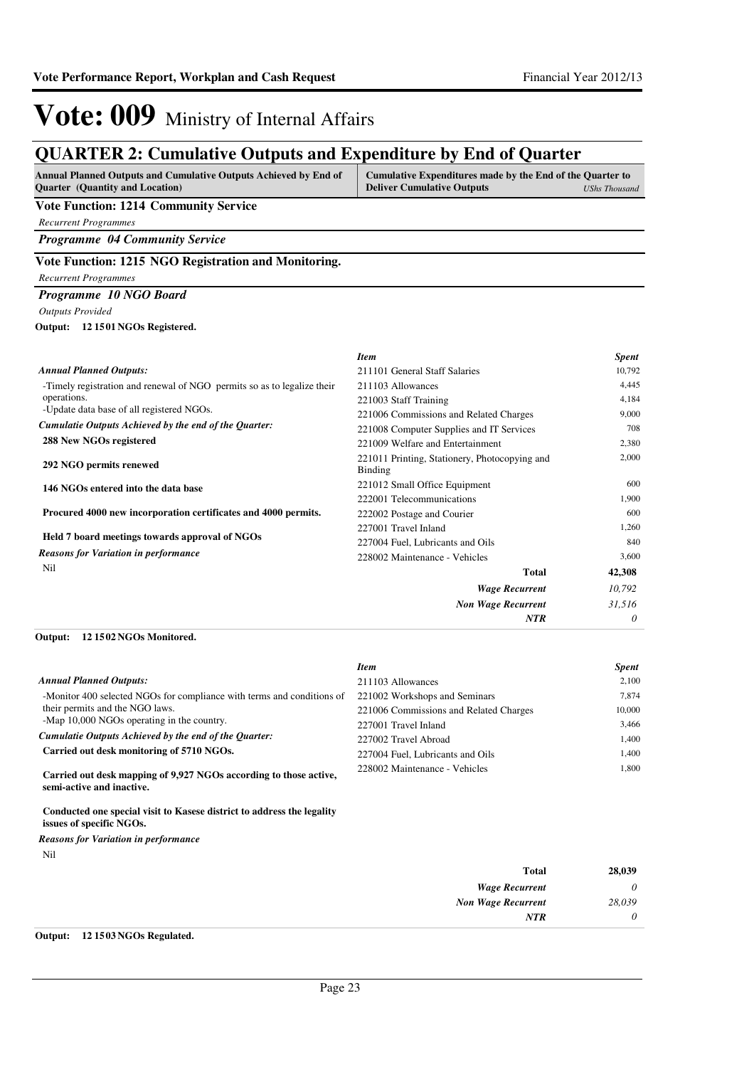# Vote: 009 Ministry of Internal Affairs

## QUARTER 2: Cumulative Outputs and Expenditure by End of Quarter

| Annual Planned Outputs and Cumulative Outputs Achieved by End of Quarter (Quantity and Location) | Cumulative Expenditures made by the End of the Quarter to Deliver Cumulative Outputs *UShs Thousand* |
|---|---|

**Vote Function: 1214 Community Service**

*Recurrent Programmes*

***Programme 04 Community Service***

**Vote Function: 1215 NGO Registration and Monitoring.**

*Recurrent Programmes*

***Programme 10 NGO Board***

*Outputs Provided*

**Output: 12 15 01 NGOs Registered.**

***Annual Planned Outputs:***

-Timely registration and renewal of NGO permits so as to legalize their operations.
-Update data base of all registered NGOs.

***Cumulatie Outputs Achieved by the end of the Quarter:***

**288 New NGOs registered**

**292 NGO permits renewed**

**146 NGOs entered into the data base**

**Procured 4000 new incorporation certificates and 4000 permits.**

**Held 7 board meetings towards approval of NGOs**

***Reasons for Variation in performance***

Nil

| *Item* | *Spent* |
|---|---|
| 211101 General Staff Salaries | 10,792 |
| 211103 Allowances | 4,445 |
| 221003 Staff Training | 4,184 |
| 221006 Commissions and Related Charges | 9,000 |
| 221008 Computer Supplies and IT Services | 708 |
| 221009 Welfare and Entertainment | 2,380 |
| 221011 Printing, Stationery, Photocopying and Binding | 2,000 |
| 221012 Small Office Equipment | 600 |
| 222001 Telecommunications | 1,900 |
| 222002 Postage and Courier | 600 |
| 227001 Travel Inland | 1,260 |
| 227004 Fuel, Lubricants and Oils | 840 |
| 228002 Maintenance - Vehicles | 3,600 |
| **Total** | **42,308** |
| ***Wage Recurrent*** | *10,792* |
| ***Non Wage Recurrent*** | *31,516* |
| ***NTR*** | *0* |

**Output: 12 15 02 NGOs Monitored.**

***Annual Planned Outputs:***

-Monitor 400 selected NGOs for compliance with terms and conditions of their permits and the NGO laws.
-Map 10,000 NGOs operating in the country.

***Cumulatie Outputs Achieved by the end of the Quarter:***

**Carried out desk monitoring of 5710 NGOs.**

**Carried out desk mapping of 9,927 NGOs according to those active, semi-active and inactive.**

**Conducted one special visit to Kasese district to address the legality issues of specific NGOs.**

***Reasons for Variation in performance***

Nil

| *Item* | *Spent* |
|---|---|
| 211103 Allowances | 2,100 |
| 221002 Workshops and Seminars | 7,874 |
| 221006 Commissions and Related Charges | 10,000 |
| 227001 Travel Inland | 3,466 |
| 227002 Travel Abroad | 1,400 |
| 227004 Fuel, Lubricants and Oils | 1,400 |
| 228002 Maintenance - Vehicles | 1,800 |
| **Total** | **28,039** |
| ***Wage Recurrent*** | *0* |
| ***Non Wage Recurrent*** | *28,039* |
| ***NTR*** | *0* |

**Output: 12 15 03 NGOs Regulated.**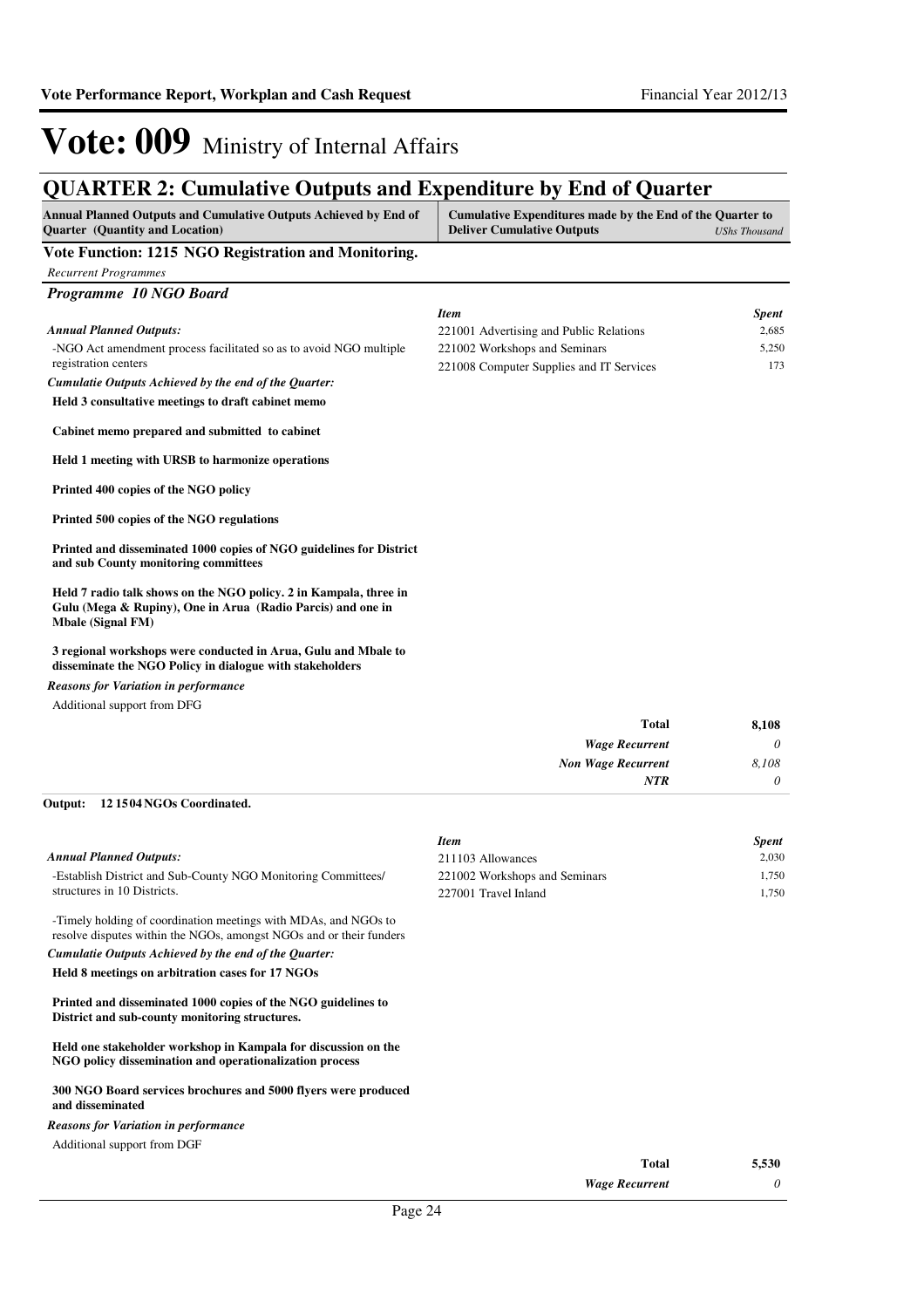# Vote: 009 Ministry of Internal Affairs

## QUARTER 2: Cumulative Outputs and Expenditure by End of Quarter

| Annual Planned Outputs and Cumulative Outputs Achieved by End of Quarter (Quantity and Location) | Cumulative Expenditures made by the End of the Quarter to Deliver Cumulative Outputs *UShs Thousand* |
|---|---|

### Vote Function: 1215 NGO Registration and Monitoring.

*Recurrent Programmes*

#### *Programme 10 NGO Board*

*Annual Planned Outputs:*

-NGO Act amendment process facilitated so as to avoid NGO multiple registration centers

*Cumulatie Outputs Achieved by the end of the Quarter:*

**Held 3 consultative meetings to draft cabinet memo**

**Cabinet memo prepared and submitted to cabinet**

**Held 1 meeting with URSB to harmonize operations**

**Printed 400 copies of the NGO policy**

**Printed 500 copies of the NGO regulations**

**Printed and disseminated 1000 copies of NGO guidelines for District and sub County monitoring committees**

**Held 7 radio talk shows on the NGO policy. 2 in Kampala, three in Gulu (Mega & Rupiny), One in Arua (Radio Parcis) and one in Mbale (Signal FM)**

**3 regional workshops were conducted in Arua, Gulu and Mbale to disseminate the NGO Policy in dialogue with stakeholders**

*Reasons for Variation in performance*

Additional support from DFG

| *Item* | *Spent* |
|---|---|
| 221001 Advertising and Public Relations | 2,685 |
| 221002 Workshops and Seminars | 5,250 |
| 221008 Computer Supplies and IT Services | 173 |
| **Total** | **8,108** |
| *Wage Recurrent* | *0* |
| *Non Wage Recurrent* | *8,108* |
| *NTR* | *0* |

**Output: 12 15 04 NGOs Coordinated.**

*Annual Planned Outputs:*

-Establish District and Sub-County NGO Monitoring Committees/ structures in 10 Districts.

-Timely holding of coordination meetings with MDAs, and NGOs to resolve disputes within the NGOs, amongst NGOs and or their funders

*Cumulatie Outputs Achieved by the end of the Quarter:*

**Held 8 meetings on arbitration cases for 17 NGOs**

**Printed and disseminated 1000 copies of the NGO guidelines to District and sub-county monitoring structures.**

**Held one stakeholder workshop in Kampala for discussion on the NGO policy dissemination and operationalization process**

**300 NGO Board services brochures and 5000 flyers were produced and disseminated**

*Reasons for Variation in performance*

Additional support from DGF

| *Item* | *Spent* |
|---|---|
| 211103 Allowances | 2,030 |
| 221002 Workshops and Seminars | 1,750 |
| 227001 Travel Inland | 1,750 |
| **Total** | **5,530** |
| *Wage Recurrent* | *0* |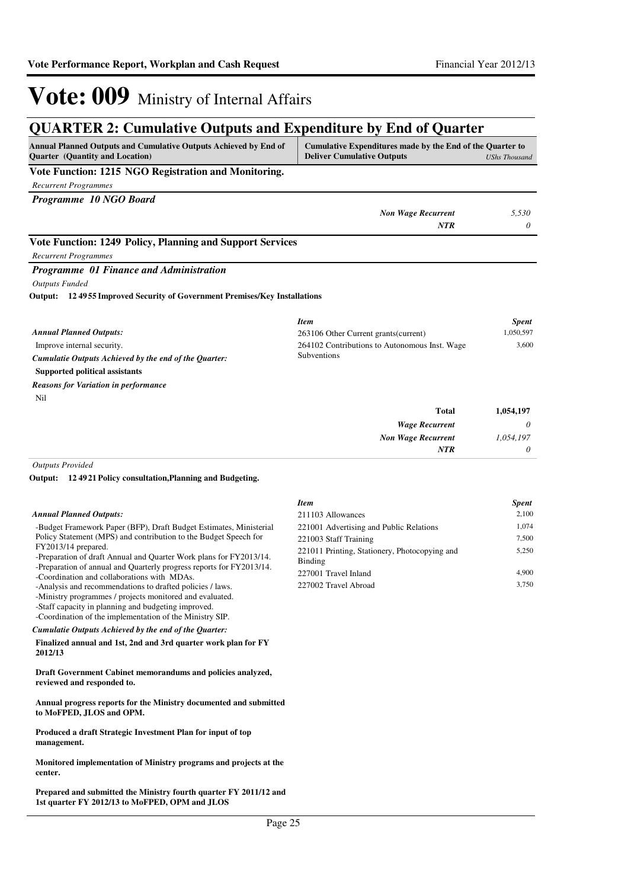# Vote: 009 Ministry of Internal Affairs

## QUARTER 2: Cumulative Outputs and Expenditure by End of Quarter

| Annual Planned Outputs and Cumulative Outputs Achieved by End of Quarter (Quantity and Location) | Cumulative Expenditures made by the End of the Quarter to Deliver Cumulative Outputs | *UShs Thousand* |
|---|---|---|

### Vote Function: 1215 NGO Registration and Monitoring.

*Recurrent Programmes*

***Programme 10 NGO Board***

| | |
|---|---|
| *Non Wage Recurrent* | *5,530* |
| *NTR* | *0* |

### Vote Function: 1249 Policy, Planning and Support Services

*Recurrent Programmes*

***Programme 01 Finance and Administration***

*Outputs Funded*

**Output: 12 49 55 Improved Security of Government Premises/Key Installations**

*Annual Planned Outputs:*

Improve internal security.

*Cumulatie Outputs Achieved by the end of the Quarter:*

**Supported political assistants**

*Reasons for Variation in performance*

Nil

| *Item* | *Spent* |
|---|---|
| 263106 Other Current grants(current) | 1,050,597 |
| 264102 Contributions to Autonomous Inst. Wage Subventions | 3,600 |
| **Total** | **1,054,197** |
| *Wage Recurrent* | *0* |
| *Non Wage Recurrent* | *1,054,197* |
| *NTR* | *0* |

*Outputs Provided*

**Output: 12 49 21 Policy consultation,Planning and Budgeting.**

*Annual Planned Outputs:*

-Budget Framework Paper (BFP), Draft Budget Estimates, Ministerial Policy Statement (MPS) and contribution to the Budget Speech for FY2013/14 prepared.
-Preparation of draft Annual and Quarter Work plans for FY2013/14.
-Preparation of annual and Quarterly progress reports for FY2013/14.
-Coordination and collaborations with MDAs.
-Analysis and recommendations to drafted policies / laws.
-Ministry programmes / projects monitored and evaluated.
-Staff capacity in planning and budgeting improved.
-Coordination of the implementation of the Ministry SIP.

*Cumulatie Outputs Achieved by the end of the Quarter:*

**Finalized annual and 1st, 2nd and 3rd quarter work plan for FY 2012/13**

**Draft Government Cabinet memorandums and policies analyzed, reviewed and responded to.**

**Annual progress reports for the Ministry documented and submitted to MoFPED, JLOS and OPM.**

**Produced a draft Strategic Investment Plan for input of top management.**

**Monitored implementation of Ministry programs and projects at the center.**

**Prepared and submitted the Ministry fourth quarter FY 2011/12 and 1st quarter FY 2012/13 to MoFPED, OPM and JLOS**

| *Item* | *Spent* |
|---|---|
| 211103 Allowances | 2,100 |
| 221001 Advertising and Public Relations | 1,074 |
| 221003 Staff Training | 7,500 |
| 221011 Printing, Stationery, Photocopying and Binding | 5,250 |
| 227001 Travel Inland | 4,900 |
| 227002 Travel Abroad | 3,750 |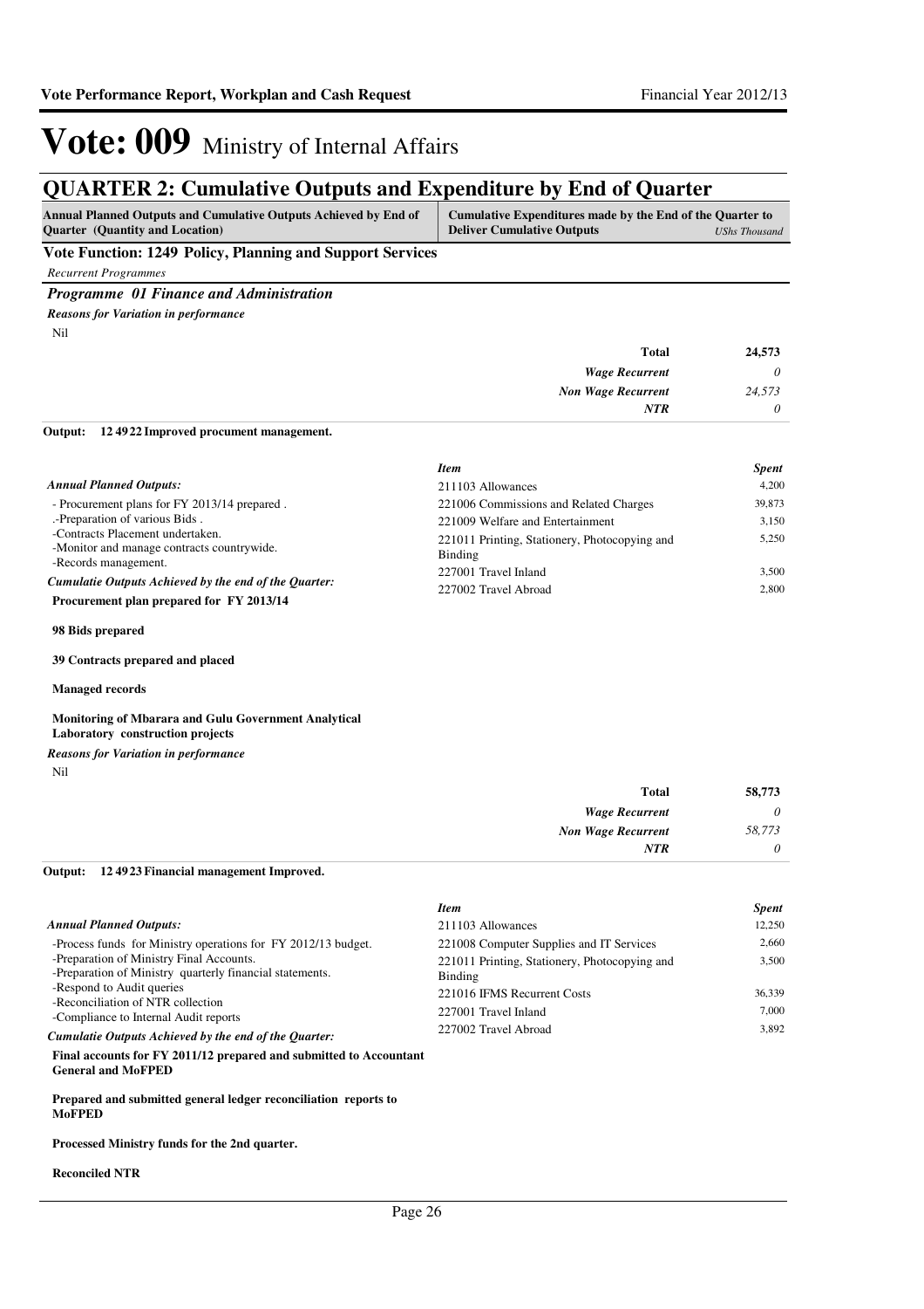# Vote: 009 Ministry of Internal Affairs

## QUARTER 2: Cumulative Outputs and Expenditure by End of Quarter

| Annual Planned Outputs and Cumulative Outputs Achieved by End of Quarter (Quantity and Location) | Cumulative Expenditures made by the End of the Quarter to Deliver Cumulative Outputs *UShs Thousand* |
|---|---|

**Vote Function: 1249 Policy, Planning and Support Services**

*Recurrent Programmes*

### *Programme 01 Finance and Administration*

***Reasons for Variation in performance***

Nil

| | |
|---|---|
| **Total** | **24,573** |
| *Wage Recurrent* | *0* |
| *Non Wage Recurrent* | *24,573* |
| *NTR* | *0* |

**Output: 12 49 22 Improved procument management.**

***Annual Planned Outputs:***

- Procurement plans for FY 2013/14 prepared .
.-Preparation of various Bids .
-Contracts Placement undertaken.
-Monitor and manage contracts countrywide.
-Records management.

***Cumulatie Outputs Achieved by the end of the Quarter:***

**Procurement plan prepared for FY 2013/14**

**98 Bids prepared**

**39 Contracts prepared and placed**

**Managed records**

**Monitoring of Mbarara and Gulu Government Analytical Laboratory construction projects**

| *Item* | *Spent* |
|---|---|
| 211103 Allowances | 4,200 |
| 221006 Commissions and Related Charges | 39,873 |
| 221009 Welfare and Entertainment | 3,150 |
| 221011 Printing, Stationery, Photocopying and Binding | 5,250 |
| 227001 Travel Inland | 3,500 |
| 227002 Travel Abroad | 2,800 |

***Reasons for Variation in performance***

Nil

| | |
|---|---|
| **Total** | **58,773** |
| *Wage Recurrent* | *0* |
| *Non Wage Recurrent* | *58,773* |
| *NTR* | *0* |

**Output: 12 49 23 Financial management Improved.**

***Annual Planned Outputs:***

-Process funds for Ministry operations for FY 2012/13 budget.
-Preparation of Ministry Final Accounts.
-Preparation of Ministry quarterly financial statements.
-Respond to Audit queries
-Reconciliation of NTR collection
-Compliance to Internal Audit reports

***Cumulatie Outputs Achieved by the end of the Quarter:***

**Final accounts for FY 2011/12 prepared and submitted to Accountant General and MoFPED**

**Prepared and submitted general ledger reconciliation reports to MoFPED**

**Processed Ministry funds for the 2nd quarter.**

**Reconciled NTR**

| *Item* | *Spent* |
|---|---|
| 211103 Allowances | 12,250 |
| 221008 Computer Supplies and IT Services | 2,660 |
| 221011 Printing, Stationery, Photocopying and Binding | 3,500 |
| 221016 IFMS Recurrent Costs | 36,339 |
| 227001 Travel Inland | 7,000 |
| 227002 Travel Abroad | 3,892 |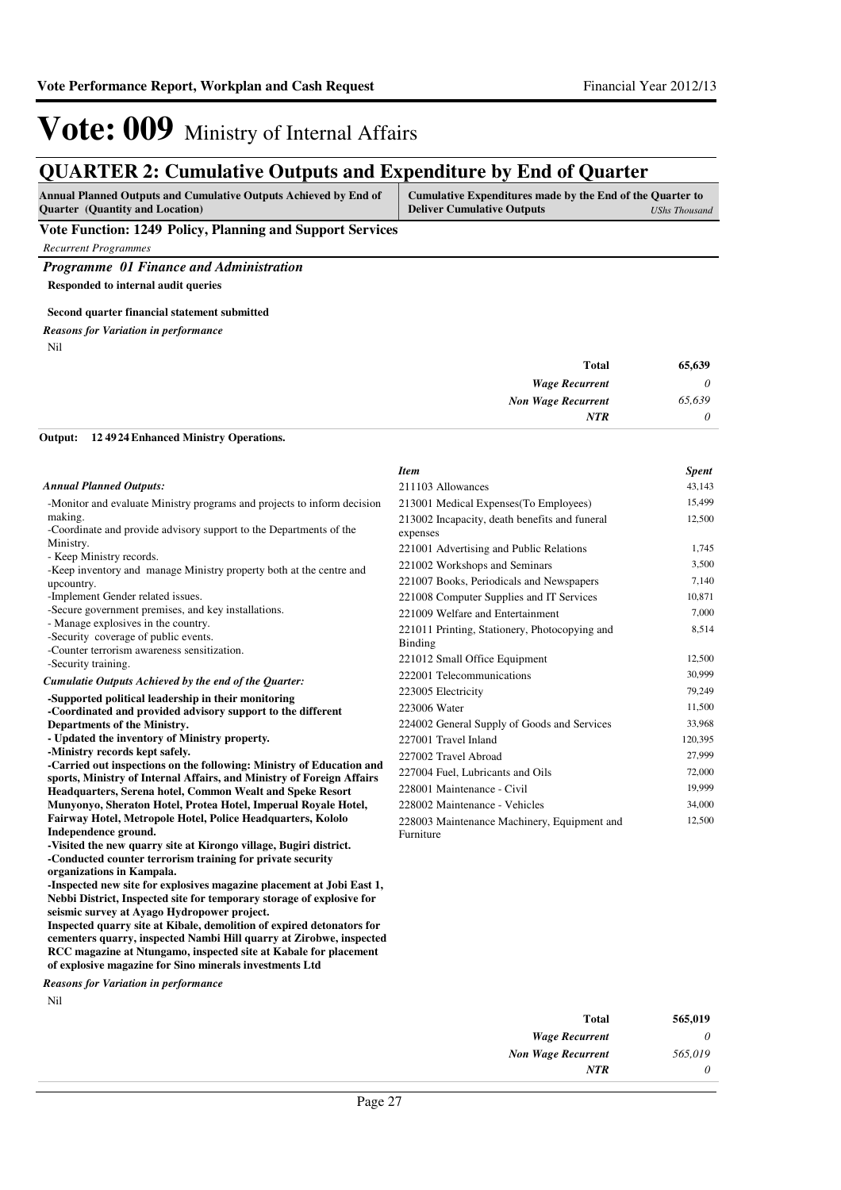# Vote: 009 Ministry of Internal Affairs

## QUARTER 2: Cumulative Outputs and Expenditure by End of Quarter

| Annual Planned Outputs and Cumulative Outputs Achieved by End of Quarter (Quantity and Location) | Cumulative Expenditures made by the End of the Quarter to Deliver Cumulative Outputs *UShs Thousand* |
|---|---|

**Vote Function: 1249 Policy, Planning and Support Services**

*Recurrent Programmes*

### *Programme 01 Finance and Administration*

**Responded to internal audit queries**

**Second quarter financial statement submitted**

*Reasons for Variation in performance*

Nil

| | |
|---|---|
| **Total** | **65,639** |
| *Wage Recurrent* | *0* |
| *Non Wage Recurrent* | *65,639* |
| *NTR* | *0* |

**Output: 12 49 24 Enhanced Ministry Operations.**

*Annual Planned Outputs:*

-Monitor and evaluate Ministry programs and projects to inform decision making.
-Coordinate and provide advisory support to the Departments of the Ministry.
- Keep Ministry records.
-Keep inventory and manage Ministry property both at the centre and upcountry.
-Implement Gender related issues.
-Secure government premises, and key installations.
- Manage explosives in the country.
-Security coverage of public events.
-Counter terrorism awareness sensitization.
-Security training.

*Cumulatie Outputs Achieved by the end of the Quarter:*

**-Supported political leadership in their monitoring**
**-Coordinated and provided advisory support to the different Departments of the Ministry.**
**- Updated the inventory of Ministry property.**
**-Ministry records kept safely.**
**-Carried out inspections on the following: Ministry of Education and sports, Ministry of Internal Affairs, and Ministry of Foreign Affairs Headquarters, Serena hotel, Common Wealt and Speke Resort Munyonyo, Sheraton Hotel, Protea Hotel, Imperual Royale Hotel, Fairway Hotel, Metropole Hotel, Police Headquarters, Kololo Independence ground.**
**-Visited the new quarry site at Kirongo village, Bugiri district.**
**-Conducted counter terrorism training for private security organizations in Kampala.**
**-Inspected new site for explosives magazine placement at Jobi East 1, Nebbi District, Inspected site for temporary storage of explosive for seismic survey at Ayago Hydropower project.**
**Inspected quarry site at Kibale, demolition of expired detonators for cementers quarry, inspected Nambi Hill quarry at Zirobwe, inspected RCC magazine at Ntungamo, inspected site at Kabale for placement of explosive magazine for Sino minerals investments Ltd**

| *Item* | *Spent* |
|---|---|
| 211103 Allowances | 43,143 |
| 213001 Medical Expenses(To Employees) | 15,499 |
| 213002 Incapacity, death benefits and funeral expenses | 12,500 |
| 221001 Advertising and Public Relations | 1,745 |
| 221002 Workshops and Seminars | 3,500 |
| 221007 Books, Periodicals and Newspapers | 7,140 |
| 221008 Computer Supplies and IT Services | 10,871 |
| 221009 Welfare and Entertainment | 7,000 |
| 221011 Printing, Stationery, Photocopying and Binding | 8,514 |
| 221012 Small Office Equipment | 12,500 |
| 222001 Telecommunications | 30,999 |
| 223005 Electricity | 79,249 |
| 223006 Water | 11,500 |
| 224002 General Supply of Goods and Services | 33,968 |
| 227001 Travel Inland | 120,395 |
| 227002 Travel Abroad | 27,999 |
| 227004 Fuel, Lubricants and Oils | 72,000 |
| 228001 Maintenance - Civil | 19,999 |
| 228002 Maintenance - Vehicles | 34,000 |
| 228003 Maintenance Machinery, Equipment and Furniture | 12,500 |

*Reasons for Variation in performance*

Nil

| | |
|---|---|
| **Total** | **565,019** |
| *Wage Recurrent* | *0* |
| *Non Wage Recurrent* | *565,019* |
| *NTR* | *0* |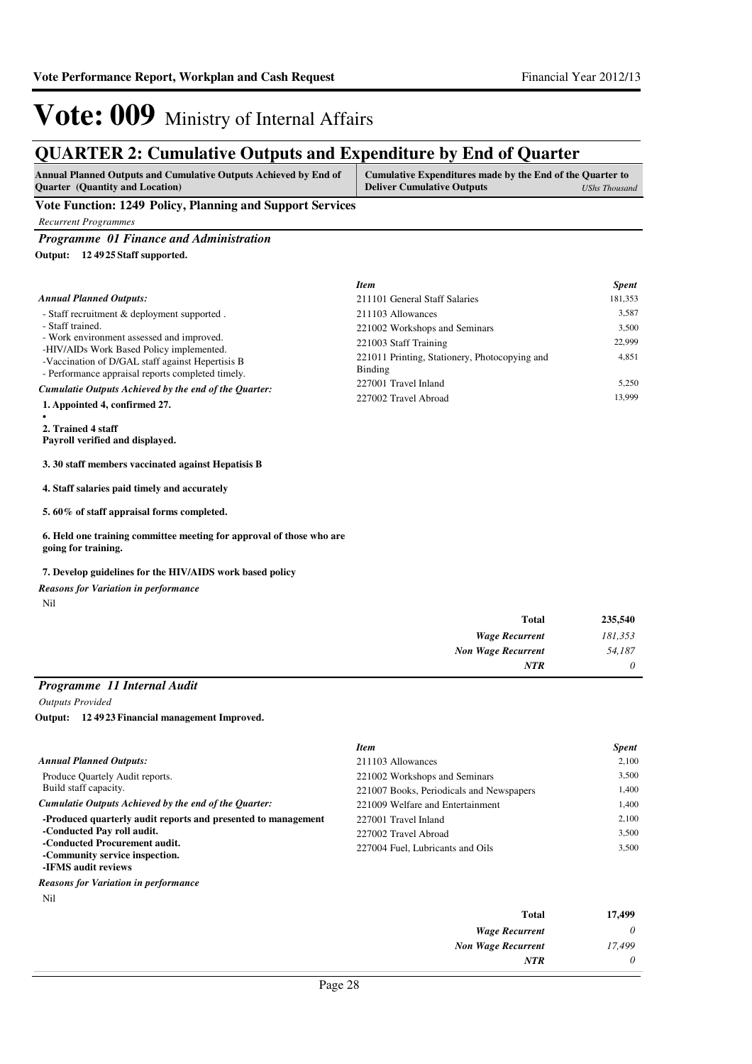# Vote: 009 Ministry of Internal Affairs

## QUARTER 2: Cumulative Outputs and Expenditure by End of Quarter

| Annual Planned Outputs and Cumulative Outputs Achieved by End of Quarter (Quantity and Location) | Cumulative Expenditures made by the End of the Quarter to Deliver Cumulative Outputs *UShs Thousand* |
|---|---|

### Vote Function: 1249 Policy, Planning and Support Services

*Recurrent Programmes*

#### *Programme 01 Finance and Administration*

**Output: 12 49 25 Staff supported.**

*Annual Planned Outputs:*

- Staff recruitment & deployment supported .
- Staff trained.
- Work environment assessed and improved.
-HIV/AIDs Work Based Policy implemented.
-Vaccination of D/GAL staff against Hepertisis B
- Performance appraisal reports completed timely.

*Cumulatie Outputs Achieved by the end of the Quarter:*

**1. Appointed 4, confirmed 27.**

•

**2. Trained 4 staff**
**Payroll verified and displayed.**

**3. 30 staff members vaccinated against Hepatisis B**

**4. Staff salaries paid timely and accurately**

**5. 60% of staff appraisal forms completed.**

**6. Held one training committee meeting for approval of those who are going for training.**

**7. Develop guidelines for the HIV/AIDS work based policy**

*Reasons for Variation in performance*

Nil

| *Item* | *Spent* |
|---|---|
| 211101 General Staff Salaries | 181,353 |
| 211103 Allowances | 3,587 |
| 221002 Workshops and Seminars | 3,500 |
| 221003 Staff Training | 22,999 |
| 221011 Printing, Stationery, Photocopying and Binding | 4,851 |
| 227001 Travel Inland | 5,250 |
| 227002 Travel Abroad | 13,999 |

| | |
|---|---|
| **Total** | **235,540** |
| *Wage Recurrent* | *181,353* |
| *Non Wage Recurrent* | *54,187* |
| *NTR* | *0* |

#### *Programme 11 Internal Audit*

*Outputs Provided*

**Output: 12 49 23 Financial management Improved.**

*Annual Planned Outputs:*

Produce Quartely Audit reports.
Build staff capacity.

*Cumulatie Outputs Achieved by the end of the Quarter:*

**-Produced quarterly audit reports and presented to management**
**-Conducted Pay roll audit.**
**-Conducted Procurement audit.**
**-Community service inspection.**
**-IFMS audit reviews**

*Reasons for Variation in performance*

Nil

| *Item* | *Spent* |
|---|---|
| 211103 Allowances | 2,100 |
| 221002 Workshops and Seminars | 3,500 |
| 221007 Books, Periodicals and Newspapers | 1,400 |
| 221009 Welfare and Entertainment | 1,400 |
| 227001 Travel Inland | 2,100 |
| 227002 Travel Abroad | 3,500 |
| 227004 Fuel, Lubricants and Oils | 3,500 |

| | |
|---|---|
| **Total** | **17,499** |
| *Wage Recurrent* | *0* |
| *Non Wage Recurrent* | *17,499* |
| *NTR* | *0* |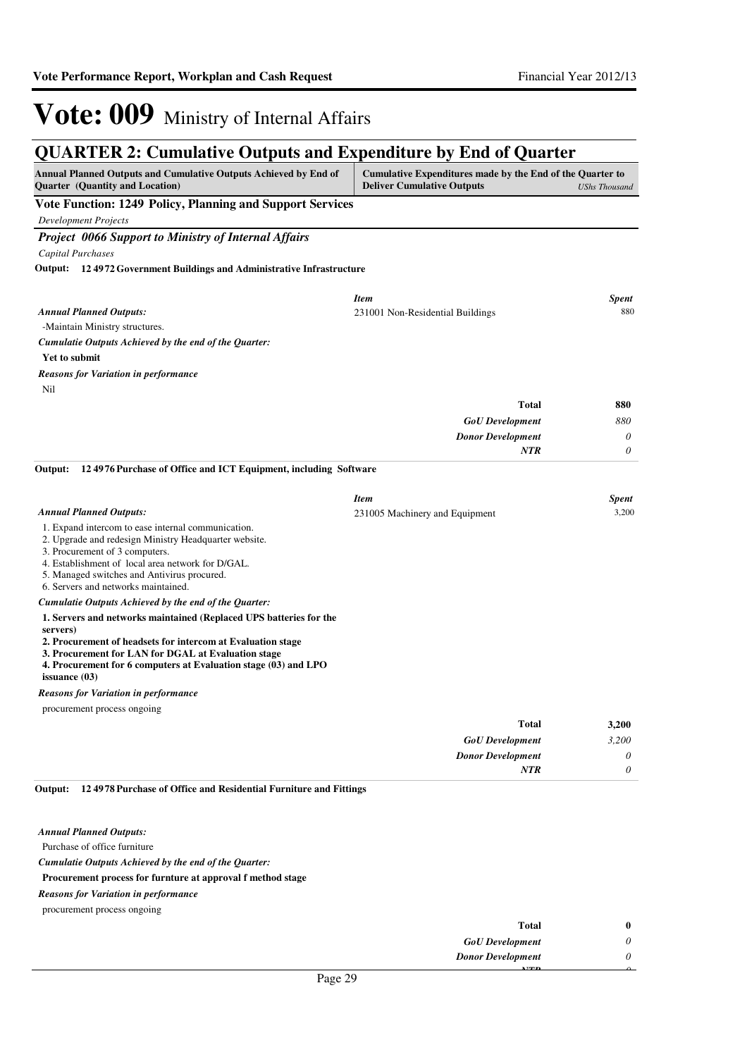# Vote: 009 Ministry of Internal Affairs

## QUARTER 2: Cumulative Outputs and Expenditure by End of Quarter

| Annual Planned Outputs and Cumulative Outputs Achieved by End of Quarter (Quantity and Location) | Cumulative Expenditures made by the End of the Quarter to Deliver Cumulative Outputs *UShs Thousand* |
|---|---|

### Vote Function: 1249 Policy, Planning and Support Services

*Development Projects*

#### *Project 0066 Support to Ministry of Internal Affairs*

*Capital Purchases*

**Output: 12 4972 Government Buildings and Administrative Infrastructure**

*Annual Planned Outputs:*

-Maintain Ministry structures.

*Cumulatie Outputs Achieved by the end of the Quarter:*

**Yet to submit**

*Reasons for Variation in performance*

Nil

| *Item* | *Spent* |
|---|---|
| 231001 Non-Residential Buildings | 880 |
| **Total** | **880** |
| *GoU Development* | *880* |
| *Donor Development* | *0* |
| *NTR* | *0* |

**Output: 12 4976 Purchase of Office and ICT Equipment, including Software**

*Annual Planned Outputs:*

1. Expand intercom to ease internal communication.
2. Upgrade and redesign Ministry Headquarter website.
3. Procurement of 3 computers.
4. Establishment of local area network for D/GAL.
5. Managed switches and Antivirus procured.
6. Servers and networks maintained.

*Cumulatie Outputs Achieved by the end of the Quarter:*

**1. Servers and networks maintained (Replaced UPS batteries for the servers)**
**2. Procurement of headsets for intercom at Evaluation stage**
**3. Procurement for LAN for DGAL at Evaluation stage**
**4. Procurement for 6 computers at Evaluation stage (03) and LPO issuance (03)**

*Reasons for Variation in performance*

procurement process ongoing

| *Item* | *Spent* |
|---|---|
| 231005 Machinery and Equipment | 3,200 |
| **Total** | **3,200** |
| *GoU Development* | *3,200* |
| *Donor Development* | *0* |
| *NTR* | *0* |

**Output: 12 4978 Purchase of Office and Residential Furniture and Fittings**

*Annual Planned Outputs:*

Purchase of office furniture

*Cumulatie Outputs Achieved by the end of the Quarter:*

**Procurement process for furnture at approval f method stage**

*Reasons for Variation in performance*

procurement process ongoing

| | |
|---|---|
| **Total** | **0** |
| *GoU Development* | *0* |
| *Donor Development* | *0* |
| *NTR* | *0* |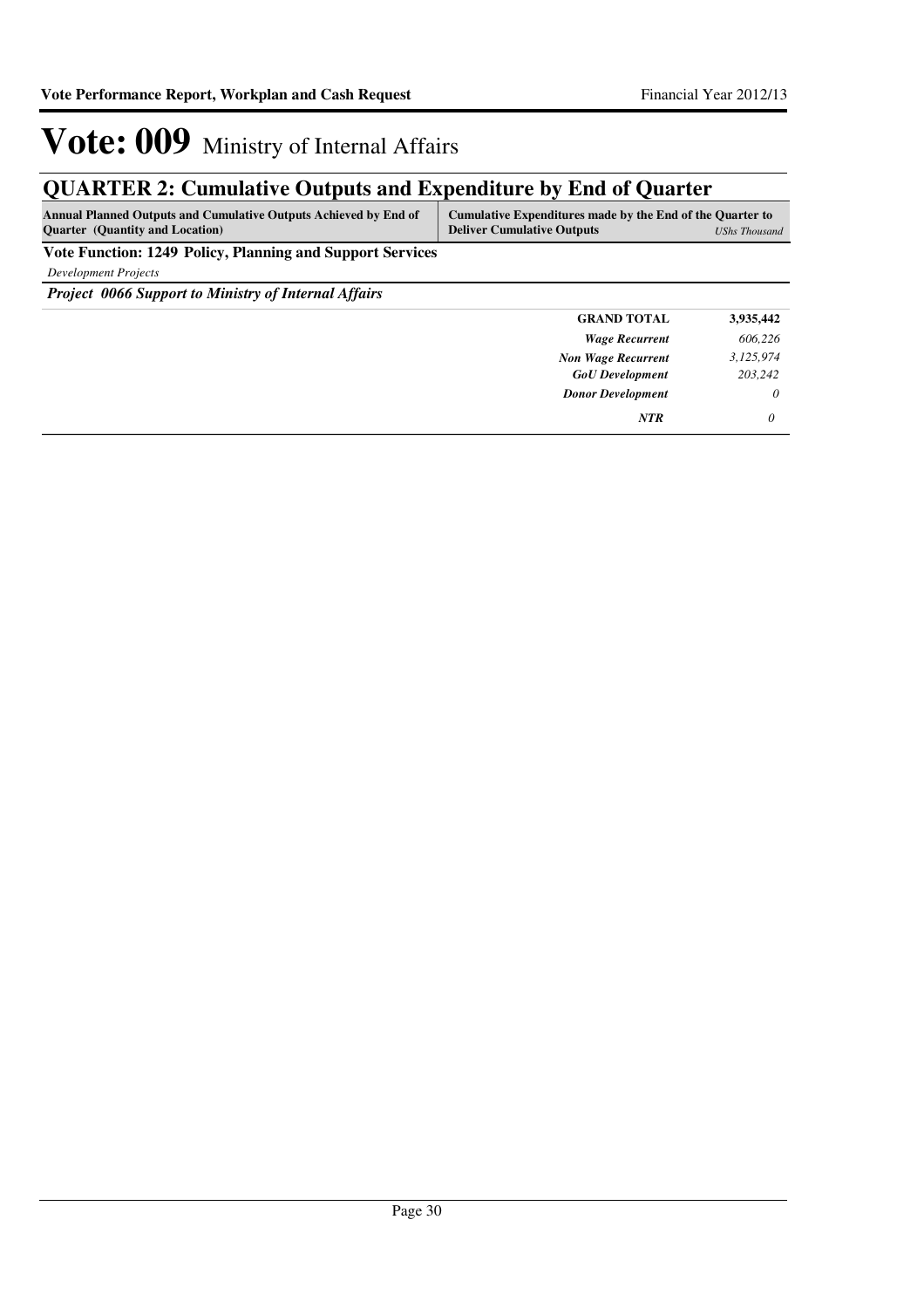# Vote: 009 Ministry of Internal Affairs

## QUARTER 2: Cumulative Outputs and Expenditure by End of Quarter

| Annual Planned Outputs and Cumulative Outputs Achieved by End of Quarter (Quantity and Location) | Cumulative Expenditures made by the End of the Quarter to Deliver Cumulative Outputs | *UShs Thousand* |
|---|---|---|

**Vote Function: 1249 Policy, Planning and Support Services**

*Development Projects*

***Project 0066 Support to Ministry of Internal Affairs***

| | | |
|---|---|---|
| | **GRAND TOTAL** | **3,935,442** |
| | ***Wage Recurrent*** | *606,226* |
| | ***Non Wage Recurrent*** | *3,125,974* |
| | ***GoU Development*** | *203,242* |
| | ***Donor Development*** | *0* |
| | ***NTR*** | *0* |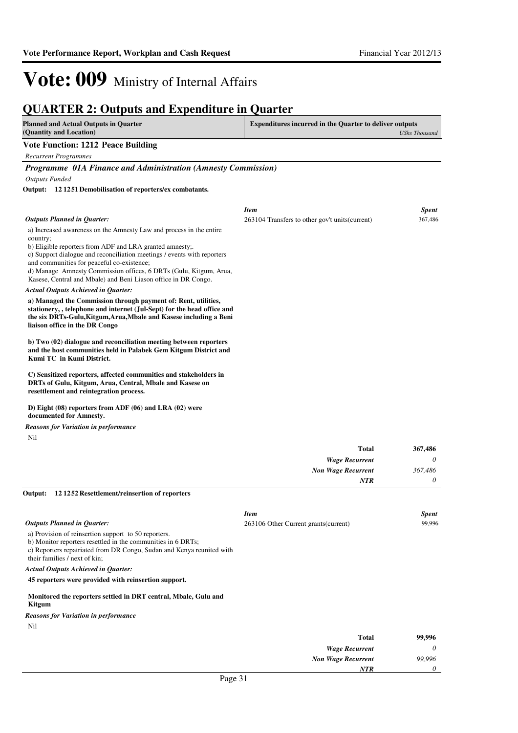# Vote: 009 Ministry of Internal Affairs

## QUARTER 2: Outputs and Expenditure in Quarter

| Planned and Actual Outputs in Quarter (Quantity and Location) | Expenditures incurred in the Quarter to deliver outputs *UShs Thousand* |
|---|---|

### Vote Function: 1212 Peace Building

*Recurrent Programmes*

#### *Programme 01A Finance and Administration (Amnesty Commission)*

*Outputs Funded*

**Output: 12 1251 Demobilisation of reporters/ex combatants.**

*Outputs Planned in Quarter:*

a) Increased awareness on the Amnesty Law and process in the entire country;
b) Eligible reporters from ADF and LRA granted amnesty;.
c) Support dialogue and reconciliation meetings / events with reporters and communities for peaceful co-existence;
d) Manage Amnesty Commission offices, 6 DRTs (Gulu, Kitgum, Arua, Kasese, Central and Mbale) and Beni Liason office in DR Congo.

*Actual Outputs Achieved in Quarter:*

**a) Managed the Commission through payment of: Rent, utilities, stationery, , telephone and internet (Jul-Sept) for the head office and the six DRTs-Gulu,Kitgum,Arua,Mbale and Kasese including a Beni liaison office in the DR Congo**

**b) Two (02) dialogue and reconciliation meeting between reporters and the host communities held in Palabek Gem Kitgum District and Kumi TC in Kumi District.**

**C) Sensitized reporters, affected communities and stakeholders in DRTs of Gulu, Kitgum, Arua, Central, Mbale and Kasese on resettlement and reintegration process.**

**D) Eight (08) reporters from ADF (06) and LRA (02) were documented for Amnesty.**

*Reasons for Variation in performance*

Nil

| *Item* | *Spent* |
|---|---|
| 263104 Transfers to other gov't units(current) | 367,486 |
| **Total** | **367,486** |
| *Wage Recurrent* | *0* |
| *Non Wage Recurrent* | *367,486* |
| *NTR* | *0* |

**Output: 12 1252 Resettlement/reinsertion of reporters**

*Outputs Planned in Quarter:*

a) Provision of reinsertion support to 50 reporters.
b) Monitor reporters resettled in the communities in 6 DRTs;
c) Reporters repatriated from DR Congo, Sudan and Kenya reunited with their families / next of kin;

*Actual Outputs Achieved in Quarter:*

**45 reporters were provided with reinsertion support.**

**Monitored the reporters settled in DRT central, Mbale, Gulu and Kitgum**

*Reasons for Variation in performance*

Nil

| *Item* | *Spent* |
|---|---|
| 263106 Other Current grants(current) | 99,996 |
| **Total** | **99,996** |
| *Wage Recurrent* | *0* |
| *Non Wage Recurrent* | *99,996* |
| *NTR* | *0* |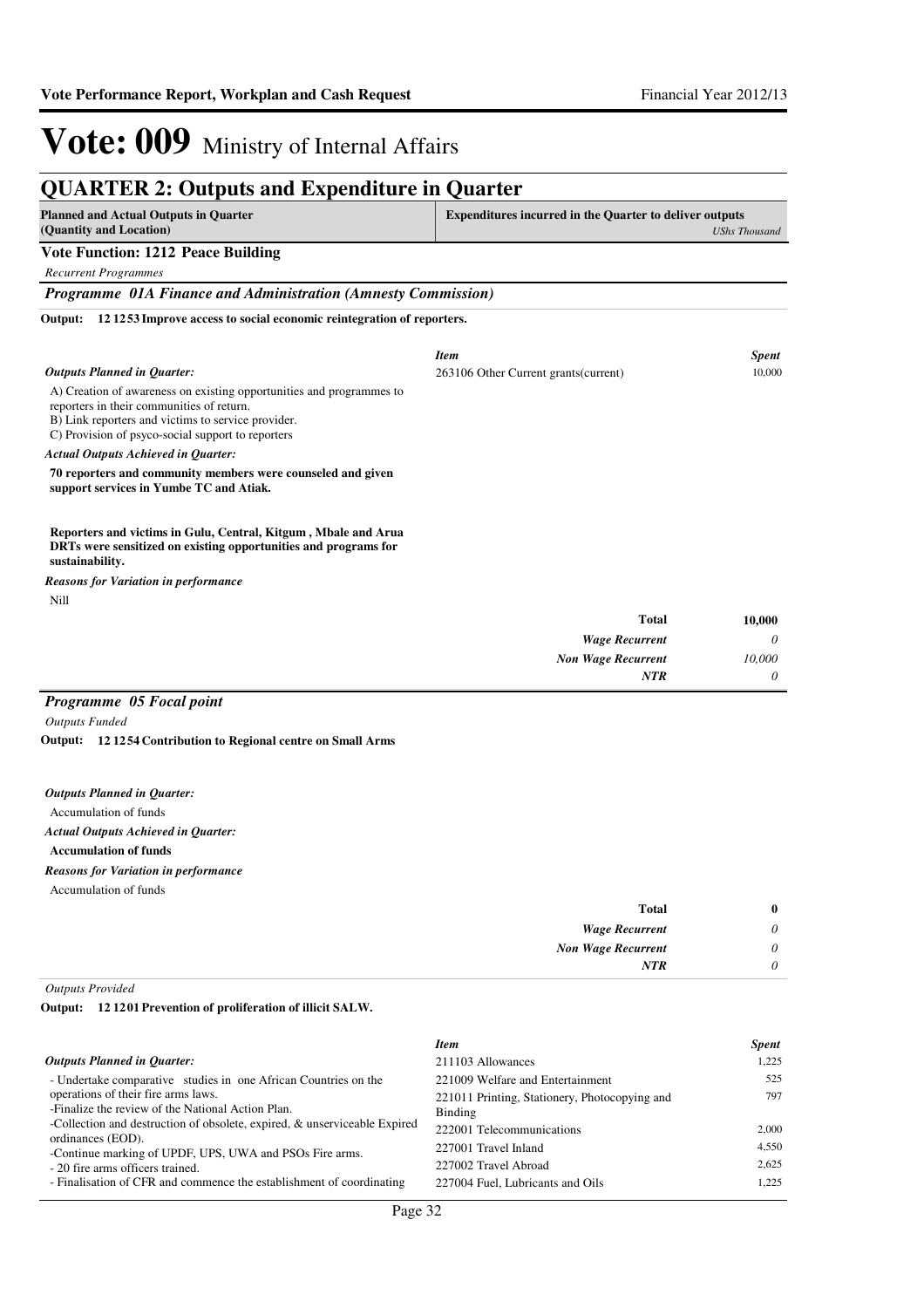# Vote: 009 Ministry of Internal Affairs

## QUARTER 2: Outputs and Expenditure in Quarter

| Planned and Actual Outputs in Quarter (Quantity and Location) | Expenditures incurred in the Quarter to deliver outputs *UShs Thousand* |
|---|---|

### Vote Function: 1212 Peace Building

*Recurrent Programmes*

#### *Programme 01A Finance and Administration (Amnesty Commission)*

**Output: 12 1253 Improve access to social economic reintegration of reporters.**

*Outputs Planned in Quarter:*

A) Creation of awareness on existing opportunities and programmes to reporters in their communities of return.
B) Link reporters and victims to service provider.
C) Provision of psyco-social support to reporters

*Actual Outputs Achieved in Quarter:*

**70 reporters and community members were counseled and given support services in Yumbe TC and Atiak.**

**Reporters and victims in Gulu, Central, Kitgum , Mbale and Arua DRTs were sensitized on existing opportunities and programs for sustainability.**

*Reasons for Variation in performance*

Nill

| *Item* | *Spent* |
|---|---|
| 263106 Other Current grants(current) | 10,000 |

| | |
|---|---|
| **Total** | **10,000** |
| *Wage Recurrent* | *0* |
| *Non Wage Recurrent* | *10,000* |
| *NTR* | *0* |

#### *Programme 05 Focal point*

*Outputs Funded*

**Output: 12 1254 Contribution to Regional centre on Small Arms**

*Outputs Planned in Quarter:*

Accumulation of funds

*Actual Outputs Achieved in Quarter:*

**Accumulation of funds**

*Reasons for Variation in performance*

Accumulation of funds

| | |
|---|---|
| **Total** | **0** |
| *Wage Recurrent* | *0* |
| *Non Wage Recurrent* | *0* |
| *NTR* | *0* |

*Outputs Provided*

**Output: 12 1201 Prevention of proliferation of illicit SALW.**

*Outputs Planned in Quarter:*

- Undertake comparative studies in one African Countries on the operations of their fire arms laws.
-Finalize the review of the National Action Plan.
-Collection and destruction of obsolete, expired, & unserviceable Expired ordinances (EOD).
-Continue marking of UPDF, UPS, UWA and PSOs Fire arms.
- 20 fire arms officers trained.
- Finalisation of CFR and commence the establishment of coordinating

| *Item* | *Spent* |
|---|---|
| 211103 Allowances | 1,225 |
| 221009 Welfare and Entertainment | 525 |
| 221011 Printing, Stationery, Photocopying and Binding | 797 |
| 222001 Telecommunications | 2,000 |
| 227001 Travel Inland | 4,550 |
| 227002 Travel Abroad | 2,625 |
| 227004 Fuel, Lubricants and Oils | 1,225 |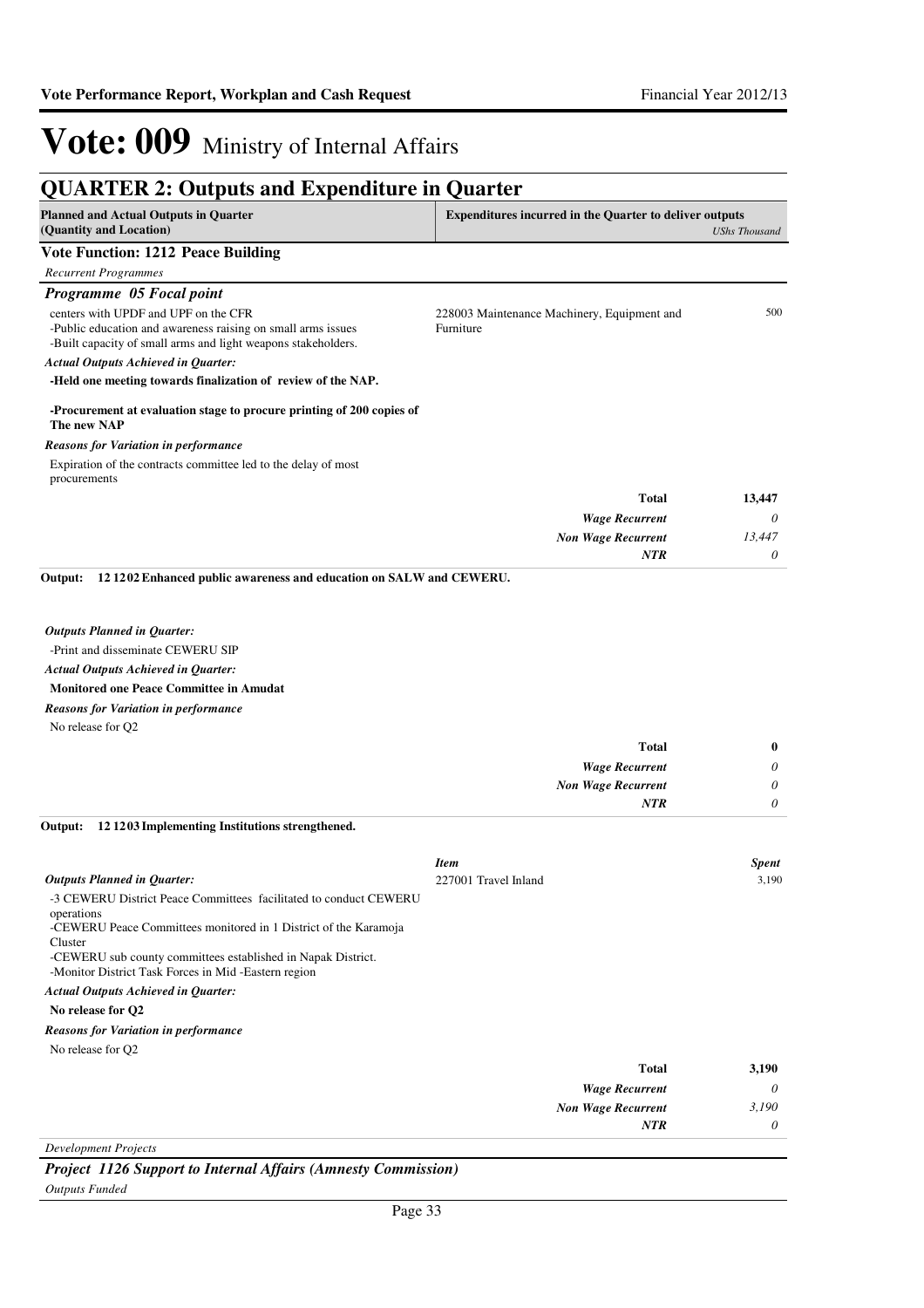# Vote: 009 Ministry of Internal Affairs

## QUARTER 2: Outputs and Expenditure in Quarter

| Planned and Actual Outputs in Quarter (Quantity and Location) | Expenditures incurred in the Quarter to deliver outputs | UShs Thousand |
|---|---|---|

**Vote Function: 1212 Peace Building**

*Recurrent Programmes*

### *Programme 05 Focal point*

| | | |
|---|---|---|
| centers with UPDF and UPF on the CFR<br>-Public education and awareness raising on small arms issues<br>-Built capacity of small arms and light weapons stakeholders. | 228003 Maintenance Machinery, Equipment and Furniture | 500 |

*Actual Outputs Achieved in Quarter:*

**-Held one meeting towards finalization of review of the NAP.**

**-Procurement at evaluation stage to procure printing of 200 copies of The new NAP**

*Reasons for Variation in performance*

Expiration of the contracts committee led to the delay of most procurements

| | |
|---|---|
| **Total** | **13,447** |
| *Wage Recurrent* | *0* |
| *Non Wage Recurrent* | *13,447* |
| *NTR* | *0* |

**Output: 12 1202 Enhanced public awareness and education on SALW and CEWERU.**

*Outputs Planned in Quarter:*

-Print and disseminate CEWERU SIP

*Actual Outputs Achieved in Quarter:*

**Monitored one Peace Committee in Amudat**

*Reasons for Variation in performance*

No release for Q2

| | |
|---|---|
| **Total** | **0** |
| *Wage Recurrent* | *0* |
| *Non Wage Recurrent* | *0* |
| *NTR* | *0* |

**Output: 12 1203 Implementing Institutions strengthened.**

| *Outputs Planned in Quarter:* | *Item* | *Spent* |
|---|---|---|
| -3 CEWERU District Peace Committees facilitated to conduct CEWERU operations<br>-CEWERU Peace Committees monitored in 1 District of the Karamoja Cluster<br>-CEWERU sub county committees established in Napak District.<br>-Monitor District Task Forces in Mid -Eastern region | 227001 Travel Inland | 3,190 |

*Actual Outputs Achieved in Quarter:*

**No release for Q2**

*Reasons for Variation in performance*

No release for Q2

| | |
|---|---|
| **Total** | **3,190** |
| *Wage Recurrent* | *0* |
| *Non Wage Recurrent* | *3,190* |
| *NTR* | *0* |

*Development Projects*

### *Project 1126 Support to Internal Affairs (Amnesty Commission)*

*Outputs Funded*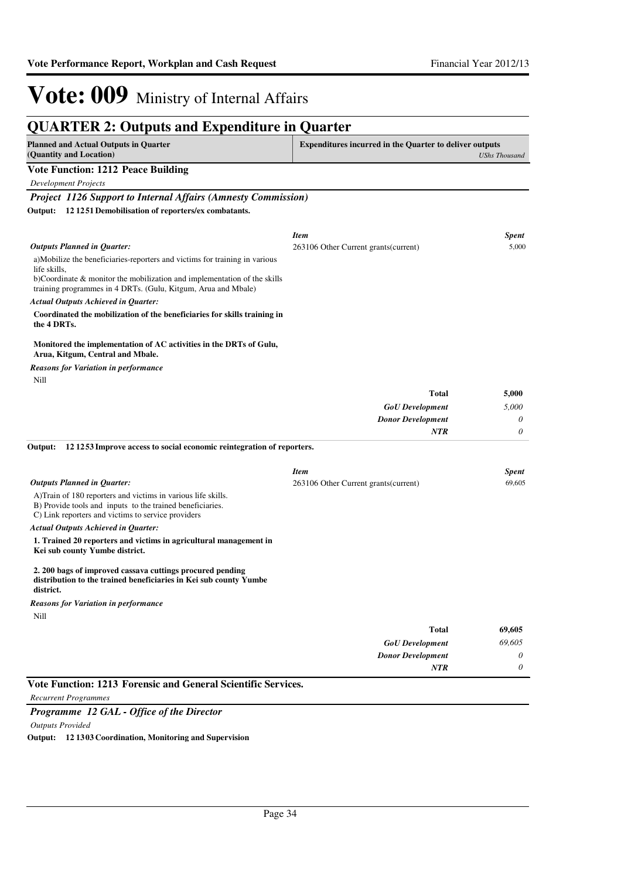# Vote: 009 Ministry of Internal Affairs

## QUARTER 2: Outputs and Expenditure in Quarter

| Planned and Actual Outputs in Quarter (Quantity and Location) | Expenditures incurred in the Quarter to deliver outputs *UShs Thousand* |
|---|---|

### Vote Function: 1212 Peace Building

*Development Projects*

#### *Project 1126 Support to Internal Affairs (Amnesty Commission)*

**Output: 12 1251 Demobilisation of reporters/ex combatants.**

*Outputs Planned in Quarter:*

a)Mobilize the beneficiaries-reporters and victims for training in various life skills,
b)Coordinate & monitor the mobilization and implementation of the skills training programmes in 4 DRTs. (Gulu, Kitgum, Arua and Mbale)

*Actual Outputs Achieved in Quarter:*

**Coordinated the mobilization of the beneficiaries for skills training in the 4 DRTs.**

**Monitored the implementation of AC activities in the DRTs of Gulu, Arua, Kitgum, Central and Mbale.**

*Reasons for Variation in performance*

Nill

| *Item* | *Spent* |
|---|---|
| 263106 Other Current grants(current) | 5,000 |
| **Total** | **5,000** |
| *GoU Development* | *5,000* |
| *Donor Development* | *0* |
| *NTR* | *0* |

**Output: 12 1253 Improve access to social economic reintegration of reporters.**

*Outputs Planned in Quarter:*

A)Train of 180 reporters and victims in various life skills.
B) Provide tools and inputs to the trained beneficiaries.
C) Link reporters and victims to service providers

*Actual Outputs Achieved in Quarter:*

**1. Trained 20 reporters and victims in agricultural management in Kei sub county Yumbe district.**

**2. 200 bags of improved cassava cuttings procured pending distribution to the trained beneficiaries in Kei sub county Yumbe district.**

*Reasons for Variation in performance*

Nill

| *Item* | *Spent* |
|---|---|
| 263106 Other Current grants(current) | 69,605 |
| **Total** | **69,605** |
| *GoU Development* | *69,605* |
| *Donor Development* | *0* |
| *NTR* | *0* |

### Vote Function: 1213 Forensic and General Scientific Services.

*Recurrent Programmes*

#### *Programme 12 GAL - Office of the Director*

*Outputs Provided*

**Output: 12 1303 Coordination, Monitoring and Supervision**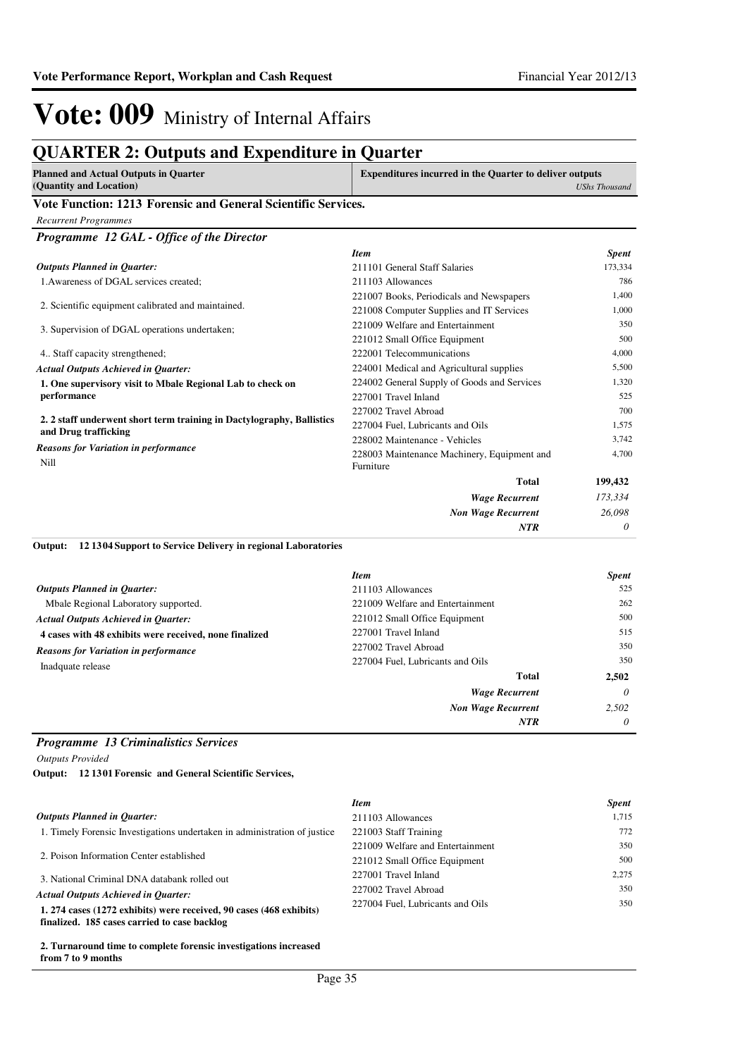# Vote: 009 Ministry of Internal Affairs

## QUARTER 2: Outputs and Expenditure in Quarter

| Planned and Actual Outputs in Quarter (Quantity and Location) | Expenditures incurred in the Quarter to deliver outputs *UShs Thousand* |
|---|---|

### Vote Function: 1213 Forensic and General Scientific Services.

*Recurrent Programmes*

### *Programme 12 GAL - Office of the Director*

*Outputs Planned in Quarter:*

1.Awareness of DGAL services created;

2. Scientific equipment calibrated and maintained.

3. Supervision of DGAL operations undertaken;

4.. Staff capacity strengthened;

*Actual Outputs Achieved in Quarter:*

**1. One supervisory visit to Mbale Regional Lab to check on performance**

**2. 2 staff underwent short term training in Dactylography, Ballistics and Drug trafficking**

*Reasons for Variation in performance*

Nill

| *Item* | *Spent* |
|---|---|
| 211101 General Staff Salaries | 173,334 |
| 211103 Allowances | 786 |
| 221007 Books, Periodicals and Newspapers | 1,400 |
| 221008 Computer Supplies and IT Services | 1,000 |
| 221009 Welfare and Entertainment | 350 |
| 221012 Small Office Equipment | 500 |
| 222001 Telecommunications | 4,000 |
| 224001 Medical and Agricultural supplies | 5,500 |
| 224002 General Supply of Goods and Services | 1,320 |
| 227001 Travel Inland | 525 |
| 227002 Travel Abroad | 700 |
| 227004 Fuel, Lubricants and Oils | 1,575 |
| 228002 Maintenance - Vehicles | 3,742 |
| 228003 Maintenance Machinery, Equipment and Furniture | 4,700 |
| **Total** | **199,432** |
| *Wage Recurrent* | *173,334* |
| *Non Wage Recurrent* | *26,098* |
| *NTR* | *0* |

**Output: 12 1304 Support to Service Delivery in regional Laboratories**

*Outputs Planned in Quarter:*

Mbale Regional Laboratory supported.

*Actual Outputs Achieved in Quarter:*

**4 cases with 48 exhibits were received, none finalized**

*Reasons for Variation in performance*

Inadquate release

| *Item* | *Spent* |
|---|---|
| 211103 Allowances | 525 |
| 221009 Welfare and Entertainment | 262 |
| 221012 Small Office Equipment | 500 |
| 227001 Travel Inland | 515 |
| 227002 Travel Abroad | 350 |
| 227004 Fuel, Lubricants and Oils | 350 |
| **Total** | **2,502** |
| *Wage Recurrent* | *0* |
| *Non Wage Recurrent* | *2,502* |
| *NTR* | *0* |

### *Programme 13 Criminalistics Services*

*Outputs Provided*

**Output: 12 1301 Forensic and General Scientific Services,**

*Outputs Planned in Quarter:*

1. Timely Forensic Investigations undertaken in administration of justice

2. Poison Information Center established

3. National Criminal DNA databank rolled out

*Actual Outputs Achieved in Quarter:*

**1. 274 cases (1272 exhibits) were received, 90 cases (468 exhibits) finalized. 185 cases carried to case backlog**

**2. Turnaround time to complete forensic investigations increased from 7 to 9 months**

| *Item* | *Spent* |
|---|---|
| 211103 Allowances | 1,715 |
| 221003 Staff Training | 772 |
| 221009 Welfare and Entertainment | 350 |
| 221012 Small Office Equipment | 500 |
| 227001 Travel Inland | 2,275 |
| 227002 Travel Abroad | 350 |
| 227004 Fuel, Lubricants and Oils | 350 |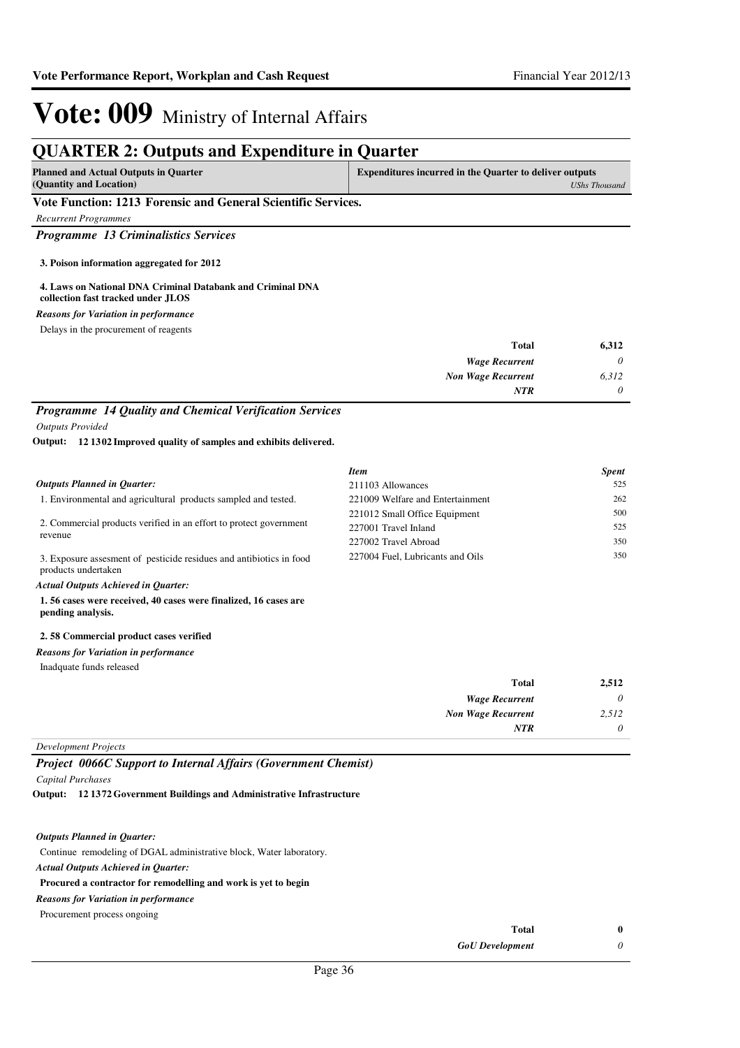# Vote: 009 Ministry of Internal Affairs

## QUARTER 2: Outputs and Expenditure in Quarter

| Planned and Actual Outputs in Quarter (Quantity and Location) | Expenditures incurred in the Quarter to deliver outputs *UShs Thousand* |
|---|---|

### Vote Function: 1213 Forensic and General Scientific Services.

*Recurrent Programmes*

#### *Programme 13 Criminalistics Services*

**3. Poison information aggregated for 2012**

**4. Laws on National DNA Criminal Databank and Criminal DNA collection fast tracked under JLOS**

***Reasons for Variation in performance***

Delays in the procurement of reagents

| | |
|---|---|
| **Total** | **6,312** |
| ***Wage Recurrent*** | *0* |
| ***Non Wage Recurrent*** | *6,312* |
| ***NTR*** | *0* |

#### *Programme 14 Quality and Chemical Verification Services*

*Outputs Provided*

**Output: 12 1302 Improved quality of samples and exhibits delivered.**

***Outputs Planned in Quarter:***

1. Environmental and agricultural products sampled and tested.

2. Commercial products verified in an effort to protect government revenue

3. Exposure assesment of pesticide residues and antibiotics in food products undertaken

***Actual Outputs Achieved in Quarter:***

**1. 56 cases were received, 40 cases were finalized, 16 cases are pending analysis.**

**2. 58 Commercial product cases verified**

***Reasons for Variation in performance***

Inadquate funds released

| *Item* | *Spent* |
|---|---|
| 211103 Allowances | 525 |
| 221009 Welfare and Entertainment | 262 |
| 221012 Small Office Equipment | 500 |
| 227001 Travel Inland | 525 |
| 227002 Travel Abroad | 350 |
| 227004 Fuel, Lubricants and Oils | 350 |

| | |
|---|---|
| **Total** | **2,512** |
| ***Wage Recurrent*** | *0* |
| ***Non Wage Recurrent*** | *2,512* |
| ***NTR*** | *0* |

*Development Projects*

#### *Project 0066C Support to Internal Affairs (Government Chemist)*

*Capital Purchases*

**Output: 12 1372 Government Buildings and Administrative Infrastructure**

***Outputs Planned in Quarter:***

Continue remodeling of DGAL administrative block, Water laboratory.

***Actual Outputs Achieved in Quarter:***

**Procured a contractor for remodelling and work is yet to begin**

***Reasons for Variation in performance***

Procurement process ongoing

| | |
|---|---|
| **Total** | **0** |
| ***GoU Development*** | *0* |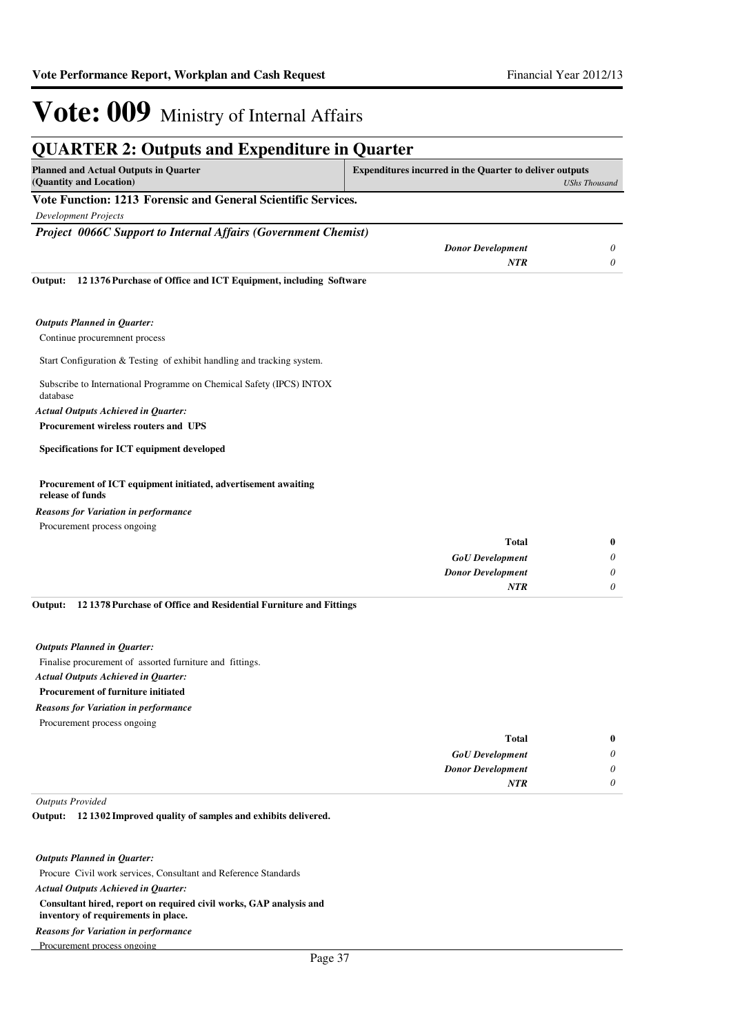# Vote: 009 Ministry of Internal Affairs

## QUARTER 2: Outputs and Expenditure in Quarter

| Planned and Actual Outputs in Quarter (Quantity and Location) | Expenditures incurred in the Quarter to deliver outputs | *UShs Thousand* |
|---|---|---|

### Vote Function: 1213 Forensic and General Scientific Services.

*Development Projects*

***Project 0066C Support to Internal Affairs (Government Chemist)***

| | | |
|---|---|---|
| | *Donor Development* | *0* |
| | *NTR* | *0* |

**Output: 12 1376 Purchase of Office and ICT Equipment, including Software**

*Outputs Planned in Quarter:*

Continue procuremnent process

Start Configuration & Testing of exhibit handling and tracking system.

Subscribe to International Programme on Chemical Safety (IPCS) INTOX database

*Actual Outputs Achieved in Quarter:*

**Procurement wireless routers and UPS**

**Specifications for ICT equipment developed**

**Procurement of ICT equipment initiated, advertisement awaiting release of funds**

*Reasons for Variation in performance*

Procurement process ongoing

| | | |
|---|---|---|
| | **Total** | **0** |
| | *GoU Development* | *0* |
| | *Donor Development* | *0* |
| | *NTR* | *0* |

**Output: 12 1378 Purchase of Office and Residential Furniture and Fittings**

*Outputs Planned in Quarter:*

Finalise procurement of assorted furniture and fittings.

*Actual Outputs Achieved in Quarter:*

**Procurement of furniture initiated**

*Reasons for Variation in performance*

Procurement process ongoing

| | | |
|---|---|---|
| | **Total** | **0** |
| | *GoU Development* | *0* |
| | *Donor Development* | *0* |
| | *NTR* | *0* |

*Outputs Provided*

**Output: 12 1302 Improved quality of samples and exhibits delivered.**

*Outputs Planned in Quarter:*

Procure Civil work services, Consultant and Reference Standards

*Actual Outputs Achieved in Quarter:*

**Consultant hired, report on required civil works, GAP analysis and inventory of requirements in place.**

*Reasons for Variation in performance*

Procurement process ongoing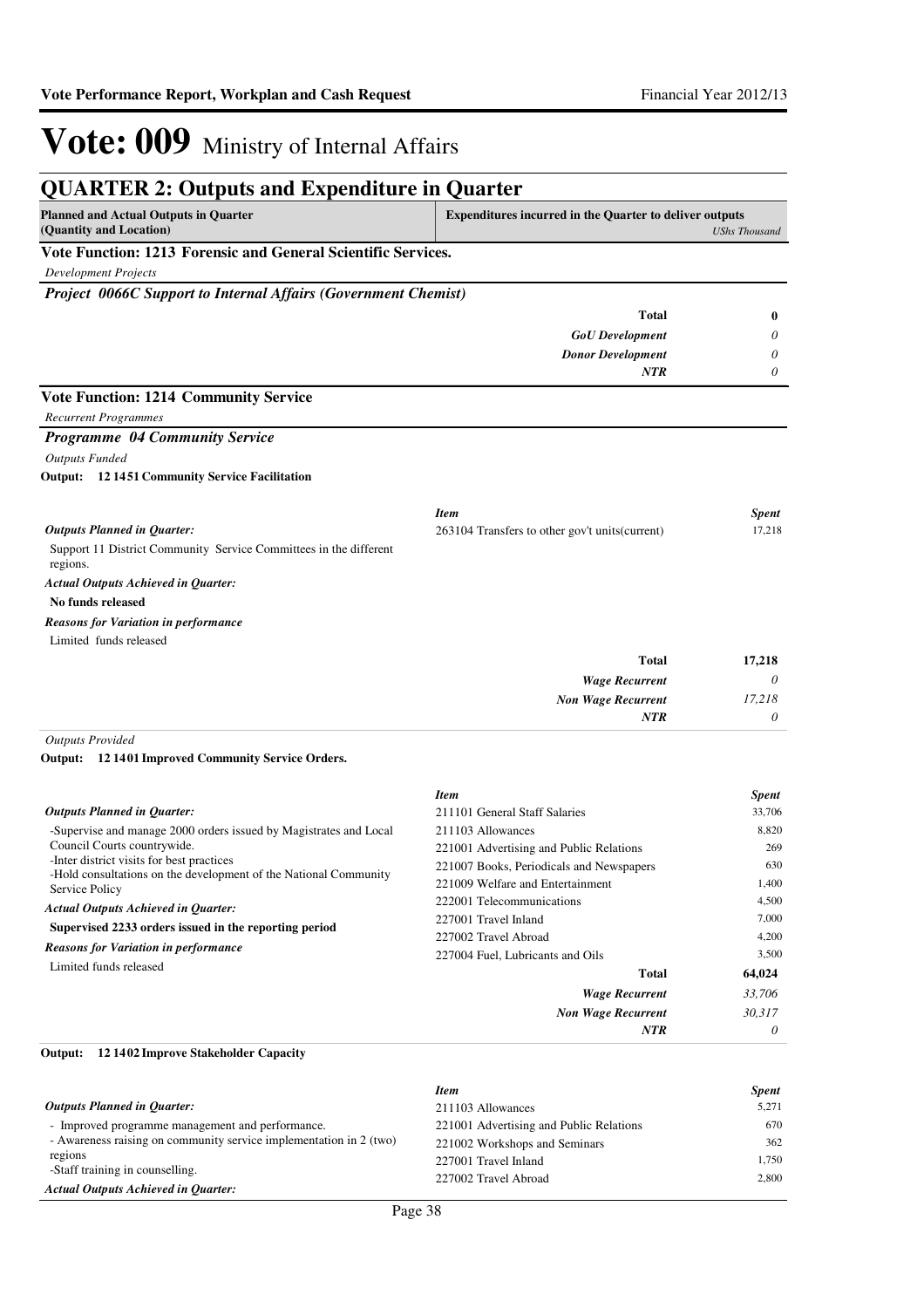# Vote: 009 Ministry of Internal Affairs

## QUARTER 2: Outputs and Expenditure in Quarter

| Planned and Actual Outputs in Quarter (Quantity and Location) | Expenditures incurred in the Quarter to deliver outputs | *UShs Thousand* |
|---|---|---|

### Vote Function: 1213 Forensic and General Scientific Services.

*Development Projects*

***Project 0066C Support to Internal Affairs (Government Chemist)***

| | | |
|---|---|---|
| | **Total** | **0** |
| | ***GoU Development*** | *0* |
| | ***Donor Development*** | *0* |
| | ***NTR*** | *0* |

### Vote Function: 1214 Community Service

*Recurrent Programmes*

***Programme 04 Community Service***

*Outputs Funded*

**Output: 12 1451 Community Service Facilitation**

***Outputs Planned in Quarter:***

Support 11 District Community Service Committees in the different regions.

***Actual Outputs Achieved in Quarter:***

**No funds released**

***Reasons for Variation in performance***

Limited funds released

| *Item* | *Spent* |
|---|---|
| 263104 Transfers to other gov't units(current) | 17,218 |
| **Total** | **17,218** |
| ***Wage Recurrent*** | *0* |
| ***Non Wage Recurrent*** | *17,218* |
| ***NTR*** | *0* |

*Outputs Provided*

**Output: 12 1401 Improved Community Service Orders.**

***Outputs Planned in Quarter:***

-Supervise and manage 2000 orders issued by Magistrates and Local Council Courts countrywide.
-Inter district visits for best practices
-Hold consultations on the development of the National Community Service Policy

***Actual Outputs Achieved in Quarter:***

**Supervised 2233 orders issued in the reporting period**

***Reasons for Variation in performance***

Limited funds released

| *Item* | *Spent* |
|---|---|
| 211101 General Staff Salaries | 33,706 |
| 211103 Allowances | 8,820 |
| 221001 Advertising and Public Relations | 269 |
| 221007 Books, Periodicals and Newspapers | 630 |
| 221009 Welfare and Entertainment | 1,400 |
| 222001 Telecommunications | 4,500 |
| 227001 Travel Inland | 7,000 |
| 227002 Travel Abroad | 4,200 |
| 227004 Fuel, Lubricants and Oils | 3,500 |
| **Total** | **64,024** |
| ***Wage Recurrent*** | *33,706* |
| ***Non Wage Recurrent*** | *30,317* |
| ***NTR*** | *0* |

**Output: 12 1402 Improve Stakeholder Capacity**

***Outputs Planned in Quarter:***

- Improved programme management and performance.
- Awareness raising on community service implementation in 2 (two) regions
-Staff training in counselling.

***Actual Outputs Achieved in Quarter:***

| *Item* | *Spent* |
|---|---|
| 211103 Allowances | 5,271 |
| 221001 Advertising and Public Relations | 670 |
| 221002 Workshops and Seminars | 362 |
| 227001 Travel Inland | 1,750 |
| 227002 Travel Abroad | 2,800 |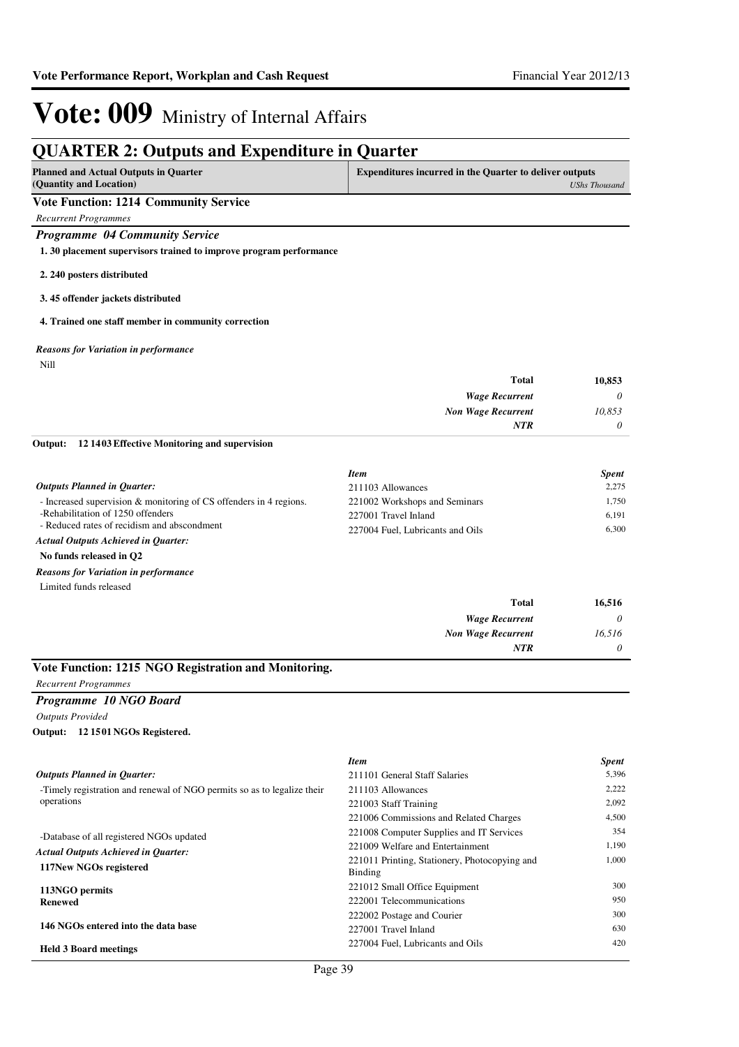# Vote: 009 Ministry of Internal Affairs

## QUARTER 2: Outputs and Expenditure in Quarter

**Planned and Actual Outputs in Quarter (Quantity and Location)** | **Expenditures incurred in the Quarter to deliver outputs** *UShs Thousand*

### Vote Function: 1214 Community Service

*Recurrent Programmes*

#### *Programme 04 Community Service*

**1. 30 placement supervisors trained to improve program performance**

**2. 240 posters distributed**

**3. 45 offender jackets distributed**

**4. Trained one staff member in community correction**

***Reasons for Variation in performance***

Nill

| | |
|---|---|
| **Total** | **10,853** |
| *Wage Recurrent* | *0* |
| *Non Wage Recurrent* | *10,853* |
| *NTR* | *0* |

**Output: 12 1403 Effective Monitoring and supervision**

***Outputs Planned in Quarter:***

- Increased supervision & monitoring of CS offenders in 4 regions.
-Rehabilitation of 1250 offenders
- Reduced rates of recidism and abscondment

***Actual Outputs Achieved in Quarter:***

**No funds released in Q2**

***Reasons for Variation in performance***

Limited funds released

| *Item* | *Spent* |
|---|---|
| 211103 Allowances | 2,275 |
| 221002 Workshops and Seminars | 1,750 |
| 227001 Travel Inland | 6,191 |
| 227004 Fuel, Lubricants and Oils | 6,300 |

| | |
|---|---|
| **Total** | **16,516** |
| *Wage Recurrent* | *0* |
| *Non Wage Recurrent* | *16,516* |
| *NTR* | *0* |

### Vote Function: 1215 NGO Registration and Monitoring.

*Recurrent Programmes*

#### *Programme 10 NGO Board*

*Outputs Provided*

**Output: 12 1501 NGOs Registered.**

***Outputs Planned in Quarter:***

-Timely registration and renewal of NGO permits so as to legalize their operations

-Database of all registered NGOs updated

***Actual Outputs Achieved in Quarter:***

**117New NGOs registered**

**113NGO permits Renewed**

**146 NGOs entered into the data base**

**Held 3 Board meetings**

| *Item* | *Spent* |
|---|---|
| 211101 General Staff Salaries | 5,396 |
| 211103 Allowances | 2,222 |
| 221003 Staff Training | 2,092 |
| 221006 Commissions and Related Charges | 4,500 |
| 221008 Computer Supplies and IT Services | 354 |
| 221009 Welfare and Entertainment | 1,190 |
| 221011 Printing, Stationery, Photocopying and Binding | 1,000 |
| 221012 Small Office Equipment | 300 |
| 222001 Telecommunications | 950 |
| 222002 Postage and Courier | 300 |
| 227001 Travel Inland | 630 |
| 227004 Fuel, Lubricants and Oils | 420 |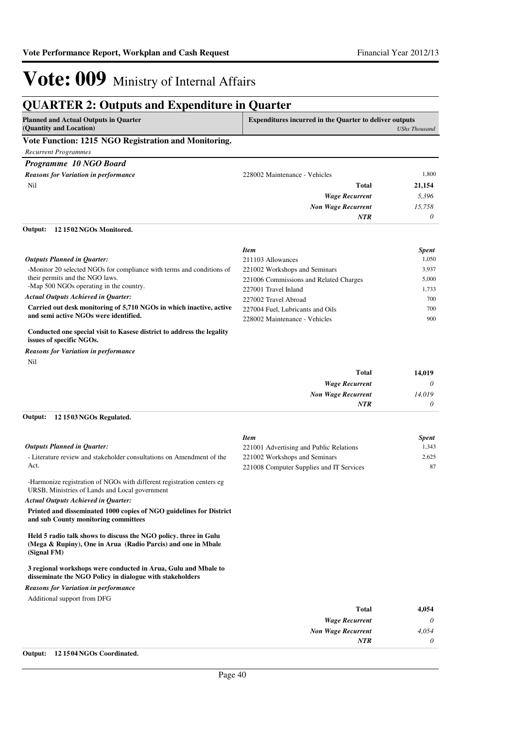# Vote: 009 Ministry of Internal Affairs

## QUARTER 2: Outputs and Expenditure in Quarter

| Planned and Actual Outputs in Quarter (Quantity and Location) | Expenditures incurred in the Quarter to deliver outputs | *UShs Thousand* |
|---|---|---|

### Vote Function: 1215 NGO Registration and Monitoring.

*Recurrent Programmes*

#### *Programme 10 NGO Board*

| | | |
|---|---|---|
| ***Reasons for Variation in performance*** | 228002 Maintenance - Vehicles | 1,800 |
| Nil | **Total** | **21,154** |
| | ***Wage Recurrent*** | *5,396* |
| | ***Non Wage Recurrent*** | *15,758* |
| | ***NTR*** | *0* |

**Output: 12 1502 NGOs Monitored.**

| | *Item* | *Spent* |
|---|---|---|
| ***Outputs Planned in Quarter:*** | 211103 Allowances | 1,050 |
| -Monitor 20 selected NGOs for compliance with terms and conditions of their permits and the NGO laws. | 221002 Workshops and Seminars | 3,937 |
| -Map 500 NGOs operating in the country. | 221006 Commissions and Related Charges | 5,000 |
| ***Actual Outputs Achieved in Quarter:*** | 227001 Travel Inland | 1,733 |
| **Carried out desk monitoring of 5,710 NGOs in which inactive, active and semi active NGOs were identified.** | 227002 Travel Abroad | 700 |
| **Conducted one special visit to Kasese district to address the legality issues of specific NGOs.** | 227004 Fuel, Lubricants and Oils | 700 |
| ***Reasons for Variation in performance*** | 228002 Maintenance - Vehicles | 900 |
| Nil | | |
| | **Total** | **14,019** |
| | ***Wage Recurrent*** | *0* |
| | ***Non Wage Recurrent*** | *14,019* |
| | ***NTR*** | *0* |

**Output: 12 1503 NGOs Regulated.**

| | *Item* | *Spent* |
|---|---|---|
| ***Outputs Planned in Quarter:*** | 221001 Advertising and Public Relations | 1,343 |
| - Literature review and stakeholder consultations on Amendment of the Act. | 221002 Workshops and Seminars | 2,625 |
| -Harmonize registration of NGOs with different registration centers eg URSB, Ministries of Lands and Local government | 221008 Computer Supplies and IT Services | 87 |
| ***Actual Outputs Achieved in Quarter:*** | | |
| **Printed and disseminated 1000 copies of NGO guidelines for District and sub County monitoring committees** | | |
| **Held 5 radio talk shows to discuss the NGO policy. three in Gulu (Mega & Rupiny), One in Arua (Radio Parcis) and one in Mbale (Signal FM)** | | |
| **3 regional workshops were conducted in Arua, Gulu and Mbale to disseminate the NGO Policy in dialogue with stakeholders** | | |
| ***Reasons for Variation in performance*** | | |
| Additional support from DFG | | |
| | **Total** | **4,054** |
| | ***Wage Recurrent*** | *0* |
| | ***Non Wage Recurrent*** | *4,054* |
| | ***NTR*** | *0* |

**Output: 12 1504 NGOs Coordinated.**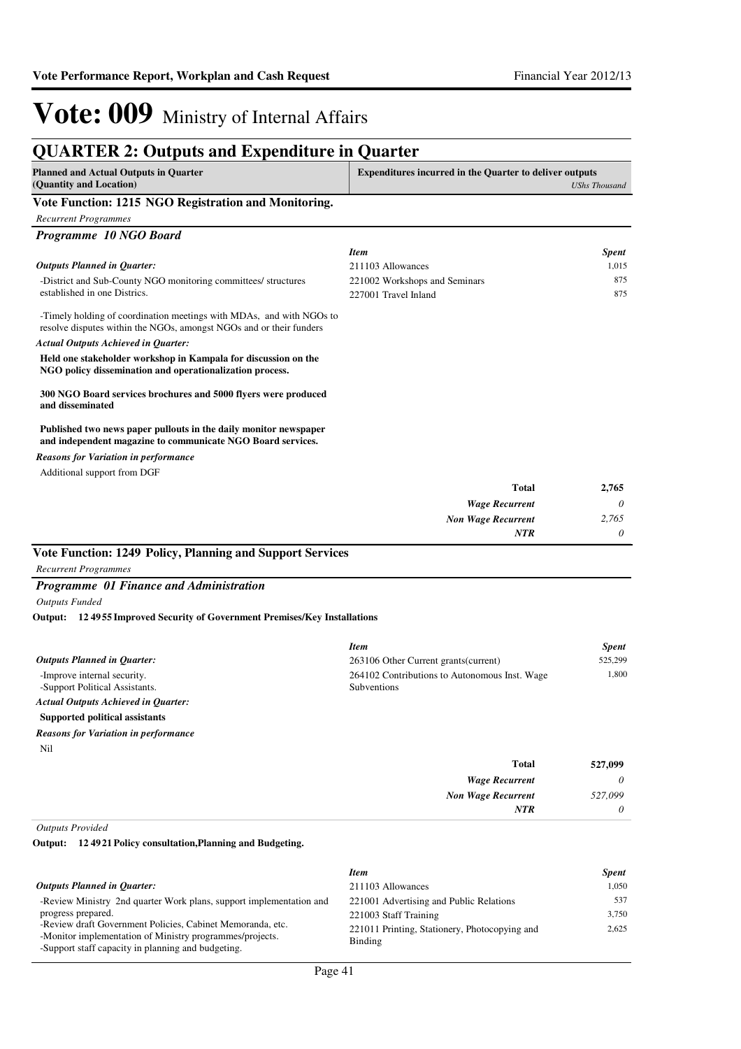# Vote: 009 Ministry of Internal Affairs

## QUARTER 2: Outputs and Expenditure in Quarter

| Planned and Actual Outputs in Quarter (Quantity and Location) | Expenditures incurred in the Quarter to deliver outputs *UShs Thousand* |
|---|---|

### Vote Function: 1215 NGO Registration and Monitoring.

*Recurrent Programmes*

#### *Programme 10 NGO Board*

*Outputs Planned in Quarter:*

-District and Sub-County NGO monitoring committees/ structures established in one Districs.

-Timely holding of coordination meetings with MDAs, and with NGOs to resolve disputes within the NGOs, amongst NGOs or their funders

*Actual Outputs Achieved in Quarter:*

**Held one stakeholder workshop in Kampala for discussion on the NGO policy dissemination and operationalization process.**

**300 NGO Board services brochures and 5000 flyers were produced and disseminated**

**Published two news paper pullouts in the daily monitor newspaper and independent magazine to communicate NGO Board services.**

*Reasons for Variation in performance*

Additional support from DGF

| *Item* | *Spent* |
|---|---|
| 211103 Allowances | 1,015 |
| 221002 Workshops and Seminars | 875 |
| 227001 Travel Inland | 875 |
| **Total** | **2,765** |
| ***Wage Recurrent*** | *0* |
| ***Non Wage Recurrent*** | *2,765* |
| ***NTR*** | *0* |

### Vote Function: 1249 Policy, Planning and Support Services

*Recurrent Programmes*

#### *Programme 01 Finance and Administration*

*Outputs Funded*

**Output: 12 4955 Improved Security of Government Premises/Key Installations**

*Outputs Planned in Quarter:*

-Improve internal security.
-Support Political Assistants.

*Actual Outputs Achieved in Quarter:*

**Supported political assistants**

*Reasons for Variation in performance*

Nil

| *Item* | *Spent* |
|---|---|
| 263106 Other Current grants(current) | 525,299 |
| 264102 Contributions to Autonomous Inst. Wage Subventions | 1,800 |
| **Total** | **527,099** |
| ***Wage Recurrent*** | *0* |
| ***Non Wage Recurrent*** | *527,099* |
| ***NTR*** | *0* |

*Outputs Provided*

**Output: 12 4921 Policy consultation,Planning and Budgeting.**

*Outputs Planned in Quarter:*

-Review Ministry 2nd quarter Work plans, support implementation and progress prepared.
-Review draft Government Policies, Cabinet Memoranda, etc.
-Monitor implementation of Ministry programmes/projects.
-Support staff capacity in planning and budgeting.

| *Item* | *Spent* |
|---|---|
| 211103 Allowances | 1,050 |
| 221001 Advertising and Public Relations | 537 |
| 221003 Staff Training | 3,750 |
| 221011 Printing, Stationery, Photocopying and Binding | 2,625 |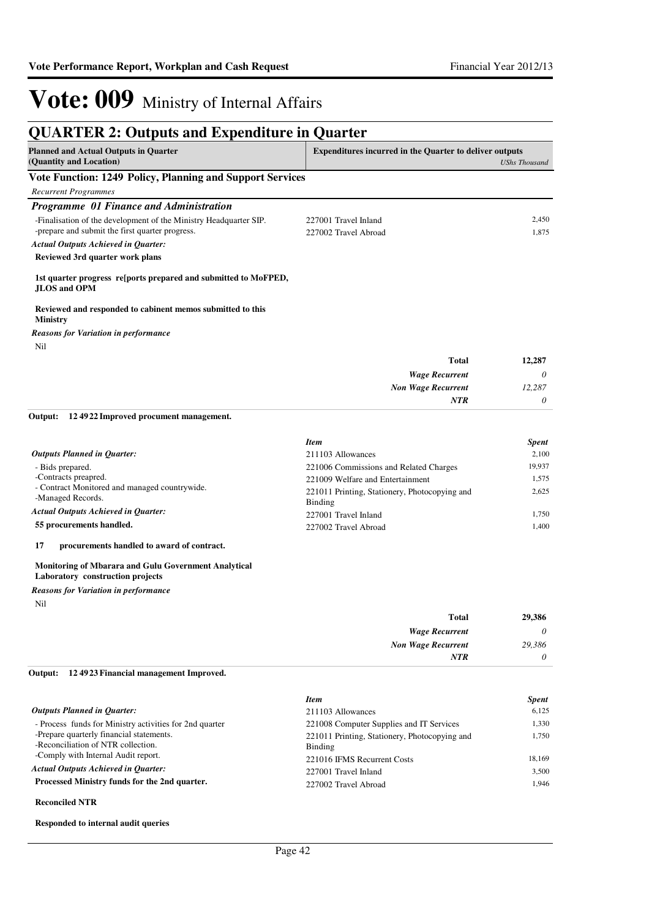# Vote: 009 Ministry of Internal Affairs

## QUARTER 2: Outputs and Expenditure in Quarter

| Planned and Actual Outputs in Quarter (Quantity and Location) | Expenditures incurred in the Quarter to deliver outputs | *UShs Thousand* |
|---|---|---|

### Vote Function: 1249 Policy, Planning and Support Services

*Recurrent Programmes*

#### *Programme 01 Finance and Administration*

-Finalisation of the development of the Ministry Headquarter SIP.
-prepare and submit the first quarter progress.

| | |
|---|---|
| 227001 Travel Inland | 2,450 |
| 227002 Travel Abroad | 1,875 |

*Actual Outputs Achieved in Quarter:*

**Reviewed 3rd quarter work plans**

**1st quarter progress re[ports prepared and submitted to MoFPED, JLOS and OPM**

**Reviewed and responded to cabinent memos submitted to this Ministry**

*Reasons for Variation in performance*

Nil

| | |
|---|---|
| **Total** | **12,287** |
| *Wage Recurrent* | *0* |
| *Non Wage Recurrent* | *12,287* |
| *NTR* | *0* |

**Output: 12 49 22 Improved procument management.**

*Outputs Planned in Quarter:*

- Bids prepared.
-Contracts preapred.
- Contract Monitored and managed countrywide.
-Managed Records.

| *Item* | *Spent* |
|---|---|
| 211103 Allowances | 2,100 |
| 221006 Commissions and Related Charges | 19,937 |
| 221009 Welfare and Entertainment | 1,575 |
| 221011 Printing, Stationery, Photocopying and Binding | 2,625 |
| 227001 Travel Inland | 1,750 |
| 227002 Travel Abroad | 1,400 |

*Actual Outputs Achieved in Quarter:*

**55 procurements handled.**

**17 procurements handled to award of contract.**

**Monitoring of Mbarara and Gulu Government Analytical Laboratory construction projects**

*Reasons for Variation in performance*

Nil

| | |
|---|---|
| **Total** | **29,386** |
| *Wage Recurrent* | *0* |
| *Non Wage Recurrent* | *29,386* |
| *NTR* | *0* |

**Output: 12 49 23 Financial management Improved.**

*Outputs Planned in Quarter:*

- Process funds for Ministry activities for 2nd quarter
-Prepare quarterly financial statements.
-Reconciliation of NTR collection.
-Comply with Internal Audit report.

| *Item* | *Spent* |
|---|---|
| 211103 Allowances | 6,125 |
| 221008 Computer Supplies and IT Services | 1,330 |
| 221011 Printing, Stationery, Photocopying and Binding | 1,750 |
| 221016 IFMS Recurrent Costs | 18,169 |
| 227001 Travel Inland | 3,500 |
| 227002 Travel Abroad | 1,946 |

*Actual Outputs Achieved in Quarter:*

**Processed Ministry funds for the 2nd quarter.**

**Reconciled NTR**

**Responded to internal audit queries**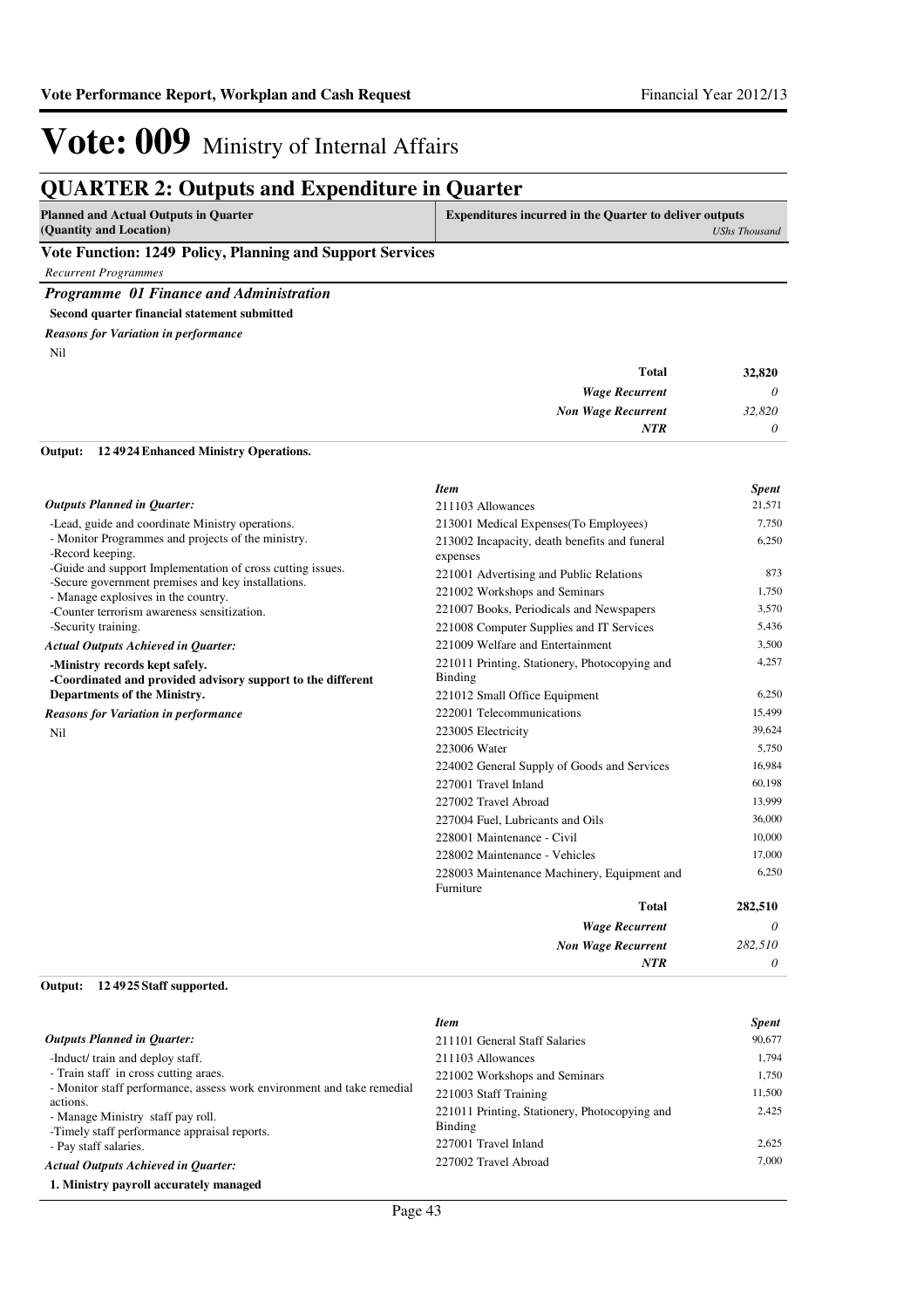# Vote: 009 Ministry of Internal Affairs

## QUARTER 2: Outputs and Expenditure in Quarter

| Planned and Actual Outputs in Quarter (Quantity and Location) | Expenditures incurred in the Quarter to deliver outputs *UShs Thousand* |
|---|---|

### Vote Function: 1249 Policy, Planning and Support Services

*Recurrent Programmes*

#### *Programme 01 Finance and Administration*

**Second quarter financial statement submitted**

***Reasons for Variation in performance***

Nil

| | |
|---|---|
| **Total** | **32,820** |
| ***Wage Recurrent*** | *0* |
| ***Non Wage Recurrent*** | *32,820* |
| ***NTR*** | *0* |

**Output: 12 49 24 Enhanced Ministry Operations.**

***Outputs Planned in Quarter:***

-Lead, guide and coordinate Ministry operations.
- Monitor Programmes and projects of the ministry.
-Record keeping.
-Guide and support Implementation of cross cutting issues.
-Secure government premises and key installations.
- Manage explosives in the country.
-Counter terrorism awareness sensitization.
-Security training.

***Actual Outputs Achieved in Quarter:***

**-Ministry records kept safely.**
**-Coordinated and provided advisory support to the different Departments of the Ministry.**

***Reasons for Variation in performance***

Nil

| *Item* | *Spent* |
|---|---|
| 211103 Allowances | 21,571 |
| 213001 Medical Expenses(To Employees) | 7,750 |
| 213002 Incapacity, death benefits and funeral expenses | 6,250 |
| 221001 Advertising and Public Relations | 873 |
| 221002 Workshops and Seminars | 1,750 |
| 221007 Books, Periodicals and Newspapers | 3,570 |
| 221008 Computer Supplies and IT Services | 5,436 |
| 221009 Welfare and Entertainment | 3,500 |
| 221011 Printing, Stationery, Photocopying and Binding | 4,257 |
| 221012 Small Office Equipment | 6,250 |
| 222001 Telecommunications | 15,499 |
| 223005 Electricity | 39,624 |
| 223006 Water | 5,750 |
| 224002 General Supply of Goods and Services | 16,984 |
| 227001 Travel Inland | 60,198 |
| 227002 Travel Abroad | 13,999 |
| 227004 Fuel, Lubricants and Oils | 36,000 |
| 228001 Maintenance - Civil | 10,000 |
| 228002 Maintenance - Vehicles | 17,000 |
| 228003 Maintenance Machinery, Equipment and Furniture | 6,250 |
| **Total** | **282,510** |
| ***Wage Recurrent*** | *0* |
| ***Non Wage Recurrent*** | *282,510* |
| ***NTR*** | *0* |

**Output: 12 49 25 Staff supported.**

***Outputs Planned in Quarter:***

-Induct/ train and deploy staff.
- Train staff in cross cutting araes.
- Monitor staff performance, assess work environment and take remedial actions.
- Manage Ministry staff pay roll.
-Timely staff performance appraisal reports.
- Pay staff salaries.

***Actual Outputs Achieved in Quarter:***

**1. Ministry payroll accurately managed**

| *Item* | *Spent* |
|---|---|
| 211101 General Staff Salaries | 90,677 |
| 211103 Allowances | 1,794 |
| 221002 Workshops and Seminars | 1,750 |
| 221003 Staff Training | 11,500 |
| 221011 Printing, Stationery, Photocopying and Binding | 2,425 |
| 227001 Travel Inland | 2,625 |
| 227002 Travel Abroad | 7,000 |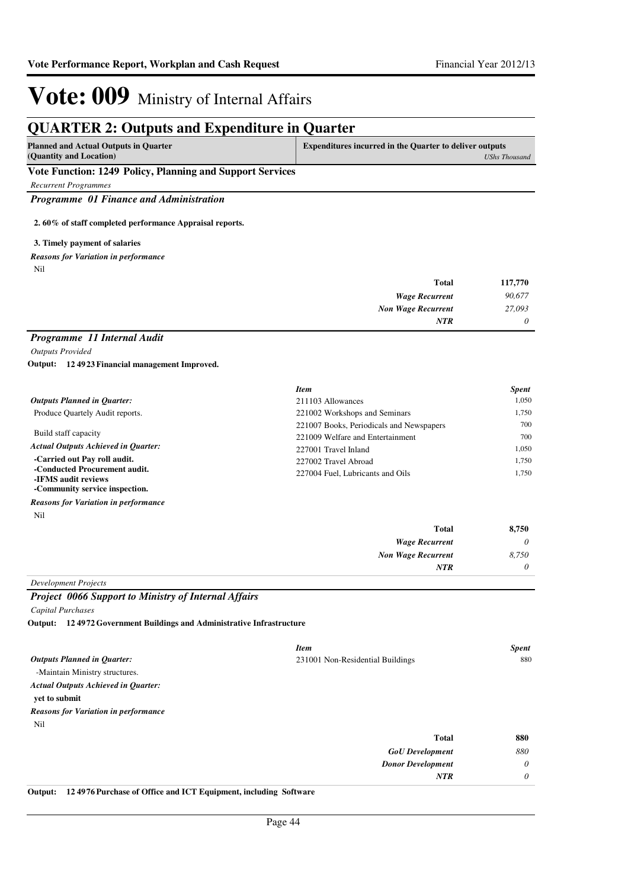# Vote: 009 Ministry of Internal Affairs

## QUARTER 2: Outputs and Expenditure in Quarter

| Planned and Actual Outputs in Quarter (Quantity and Location) | Expenditures incurred in the Quarter to deliver outputs *UShs Thousand* |
|---|---|

### Vote Function: 1249 Policy, Planning and Support Services

*Recurrent Programmes*

#### *Programme 01 Finance and Administration*

**2. 60% of staff completed performance Appraisal reports.**

**3. Timely payment of salaries**

***Reasons for Variation in performance***

Nil

| | |
|---|---|
| **Total** | **117,770** |
| *Wage Recurrent* | *90,677* |
| *Non Wage Recurrent* | *27,093* |
| *NTR* | *0* |

#### *Programme 11 Internal Audit*

*Outputs Provided*

**Output: 12 49 23 Financial management Improved.**

***Outputs Planned in Quarter:***

Produce Quartely Audit reports.

Build staff capacity

***Actual Outputs Achieved in Quarter:***

**-Carried out Pay roll audit.**
**-Conducted Procurement audit.**
**-IFMS audit reviews**
**-Community service inspection.**

| *Item* | *Spent* |
|---|---|
| 211103 Allowances | 1,050 |
| 221002 Workshops and Seminars | 1,750 |
| 221007 Books, Periodicals and Newspapers | 700 |
| 221009 Welfare and Entertainment | 700 |
| 227001 Travel Inland | 1,050 |
| 227002 Travel Abroad | 1,750 |
| 227004 Fuel, Lubricants and Oils | 1,750 |

***Reasons for Variation in performance***

Nil

| | |
|---|---|
| **Total** | **8,750** |
| *Wage Recurrent* | *0* |
| *Non Wage Recurrent* | *8,750* |
| *NTR* | *0* |

*Development Projects*

#### *Project 0066 Support to Ministry of Internal Affairs*

*Capital Purchases*

**Output: 12 49 72 Government Buildings and Administrative Infrastructure**

***Outputs Planned in Quarter:***

-Maintain Ministry structures.

***Actual Outputs Achieved in Quarter:***

**yet to submit**

| *Item* | *Spent* |
|---|---|
| 231001 Non-Residential Buildings | 880 |

***Reasons for Variation in performance***

Nil

| | |
|---|---|
| **Total** | **880** |
| *GoU Development* | *880* |
| *Donor Development* | *0* |
| *NTR* | *0* |

**Output: 12 49 76 Purchase of Office and ICT Equipment, including Software**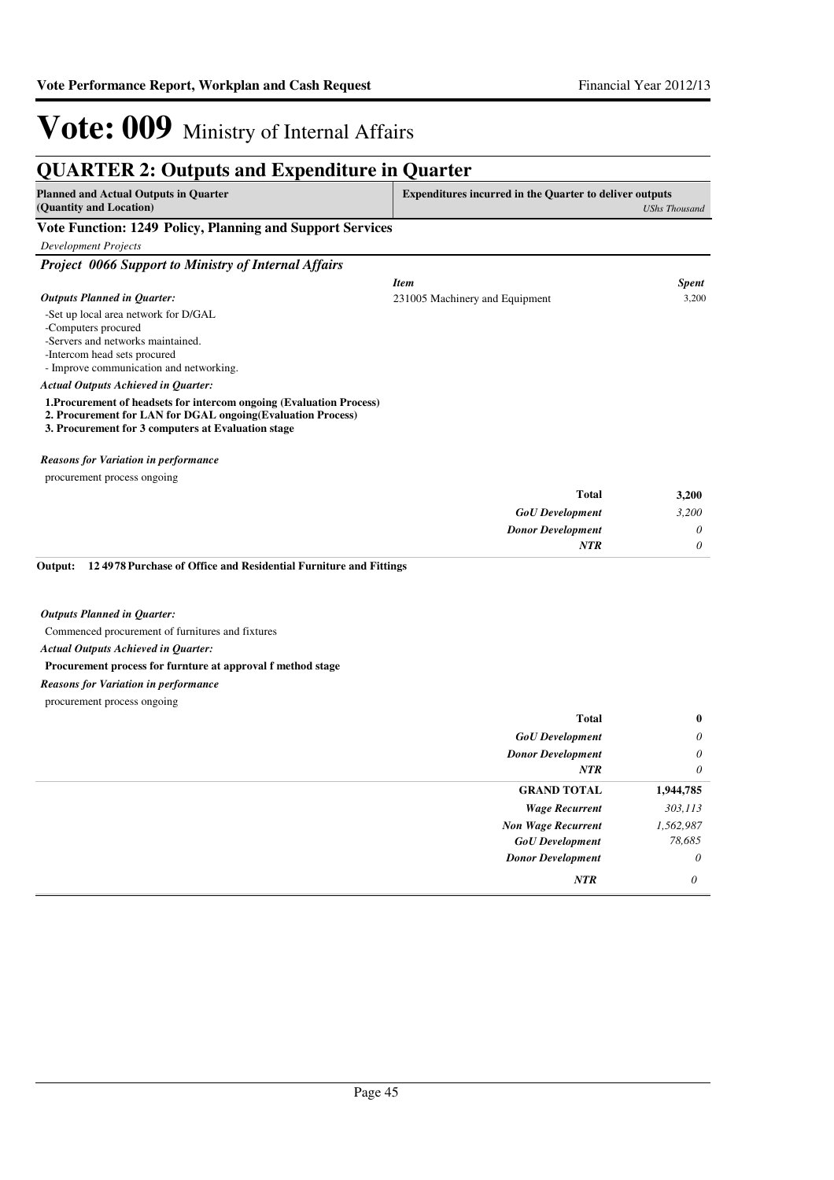# Vote: 009 Ministry of Internal Affairs

## QUARTER 2: Outputs and Expenditure in Quarter

| Planned and Actual Outputs in Quarter (Quantity and Location) | Expenditures incurred in the Quarter to deliver outputs | USh Thousand |
|---|---|---|

### Vote Function: 1249 Policy, Planning and Support Services

*Development Projects*

#### *Project 0066 Support to Ministry of Internal Affairs*

***Outputs Planned in Quarter:***

-Set up local area network for D/GAL
-Computers procured
-Servers and networks maintained.
-Intercom head sets procured
- Improve communication and networking.

***Actual Outputs Achieved in Quarter:***

**1.Procurement of headsets for intercom ongoing (Evaluation Process)**
**2. Procurement for LAN for DGAL ongoing(Evaluation Process)**
**3. Procurement for 3 computers at Evaluation stage**

***Reasons for Variation in performance***

procurement process ongoing

| *Item* | *Spent* |
|---|---|
| 231005 Machinery and Equipment | 3,200 |
| **Total** | **3,200** |
| *GoU Development* | *3,200* |
| *Donor Development* | *0* |
| *NTR* | *0* |

**Output: 12 4978 Purchase of Office and Residential Furniture and Fittings**

***Outputs Planned in Quarter:***

Commenced procurement of furnitures and fixtures

***Actual Outputs Achieved in Quarter:***

**Procurement process for furnture at approval f method stage**

***Reasons for Variation in performance***

procurement process ongoing

| | |
|---|---|
| **Total** | **0** |
| *GoU Development* | *0* |
| *Donor Development* | *0* |
| *NTR* | *0* |
| **GRAND TOTAL** | **1,944,785** |
| *Wage Recurrent* | *303,113* |
| *Non Wage Recurrent* | *1,562,987* |
| *GoU Development* | *78,685* |
| *Donor Development* | *0* |
| *NTR* | *0* |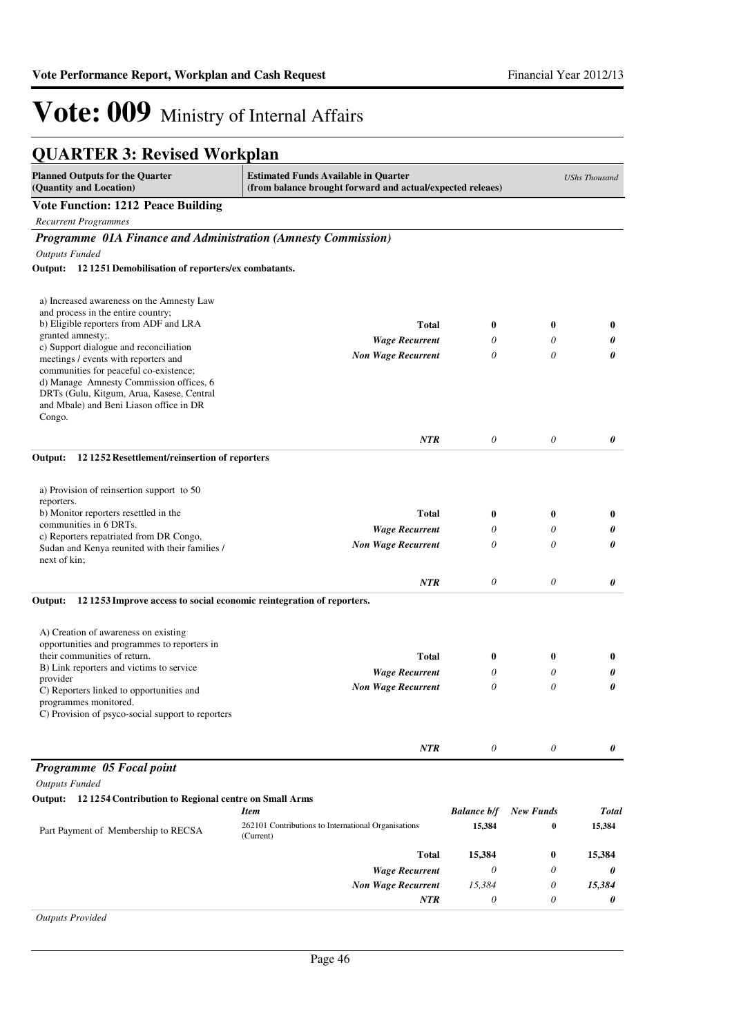# Vote: 009 Ministry of Internal Affairs

## QUARTER 3: Revised Workplan

| Planned Outputs for the Quarter (Quantity and Location) | Estimated Funds Available in Quarter (from balance brought forward and actual/expected releaes) | | | USh*s Thousand* |
|---|---|---|---|---|

### Vote Function: 1212 Peace Building

*Recurrent Programmes*

#### *Programme 01A Finance and Administration (Amnesty Commission)*

*Outputs Funded*

**Output: 12 1251 Demobilisation of reporters/ex combatants.**

| Planned Outputs | | | | |
|---|---|---|---|---|
| a) Increased awareness on the Amnesty Law and process in the entire country;<br>b) Eligible reporters from ADF and LRA granted amnesty;.<br>c) Support dialogue and reconciliation meetings / events with reporters and communities for peaceful co-existence;<br>d) Manage Amnesty Commission offices, 6 DRTs (Gulu, Kitgum, Arua, Kasese, Central and Mbale) and Beni Liason office in DR Congo. | **Total** | **0** | **0** | **0** |
| | *Wage Recurrent* | *0* | *0* | *0* |
| | *Non Wage Recurrent* | *0* | *0* | *0* |
| | *NTR* | *0* | *0* | *0* |

**Output: 12 1252 Resettlement/reinsertion of reporters**

| Planned Outputs | | | | |
|---|---|---|---|---|
| a) Provision of reinsertion support to 50 reporters.<br>b) Monitor reporters resettled in the communities in 6 DRTs.<br>c) Reporters repatriated from DR Congo, Sudan and Kenya reunited with their families / next of kin; | **Total** | **0** | **0** | **0** |
| | *Wage Recurrent* | *0* | *0* | *0* |
| | *Non Wage Recurrent* | *0* | *0* | *0* |
| | *NTR* | *0* | *0* | *0* |

**Output: 12 1253 Improve access to social economic reintegration of reporters.**

| Planned Outputs | | | | |
|---|---|---|---|---|
| A) Creation of awareness on existing opportunities and programmes to reporters in their communities of return.<br>B) Link reporters and victims to service provider<br>C) Reporters linked to opportunities and programmes monitored.<br>C) Provision of psyco-social support to reporters | **Total** | **0** | **0** | **0** |
| | *Wage Recurrent* | *0* | *0* | *0* |
| | *Non Wage Recurrent* | *0* | *0* | *0* |
| | *NTR* | *0* | *0* | *0* |

#### *Programme 05 Focal point*

*Outputs Funded*

**Output: 12 1254 Contribution to Regional centre on Small Arms**

| | *Item* | *Balance b/f* | *New Funds* | *Total* |
|---|---|---|---|---|
| Part Payment of Membership to RECSA | 262101 Contributions to International Organisations (Current) | **15,384** | **0** | **15,384** |
| | **Total** | **15,384** | **0** | **15,384** |
| | *Wage Recurrent* | *0* | *0* | *0* |
| | *Non Wage Recurrent* | *15,384* | *0* | *15,384* |
| | *NTR* | *0* | *0* | *0* |

*Outputs Provided*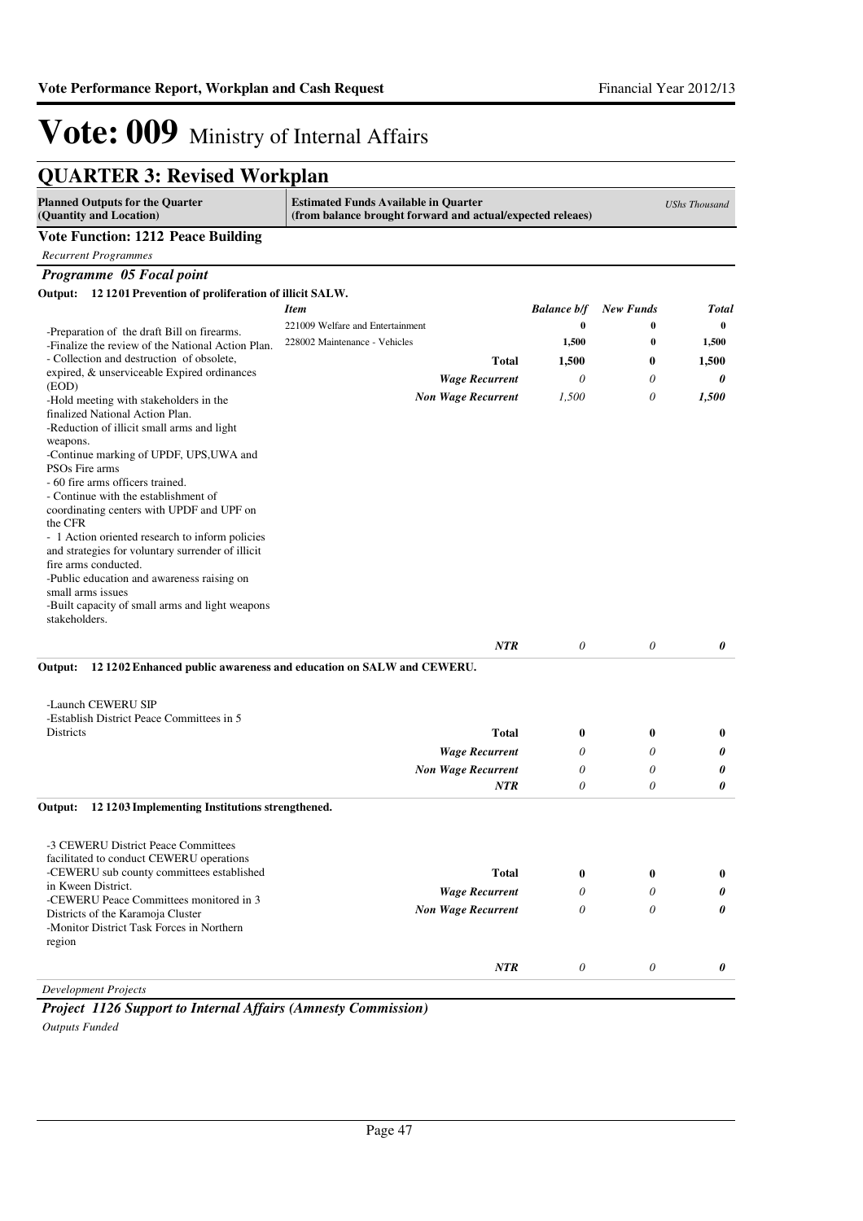# Vote: 009 Ministry of Internal Affairs

## QUARTER 3: Revised Workplan

| Planned Outputs for the Quarter (Quantity and Location) | Estimated Funds Available in Quarter (from balance brought forward and actual/expected releaes) | | | UShs Thousand |
|---|---|---|---|---|

**Vote Function: 1212 Peace Building**

*Recurrent Programmes*

### *Programme 05 Focal point*

**Output: 12 1201 Prevention of proliferation of illicit SALW.**

| | *Item* | *Balance b/f* | *New Funds* | *Total* |
|---|---|---|---|---|
| -Preparation of the draft Bill on firearms.<br>-Finalize the review of the National Action Plan.<br>- Collection and destruction of obsolete, expired, & unserviceable Expired ordinances (EOD)<br>-Hold meeting with stakeholders in the finalized National Action Plan.<br>-Reduction of illicit small arms and light weapons.<br>-Continue marking of UPDF, UPS,UWA and PSOs Fire arms<br>- 60 fire arms officers trained.<br>- Continue with the establishment of coordinating centers with UPDF and UPF on the CFR<br>- 1 Action oriented research to inform policies and strategies for voluntary surrender of illicit fire arms conducted.<br>-Public education and awareness raising on small arms issues<br>-Built capacity of small arms and light weapons stakeholders. | 221009 Welfare and Entertainment | **0** | **0** | **0** |
| | 228002 Maintenance - Vehicles | **1,500** | **0** | **1,500** |
| | **Total** | **1,500** | **0** | **1,500** |
| | ***Wage Recurrent*** | *0* | *0* | ***0*** |
| | ***Non Wage Recurrent*** | *1,500* | *0* | ***1,500*** |
| | ***NTR*** | *0* | *0* | ***0*** |

**Output: 12 1202 Enhanced public awareness and education on SALW and CEWERU.**

| | | | | |
|---|---|---|---|---|
| -Launch CEWERU SIP<br>-Establish District Peace Committees in 5 Districts | **Total** | **0** | **0** | **0** |
| | ***Wage Recurrent*** | *0* | *0* | ***0*** |
| | ***Non Wage Recurrent*** | *0* | *0* | ***0*** |
| | ***NTR*** | *0* | *0* | ***0*** |

**Output: 12 1203 Implementing Institutions strengthened.**

| | | | | |
|---|---|---|---|---|
| -3 CEWERU District Peace Committees facilitated to conduct CEWERU operations<br>-CEWERU sub county committees established in Kween District.<br>-CEWERU Peace Committees monitored in 3 Districts of the Karamoja Cluster<br>-Monitor District Task Forces in Northern region | **Total** | **0** | **0** | **0** |
| | ***Wage Recurrent*** | *0* | *0* | ***0*** |
| | ***Non Wage Recurrent*** | *0* | *0* | ***0*** |
| | ***NTR*** | *0* | *0* | ***0*** |

*Development Projects*

### *Project 1126 Support to Internal Affairs (Amnesty Commission)*

*Outputs Funded*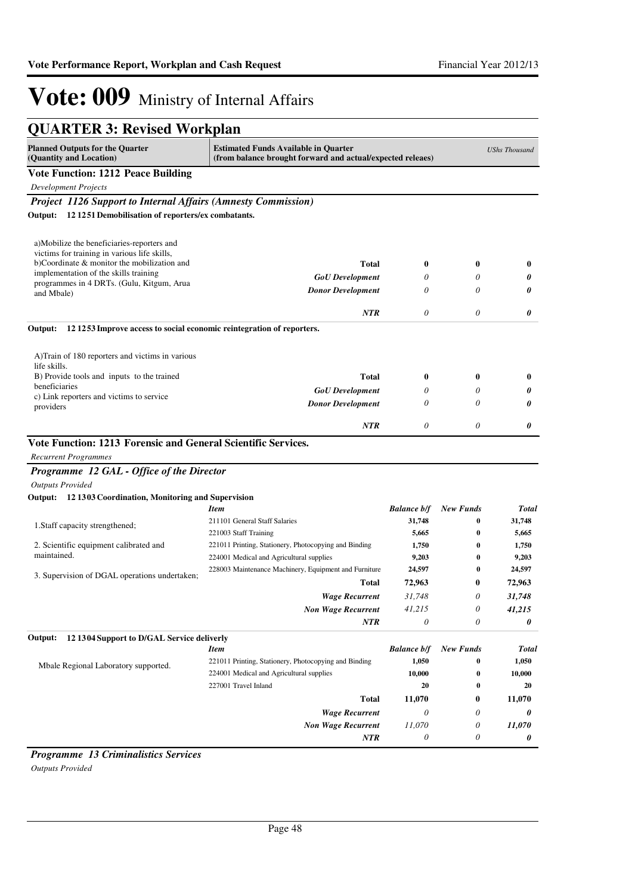# Vote: 009 Ministry of Internal Affairs

## QUARTER 3: Revised Workplan

| Planned Outputs for the Quarter (Quantity and Location) | Estimated Funds Available in Quarter (from balance brought forward and actual/expected releaes) | | | UShs Thousand |
|---|---|---|---|---|

### Vote Function: 1212 Peace Building

*Development Projects*

#### *Project 1126 Support to Internal Affairs (Amnesty Commission)*

**Output: 12 1251 Demobilisation of reporters/ex combatants.**

| Planned Outputs | | | | |
|---|---|---|---|---|
| a)Mobilize the beneficiaries-reporters and victims for training in various life skills, b)Coordinate & monitor the mobilization and implementation of the skills training programmes in 4 DRTs. (Gulu, Kitgum, Arua and Mbale) | **Total** | **0** | **0** | **0** |
| | *GoU Development* | *0* | *0* | ***0*** |
| | *Donor Development* | *0* | *0* | ***0*** |
| | *NTR* | *0* | *0* | ***0*** |

**Output: 12 1253 Improve access to social economic reintegration of reporters.**

| Planned Outputs | | | | |
|---|---|---|---|---|
| A)Train of 180 reporters and victims in various life skills. B) Provide tools and inputs to the trained beneficiaries c) Link reporters and victims to service providers | **Total** | **0** | **0** | **0** |
| | *GoU Development* | *0* | *0* | ***0*** |
| | *Donor Development* | *0* | *0* | ***0*** |
| | *NTR* | *0* | *0* | ***0*** |

### Vote Function: 1213 Forensic and General Scientific Services.

*Recurrent Programmes*

#### *Programme 12 GAL - Office of the Director*

*Outputs Provided*

**Output: 12 1303 Coordination, Monitoring and Supervision**

| Planned Outputs | *Item* | *Balance b/f* | *New Funds* | *Total* |
|---|---|---|---|---|
| 1.Staff capacity strengthened; | 211101 General Staff Salaries | 31,748 | 0 | 31,748 |
| | 221003 Staff Training | 5,665 | 0 | 5,665 |
| 2. Scientific equipment calibrated and maintained. | 221011 Printing, Stationery, Photocopying and Binding | 1,750 | 0 | 1,750 |
| | 224001 Medical and Agricultural supplies | 9,203 | 0 | 9,203 |
| 3. Supervision of DGAL operations undertaken; | 228003 Maintenance Machinery, Equipment and Furniture | 24,597 | 0 | 24,597 |
| | **Total** | **72,963** | **0** | **72,963** |
| | *Wage Recurrent* | *31,748* | *0* | ***31,748*** |
| | *Non Wage Recurrent* | *41,215* | *0* | ***41,215*** |
| | *NTR* | *0* | *0* | ***0*** |

**Output: 12 1304 Support to D/GAL Service deliverly**

| Planned Outputs | *Item* | *Balance b/f* | *New Funds* | *Total* |
|---|---|---|---|---|
| Mbale Regional Laboratory supported. | 221011 Printing, Stationery, Photocopying and Binding | 1,050 | 0 | 1,050 |
| | 224001 Medical and Agricultural supplies | 10,000 | 0 | 10,000 |
| | 227001 Travel Inland | 20 | 0 | 20 |
| | **Total** | **11,070** | **0** | **11,070** |
| | *Wage Recurrent* | *0* | *0* | ***0*** |
| | *Non Wage Recurrent* | *11,070* | *0* | ***11,070*** |
| | *NTR* | *0* | *0* | ***0*** |

#### *Programme 13 Criminalistics Services*

*Outputs Provided*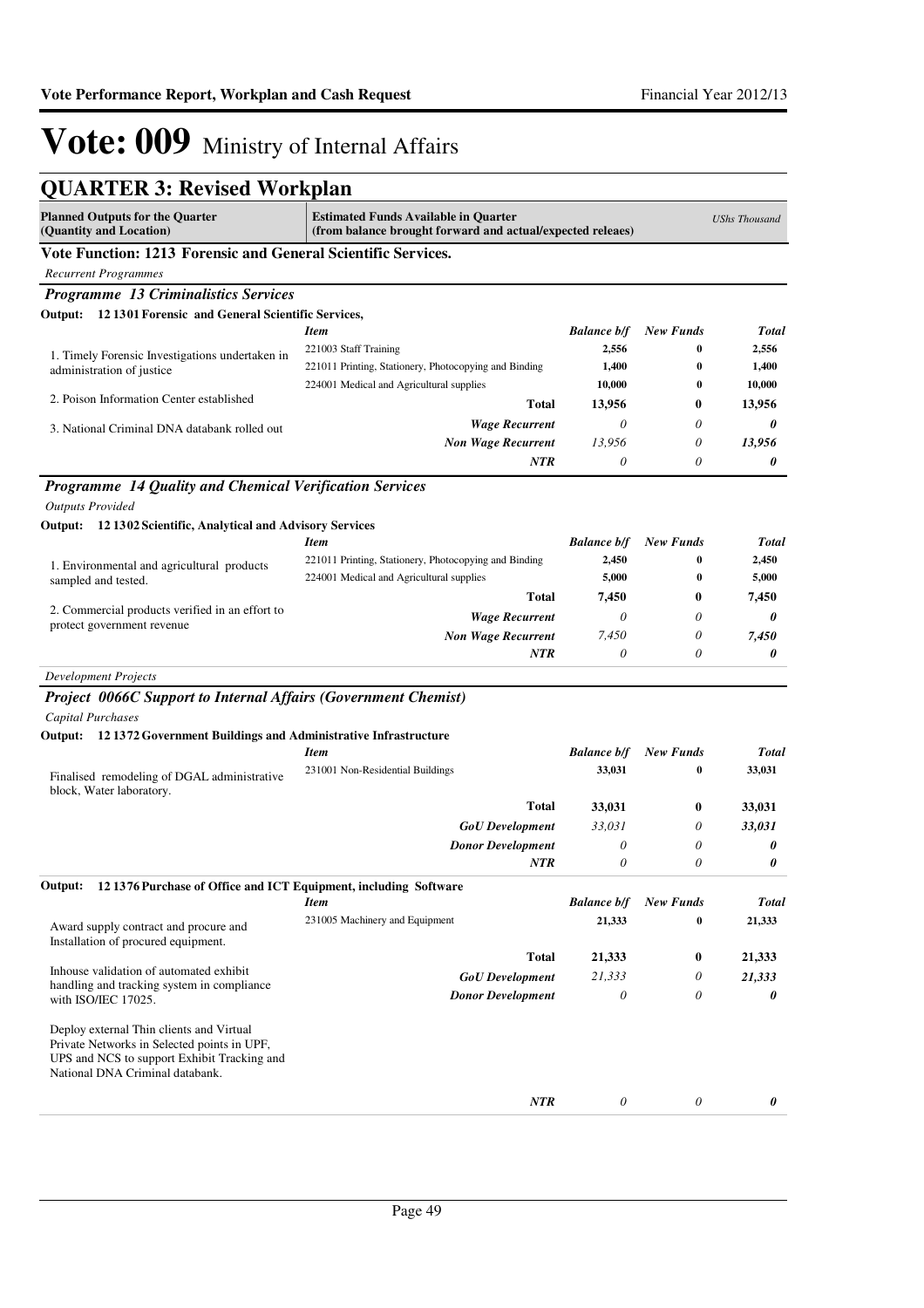# Vote: 009 Ministry of Internal Affairs

## QUARTER 3: Revised Workplan

| Planned Outputs for the Quarter (Quantity and Location) | Estimated Funds Available in Quarter (from balance brought forward and actual/expected releaes) | | | *UShs Thousand* |
|---|---|---|---|---|

### Vote Function: 1213 Forensic and General Scientific Services.

*Recurrent Programmes*

#### *Programme 13 Criminalistics Services*

**Output: 12 1301 Forensic and General Scientific Services,**

| | *Item* | *Balance b/f* | *New Funds* | *Total* |
|---|---|---|---|---|
| 1. Timely Forensic Investigations undertaken in administration of justice | 221003 Staff Training | 2,556 | 0 | 2,556 |
| | 221011 Printing, Stationery, Photocopying and Binding | 1,400 | 0 | 1,400 |
| 2. Poison Information Center established | 224001 Medical and Agricultural supplies | 10,000 | 0 | 10,000 |
| 3. National Criminal DNA databank rolled out | **Total** | **13,956** | **0** | **13,956** |
| | *Wage Recurrent* | *0* | *0* | ***0*** |
| | *Non Wage Recurrent* | *13,956* | *0* | ***13,956*** |
| | *NTR* | *0* | *0* | ***0*** |

#### *Programme 14 Quality and Chemical Verification Services*

*Outputs Provided*

**Output: 12 1302 Scientific, Analytical and Advisory Services**

| | *Item* | *Balance b/f* | *New Funds* | *Total* |
|---|---|---|---|---|
| 1. Environmental and agricultural products sampled and tested. | 221011 Printing, Stationery, Photocopying and Binding | 2,450 | 0 | 2,450 |
| | 224001 Medical and Agricultural supplies | 5,000 | 0 | 5,000 |
| 2. Commercial products verified in an effort to protect government revenue | **Total** | **7,450** | **0** | **7,450** |
| | *Wage Recurrent* | *0* | *0* | ***0*** |
| | *Non Wage Recurrent* | *7,450* | *0* | ***7,450*** |
| | *NTR* | *0* | *0* | ***0*** |

*Development Projects*

#### *Project 0066C Support to Internal Affairs (Government Chemist)*

*Capital Purchases*

**Output: 12 1372 Government Buildings and Administrative Infrastructure**

| | *Item* | *Balance b/f* | *New Funds* | *Total* |
|---|---|---|---|---|
| Finalised remodeling of DGAL administrative block, Water laboratory. | 231001 Non-Residential Buildings | 33,031 | 0 | 33,031 |
| | **Total** | **33,031** | **0** | **33,031** |
| | *GoU Development* | *33,031* | *0* | ***33,031*** |
| | *Donor Development* | *0* | *0* | ***0*** |
| | *NTR* | *0* | *0* | ***0*** |

**Output: 12 1376 Purchase of Office and ICT Equipment, including Software**

| | *Item* | *Balance b/f* | *New Funds* | *Total* |
|---|---|---|---|---|
| Award supply contract and procure and Installation of procured equipment. | 231005 Machinery and Equipment | 21,333 | 0 | 21,333 |
| Inhouse validation of automated exhibit handling and tracking system in compliance with ISO/IEC 17025. | **Total** | **21,333** | **0** | **21,333** |
| | *GoU Development* | *21,333* | *0* | ***21,333*** |
| Deploy external Thin clients and Virtual Private Networks in Selected points in UPF, UPS and NCS to support Exhibit Tracking and National DNA Criminal databank. | *Donor Development* | *0* | *0* | ***0*** |
| | *NTR* | *0* | *0* | ***0*** |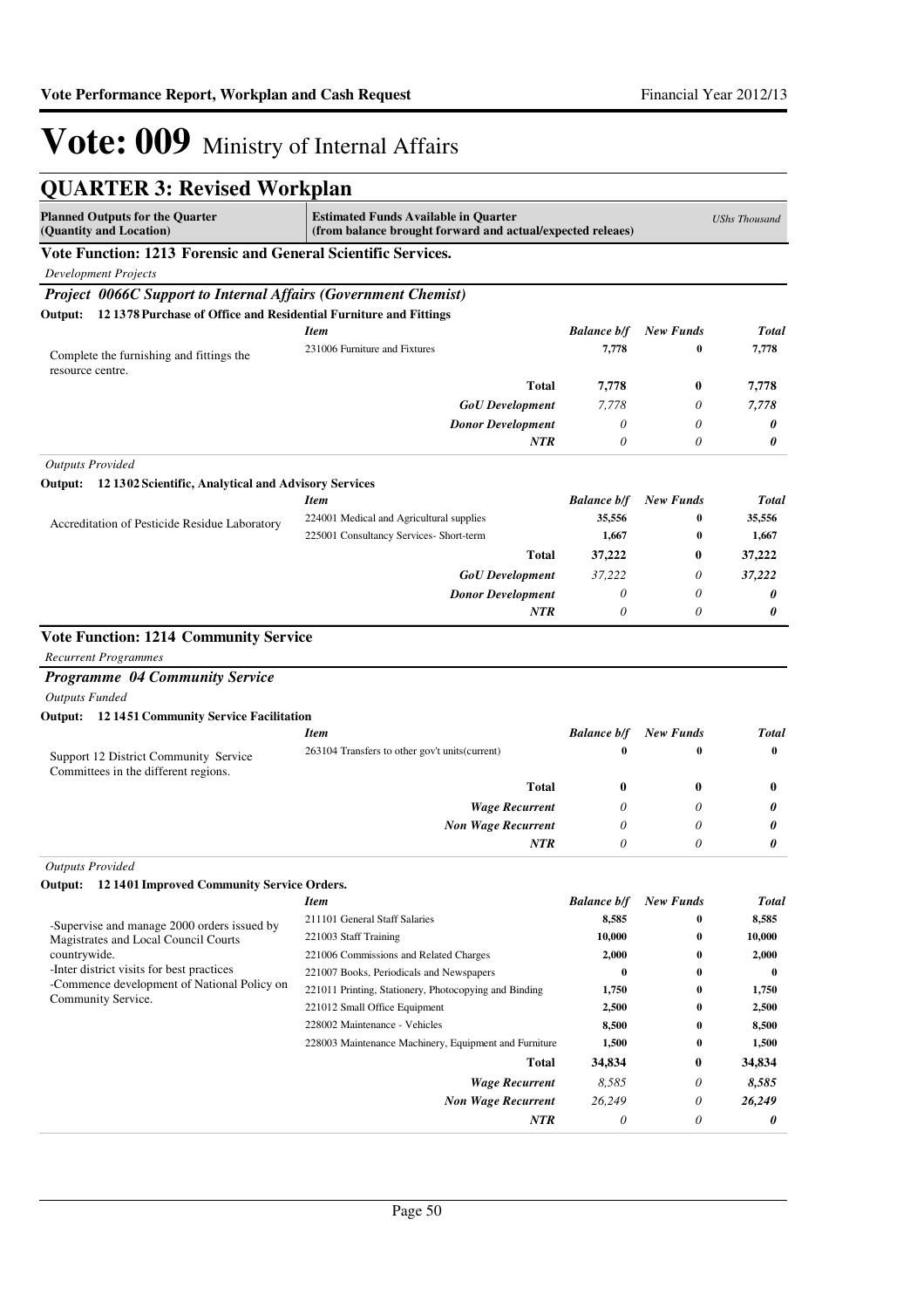# Vote: 009 Ministry of Internal Affairs

## QUARTER 3: Revised Workplan

| Planned Outputs for the Quarter (Quantity and Location) | Estimated Funds Available in Quarter (from balance brought forward and actual/expected releaes) | | | *UShs Thousand* |
|---|---|---|---|---|

### Vote Function: 1213 Forensic and General Scientific Services.

*Development Projects*

***Project 0066C Support to Internal Affairs (Government Chemist)***

**Output: 12 1378 Purchase of Office and Residential Furniture and Fittings**

| | *Item* | *Balance b/f* | *New Funds* | *Total* |
|---|---|---|---|---|
| Complete the furnishing and fittings the resource centre. | 231006 Furniture and Fixtures | **7,778** | **0** | **7,778** |
| | **Total** | **7,778** | **0** | **7,778** |
| | ***GoU Development*** | *7,778* | *0* | ***7,778*** |
| | ***Donor Development*** | *0* | *0* | ***0*** |
| | ***NTR*** | *0* | *0* | ***0*** |

*Outputs Provided*

**Output: 12 1302 Scientific, Analytical and Advisory Services**

| | *Item* | *Balance b/f* | *New Funds* | *Total* |
|---|---|---|---|---|
| Accreditation of Pesticide Residue Laboratory | 224001 Medical and Agricultural supplies | **35,556** | **0** | **35,556** |
| | 225001 Consultancy Services- Short-term | **1,667** | **0** | **1,667** |
| | **Total** | **37,222** | **0** | **37,222** |
| | ***GoU Development*** | *37,222* | *0* | ***37,222*** |
| | ***Donor Development*** | *0* | *0* | ***0*** |
| | ***NTR*** | *0* | *0* | ***0*** |

### Vote Function: 1214 Community Service

*Recurrent Programmes*

***Programme 04 Community Service***

*Outputs Funded*

**Output: 12 1451 Community Service Facilitation**

| | *Item* | *Balance b/f* | *New Funds* | *Total* |
|---|---|---|---|---|
| Support 12 District Community Service Committees in the different regions. | 263104 Transfers to other gov't units(current) | **0** | **0** | **0** |
| | **Total** | **0** | **0** | **0** |
| | ***Wage Recurrent*** | *0* | *0* | ***0*** |
| | ***Non Wage Recurrent*** | *0* | *0* | ***0*** |
| | ***NTR*** | *0* | *0* | ***0*** |

*Outputs Provided*

**Output: 12 1401 Improved Community Service Orders.**

| | *Item* | *Balance b/f* | *New Funds* | *Total* |
|---|---|---|---|---|
| -Supervise and manage 2000 orders issued by Magistrates and Local Council Courts countrywide.<br>-Inter district visits for best practices<br>-Commence development of National Policy on Community Service. | 211101 General Staff Salaries | **8,585** | **0** | **8,585** |
| | 221003 Staff Training | **10,000** | **0** | **10,000** |
| | 221006 Commissions and Related Charges | **2,000** | **0** | **2,000** |
| | 221007 Books, Periodicals and Newspapers | **0** | **0** | **0** |
| | 221011 Printing, Stationery, Photocopying and Binding | **1,750** | **0** | **1,750** |
| | 221012 Small Office Equipment | **2,500** | **0** | **2,500** |
| | 228002 Maintenance - Vehicles | **8,500** | **0** | **8,500** |
| | 228003 Maintenance Machinery, Equipment and Furniture | **1,500** | **0** | **1,500** |
| | **Total** | **34,834** | **0** | **34,834** |
| | ***Wage Recurrent*** | *8,585* | *0* | ***8,585*** |
| | ***Non Wage Recurrent*** | *26,249* | *0* | ***26,249*** |
| | ***NTR*** | *0* | *0* | ***0*** |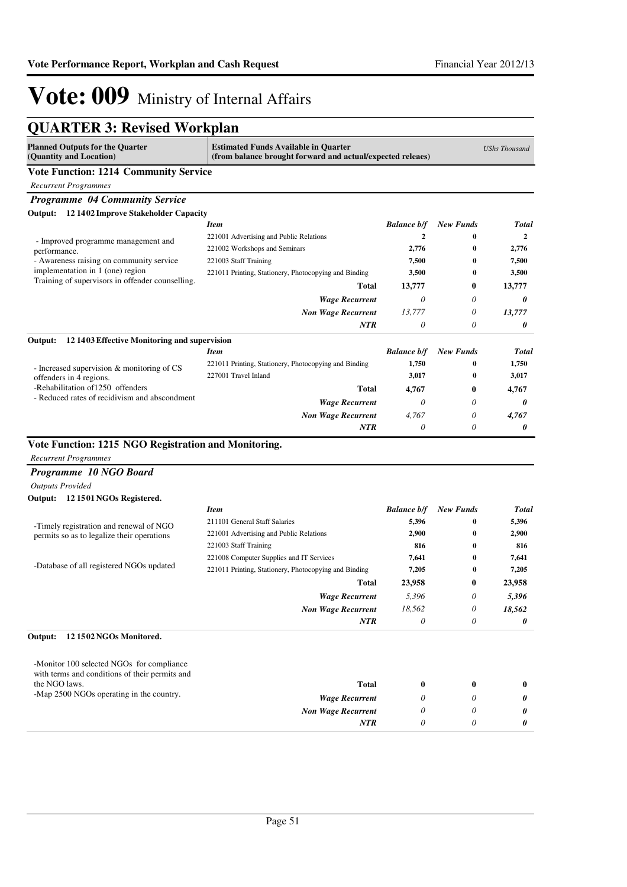# Vote: 009 Ministry of Internal Affairs

## QUARTER 3: Revised Workplan

| Planned Outputs for the Quarter (Quantity and Location) | Estimated Funds Available in Quarter (from balance brought forward and actual/expected releaes) | | | UShs Thousand |
|---|---|---|---|---|

### Vote Function: 1214 Community Service

*Recurrent Programmes*

#### *Programme 04 Community Service*

**Output: 12 1402 Improve Stakeholder Capacity**

| Planned Outputs | *Item* | *Balance b/f* | *New Funds* | *Total* |
|---|---|---|---|---|
| - Improved programme management and performance. | 221001 Advertising and Public Relations | 2 | 0 | 2 |
| - Awareness raising on community service implementation in 1 (one) region | 221002 Workshops and Seminars | 2,776 | 0 | 2,776 |
| Training of supervisors in offender counselling. | 221003 Staff Training | 7,500 | 0 | 7,500 |
| | 221011 Printing, Stationery, Photocopying and Binding | 3,500 | 0 | 3,500 |
| | **Total** | **13,777** | **0** | **13,777** |
| | ***Wage Recurrent*** | *0* | *0* | ***0*** |
| | ***Non Wage Recurrent*** | *13,777* | *0* | ***13,777*** |
| | ***NTR*** | *0* | *0* | ***0*** |

**Output: 12 1403 Effective Monitoring and supervision**

| Planned Outputs | *Item* | *Balance b/f* | *New Funds* | *Total* |
|---|---|---|---|---|
| - Increased supervision & monitoring of CS offenders in 4 regions. | 221011 Printing, Stationery, Photocopying and Binding | 1,750 | 0 | 1,750 |
| -Rehabilitation of1250 offenders | 227001 Travel Inland | 3,017 | 0 | 3,017 |
| - Reduced rates of recidivism and abscondment | **Total** | **4,767** | **0** | **4,767** |
| | ***Wage Recurrent*** | *0* | *0* | ***0*** |
| | ***Non Wage Recurrent*** | *4,767* | *0* | ***4,767*** |
| | ***NTR*** | *0* | *0* | ***0*** |

### Vote Function: 1215 NGO Registration and Monitoring.

*Recurrent Programmes*

#### *Programme 10 NGO Board*

*Outputs Provided*

**Output: 12 1501 NGOs Registered.**

| Planned Outputs | *Item* | *Balance b/f* | *New Funds* | *Total* |
|---|---|---|---|---|
| -Timely registration and renewal of NGO permits so as to legalize their operations | 211101 General Staff Salaries | 5,396 | 0 | 5,396 |
| | 221001 Advertising and Public Relations | 2,900 | 0 | 2,900 |
| | 221003 Staff Training | 816 | 0 | 816 |
| -Database of all registered NGOs updated | 221008 Computer Supplies and IT Services | 7,641 | 0 | 7,641 |
| | 221011 Printing, Stationery, Photocopying and Binding | 7,205 | 0 | 7,205 |
| | **Total** | **23,958** | **0** | **23,958** |
| | ***Wage Recurrent*** | *5,396* | *0* | ***5,396*** |
| | ***Non Wage Recurrent*** | *18,562* | *0* | ***18,562*** |
| | ***NTR*** | *0* | *0* | ***0*** |

**Output: 12 1502 NGOs Monitored.**

| Planned Outputs | *Item* | *Balance b/f* | *New Funds* | *Total* |
|---|---|---|---|---|
| -Monitor 100 selected NGOs for compliance with terms and conditions of their permits and the NGO laws. | **Total** | **0** | **0** | **0** |
| -Map 2500 NGOs operating in the country. | ***Wage Recurrent*** | *0* | *0* | ***0*** |
| | ***Non Wage Recurrent*** | *0* | *0* | ***0*** |
| | ***NTR*** | *0* | *0* | ***0*** |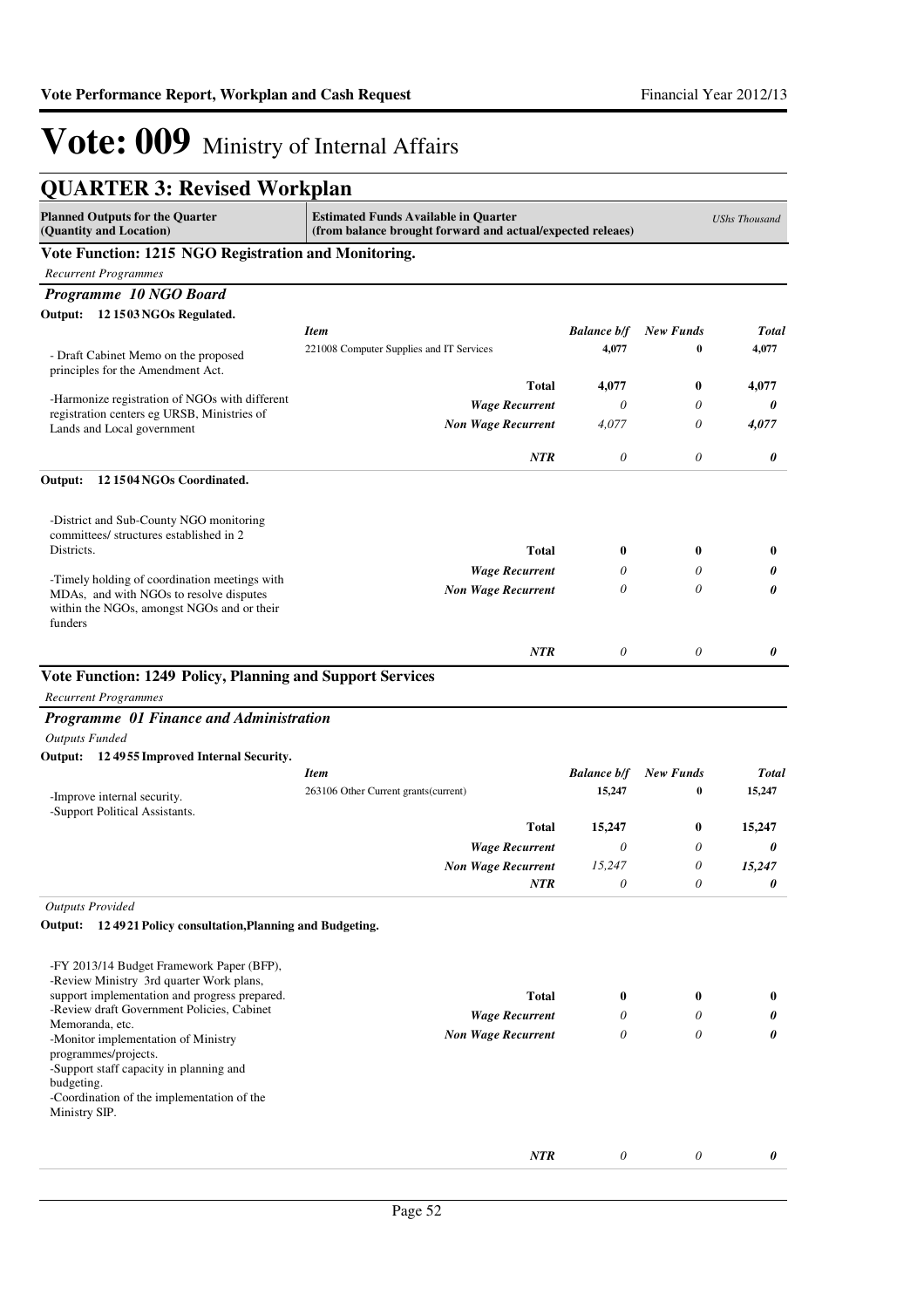# Vote: 009 Ministry of Internal Affairs

## QUARTER 3: Revised Workplan

| Planned Outputs for the Quarter (Quantity and Location) | Estimated Funds Available in Quarter (from balance brought forward and actual/expected releaes) | | | UShs Thousand |
|---|---|---|---|---|

### Vote Function: 1215 NGO Registration and Monitoring.

*Recurrent Programmes*

#### *Programme 10 NGO Board*

**Output: 12 1503 NGOs Regulated.**

| Planned Outputs | Item | Balance b/f | New Funds | Total |
|---|---|---|---|---|
| - Draft Cabinet Memo on the proposed principles for the Amendment Act.<br><br>-Harmonize registration of NGOs with different registration centers eg URSB, Ministries of Lands and Local government | 221008 Computer Supplies and IT Services | 4,077 | 0 | 4,077 |
| | **Total** | **4,077** | **0** | **4,077** |
| | *Wage Recurrent* | *0* | *0* | *0* |
| | *Non Wage Recurrent* | *4,077* | *0* | *4,077* |
| | *NTR* | *0* | *0* | *0* |

**Output: 12 1504 NGOs Coordinated.**

| Planned Outputs | Item | Balance b/f | New Funds | Total |
|---|---|---|---|---|
| -District and Sub-County NGO monitoring committees/ structures established in 2 Districts.<br><br>-Timely holding of coordination meetings with MDAs, and with NGOs to resolve disputes within the NGOs, amongst NGOs and or their funders | **Total** | **0** | **0** | **0** |
| | *Wage Recurrent* | *0* | *0* | *0* |
| | *Non Wage Recurrent* | *0* | *0* | *0* |
| | *NTR* | *0* | *0* | *0* |

### Vote Function: 1249 Policy, Planning and Support Services

*Recurrent Programmes*

#### *Programme 01 Finance and Administration*

*Outputs Funded*

**Output: 12 4955 Improved Internal Security.**

| Planned Outputs | Item | Balance b/f | New Funds | Total |
|---|---|---|---|---|
| -Improve internal security.<br>-Support Political Assistants. | 263106 Other Current grants(current) | 15,247 | 0 | 15,247 |
| | **Total** | **15,247** | **0** | **15,247** |
| | *Wage Recurrent* | *0* | *0* | *0* |
| | *Non Wage Recurrent* | *15,247* | *0* | *15,247* |
| | *NTR* | *0* | *0* | *0* |

*Outputs Provided*

**Output: 12 4921 Policy consultation,Planning and Budgeting.**

| Planned Outputs | Item | Balance b/f | New Funds | Total |
|---|---|---|---|---|
| -FY 2013/14 Budget Framework Paper (BFP),<br>-Review Ministry 3rd quarter Work plans, support implementation and progress prepared.<br>-Review draft Government Policies, Cabinet Memoranda, etc.<br>-Monitor implementation of Ministry programmes/projects.<br>-Support staff capacity in planning and budgeting.<br>-Coordination of the implementation of the Ministry SIP. | **Total** | **0** | **0** | **0** |
| | *Wage Recurrent* | *0* | *0* | *0* |
| | *Non Wage Recurrent* | *0* | *0* | *0* |
| | *NTR* | *0* | *0* | *0* |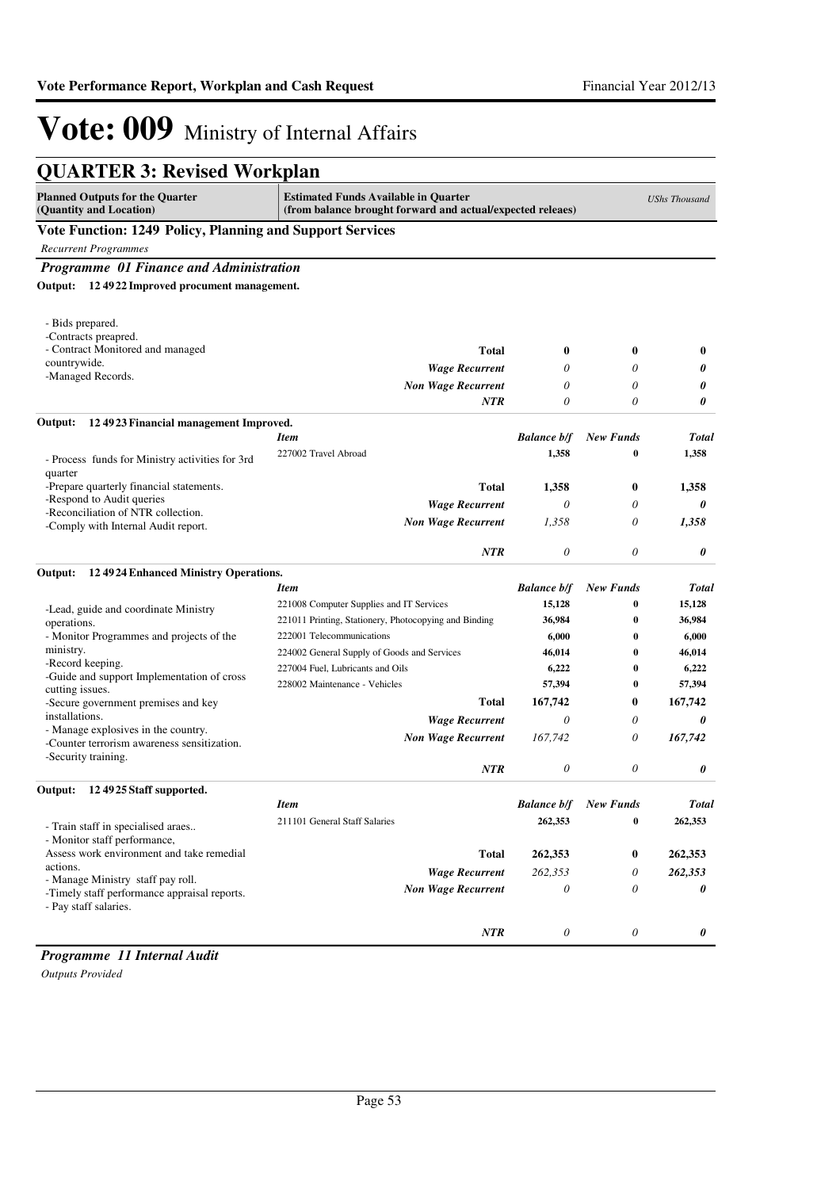# Vote: 009 Ministry of Internal Affairs

## QUARTER 3: Revised Workplan

| Planned Outputs for the Quarter (Quantity and Location) | Estimated Funds Available in Quarter (from balance brought forward and actual/expected releaes) | | | UShs Thousand |
|---|---|---|---|---|

### Vote Function: 1249 Policy, Planning and Support Services

*Recurrent Programmes*

#### *Programme 01 Finance and Administration*

**Output: 12 49 22 Improved procument management.**

| Planned Outputs | | | | |
|---|---|---|---|---|
| - Bids prepared.<br>-Contracts preapred.<br>- Contract Monitored and managed countrywide.<br>-Managed Records. | **Total** | **0** | **0** | **0** |
| | *Wage Recurrent* | *0* | *0* | ***0*** |
| | *Non Wage Recurrent* | *0* | *0* | ***0*** |
| | *NTR* | *0* | *0* | ***0*** |

**Output: 12 49 23 Financial management Improved.**

| Planned Outputs | *Item* | *Balance b/f* | *New Funds* | *Total* |
|---|---|---|---|---|
| - Process funds for Ministry activities for 3rd quarter<br>-Prepare quarterly financial statements.<br>-Respond to Audit queries<br>-Reconciliation of NTR collection.<br>-Comply with Internal Audit report. | 227002 Travel Abroad | 1,358 | 0 | 1,358 |
| | **Total** | **1,358** | **0** | **1,358** |
| | *Wage Recurrent* | *0* | *0* | ***0*** |
| | *Non Wage Recurrent* | *1,358* | *0* | ***1,358*** |
| | *NTR* | *0* | *0* | ***0*** |

**Output: 12 49 24 Enhanced Ministry Operations.**

| Planned Outputs | *Item* | *Balance b/f* | *New Funds* | *Total* |
|---|---|---|---|---|
| -Lead, guide and coordinate Ministry operations.<br>- Monitor Programmes and projects of the ministry.<br>-Record keeping.<br>-Guide and support Implementation of cross cutting issues.<br>-Secure government premises and key installations.<br>- Manage explosives in the country.<br>-Counter terrorism awareness sensitization.<br>-Security training. | 221008 Computer Supplies and IT Services | 15,128 | 0 | 15,128 |
| | 221011 Printing, Stationery, Photocopying and Binding | 36,984 | 0 | 36,984 |
| | 222001 Telecommunications | 6,000 | 0 | 6,000 |
| | 224002 General Supply of Goods and Services | 46,014 | 0 | 46,014 |
| | 227004 Fuel, Lubricants and Oils | 6,222 | 0 | 6,222 |
| | 228002 Maintenance - Vehicles | 57,394 | 0 | 57,394 |
| | **Total** | **167,742** | **0** | **167,742** |
| | *Wage Recurrent* | *0* | *0* | ***0*** |
| | *Non Wage Recurrent* | *167,742* | *0* | ***167,742*** |
| | *NTR* | *0* | *0* | ***0*** |

**Output: 12 49 25 Staff supported.**

| Planned Outputs | *Item* | *Balance b/f* | *New Funds* | *Total* |
|---|---|---|---|---|
| - Train staff in specialised araes..<br>- Monitor staff performance,<br>Assess work environment and take remedial actions.<br>- Manage Ministry staff pay roll.<br>-Timely staff performance appraisal reports.<br>- Pay staff salaries. | 211101 General Staff Salaries | 262,353 | 0 | 262,353 |
| | **Total** | **262,353** | **0** | **262,353** |
| | *Wage Recurrent* | *262,353* | *0* | ***262,353*** |
| | *Non Wage Recurrent* | *0* | *0* | ***0*** |
| | *NTR* | *0* | *0* | ***0*** |

#### *Programme 11 Internal Audit*

*Outputs Provided*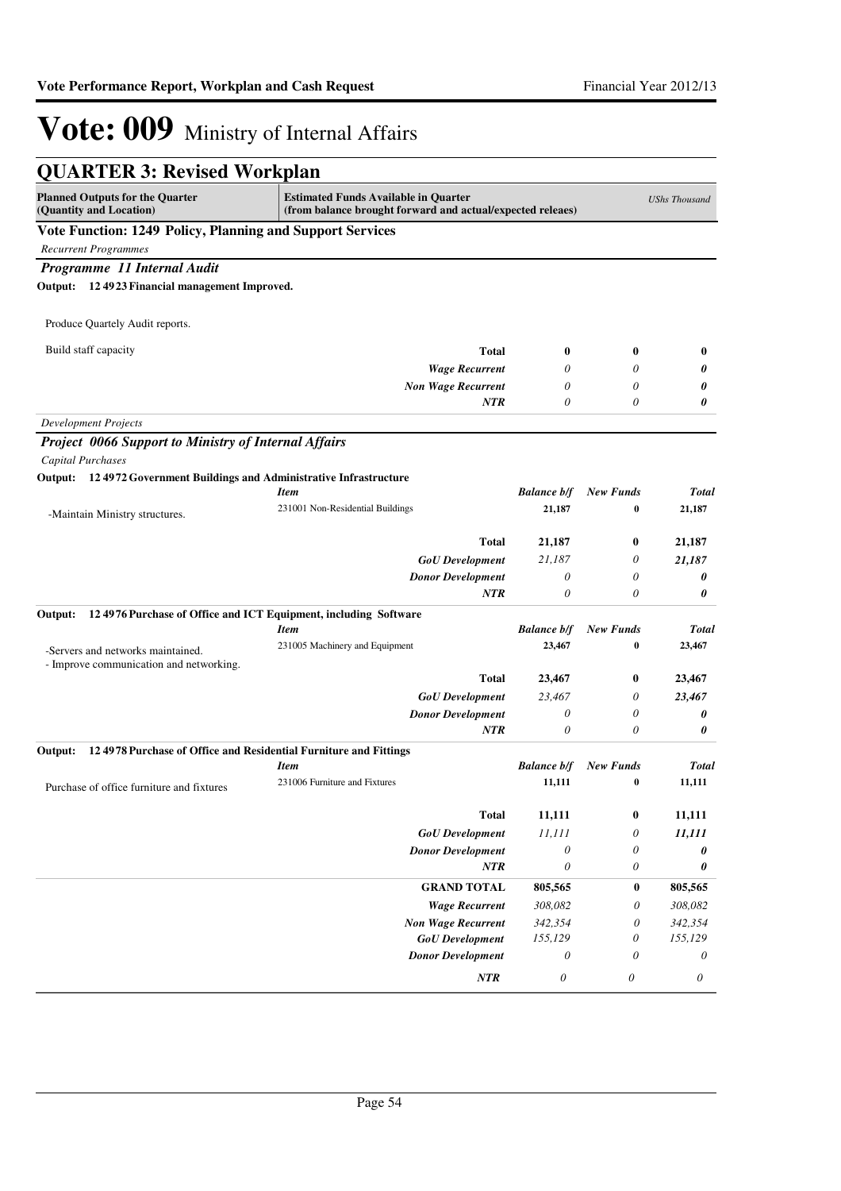# Vote: 009 Ministry of Internal Affairs

## QUARTER 3: Revised Workplan

| Planned Outputs for the Quarter (Quantity and Location) | Estimated Funds Available in Quarter (from balance brought forward and actual/expected releaes) | | | *UShs Thousand* |
|---|---|---|---|---|

**Vote Function: 1249 Policy, Planning and Support Services**

*Recurrent Programmes*

***Programme 11 Internal Audit***

**Output: 12 4923 Financial management Improved.**

| | | | | |
|---|---|---|---|---|
| Produce Quartely Audit reports.<br><br>Build staff capacity | **Total** | **0** | **0** | **0** |
| | ***Wage Recurrent*** | *0* | *0* | ***0*** |
| | ***Non Wage Recurrent*** | *0* | *0* | ***0*** |
| | ***NTR*** | *0* | *0* | ***0*** |

*Development Projects*

***Project 0066 Support to Ministry of Internal Affairs***

*Capital Purchases*

**Output: 12 4972 Government Buildings and Administrative Infrastructure**

| | *Item* | *Balance b/f* | *New Funds* | *Total* |
|---|---|---|---|---|
| -Maintain Ministry structures. | 231001 Non-Residential Buildings | **21,187** | **0** | **21,187** |
| | **Total** | **21,187** | **0** | **21,187** |
| | ***GoU Development*** | *21,187* | *0* | ***21,187*** |
| | ***Donor Development*** | *0* | *0* | ***0*** |
| | ***NTR*** | *0* | *0* | ***0*** |

**Output: 12 4976 Purchase of Office and ICT Equipment, including Software**

| | *Item* | *Balance b/f* | *New Funds* | *Total* |
|---|---|---|---|---|
| -Servers and networks maintained.<br>- Improve communication and networking. | 231005 Machinery and Equipment | **23,467** | **0** | **23,467** |
| | **Total** | **23,467** | **0** | **23,467** |
| | ***GoU Development*** | *23,467* | *0* | ***23,467*** |
| | ***Donor Development*** | *0* | *0* | ***0*** |
| | ***NTR*** | *0* | *0* | ***0*** |

**Output: 12 4978 Purchase of Office and Residential Furniture and Fittings**

| | *Item* | *Balance b/f* | *New Funds* | *Total* |
|---|---|---|---|---|
| Purchase of office furniture and fixtures | 231006 Furniture and Fixtures | **11,111** | **0** | **11,111** |
| | **Total** | **11,111** | **0** | **11,111** |
| | ***GoU Development*** | *11,111* | *0* | ***11,111*** |
| | ***Donor Development*** | *0* | *0* | ***0*** |
| | ***NTR*** | *0* | *0* | ***0*** |

| | | | | |
|---|---|---|---|---|
| | **GRAND TOTAL** | **805,565** | **0** | **805,565** |
| | ***Wage Recurrent*** | *308,082* | *0* | *308,082* |
| | ***Non Wage Recurrent*** | *342,354* | *0* | *342,354* |
| | ***GoU Development*** | *155,129* | *0* | *155,129* |
| | ***Donor Development*** | *0* | *0* | *0* |
| | ***NTR*** | *0* | *0* | *0* |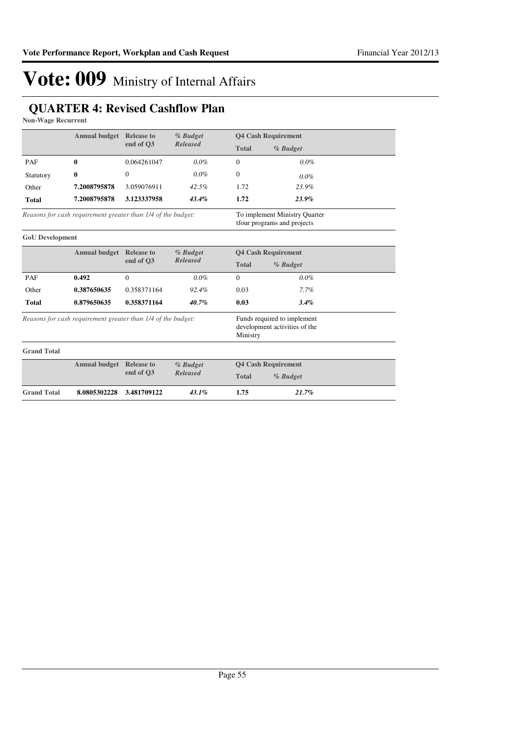# Vote: 009 Ministry of Internal Affairs

## QUARTER 4: Revised Cashflow Plan

**Non-Wage Recurrent**

| | Annual budget | Release to end of Q3 | *% Budget Released* | Q4 Cash Requirement | |
|---|---|---|---|---|---|
| | | | | **Total** | ***% Budget*** |
| PAF | **0** | 0.064261047 | *0.0%* | 0 | *0.0%* |
| Statutory | **0** | 0 | *0.0%* | 0 | *0.0%* |
| Other | **7.2008795878** | 3.059076911 | *42.5%* | 1.72 | *23.9%* |
| **Total** | **7.2008795878** | **3.123337958** | ***43.4%*** | **1.72** | ***23.9%*** |

*Reasons for cash requirement greater than 1/4 of the budget:* To implement Ministry Quarter tfour programs and projects

**GoU Development**

| | Annual budget | Release to end of Q3 | *% Budget Released* | Q4 Cash Requirement | |
|---|---|---|---|---|---|
| | | | | **Total** | ***% Budget*** |
| PAF | **0.492** | 0 | *0.0%* | 0 | *0.0%* |
| Other | **0.387650635** | 0.358371164 | *92.4%* | 0.03 | *7.7%* |
| **Total** | **0.879650635** | **0.358371164** | ***40.7%*** | **0.03** | ***3.4%*** |

*Reasons for cash requirement greater than 1/4 of the budget:* Funds required to implement development activities of the Ministry

**Grand Total**

| | Annual budget | Release to end of Q3 | *% Budget Released* | Q4 Cash Requirement | |
|---|---|---|---|---|---|
| | | | | **Total** | ***% Budget*** |
| **Grand Total** | **8.0805302228** | **3.481709122** | ***43.1%*** | **1.75** | ***21.7%*** |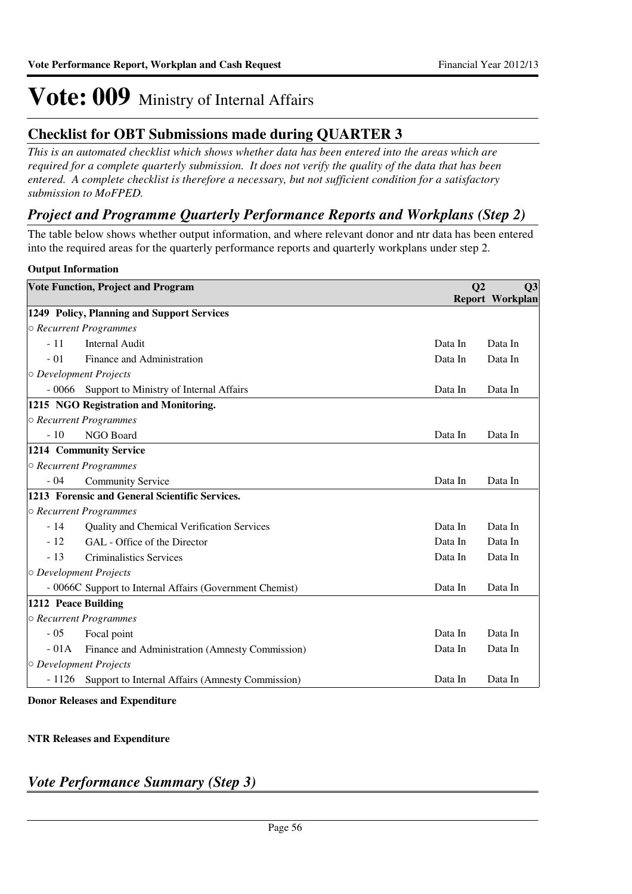# Vote: 009 Ministry of Internal Affairs

## Checklist for OBT Submissions made during QUARTER 3

*This is an automated checklist which shows whether data has been entered into the areas which are required for a complete quarterly submission. It does not verify the quality of the data that has been entered. A complete checklist is therefore a necessary, but not sufficient condition for a satisfactory submission to MoFPED.*

## *Project and Programme Quarterly Performance Reports and Workplans (Step 2)*

The table below shows whether output information, and where relevant donor and ntr data has been entered into the required areas for the quarterly performance reports and quarterly workplans under step 2.

**Output Information**

| Vote Function, Project and Program | | Q2 Report | Q3 Workplan |
|---|---|---|---|
| **1249 Policy, Planning and Support Services** | | | |
| ○ *Recurrent Programmes* | | | |
| - 11 | Internal Audit | Data In | Data In |
| - 01 | Finance and Administration | Data In | Data In |
| ○ *Development Projects* | | | |
| - 0066 | Support to Ministry of Internal Affairs | Data In | Data In |
| **1215 NGO Registration and Monitoring.** | | | |
| ○ *Recurrent Programmes* | | | |
| - 10 | NGO Board | Data In | Data In |
| **1214 Community Service** | | | |
| ○ *Recurrent Programmes* | | | |
| - 04 | Community Service | Data In | Data In |
| **1213 Forensic and General Scientific Services.** | | | |
| ○ *Recurrent Programmes* | | | |
| - 14 | Quality and Chemical Verification Services | Data In | Data In |
| - 12 | GAL - Office of the Director | Data In | Data In |
| - 13 | Criminalistics Services | Data In | Data In |
| ○ *Development Projects* | | | |
| - 0066C | Support to Internal Affairs (Government Chemist) | Data In | Data In |
| **1212 Peace Building** | | | |
| ○ *Recurrent Programmes* | | | |
| - 05 | Focal point | Data In | Data In |
| - 01A | Finance and Administration (Amnesty Commission) | Data In | Data In |
| ○ *Development Projects* | | | |
| - 1126 | Support to Internal Affairs (Amnesty Commission) | Data In | Data In |

**Donor Releases and Expenditure**

**NTR Releases and Expenditure**

## *Vote Performance Summary (Step 3)*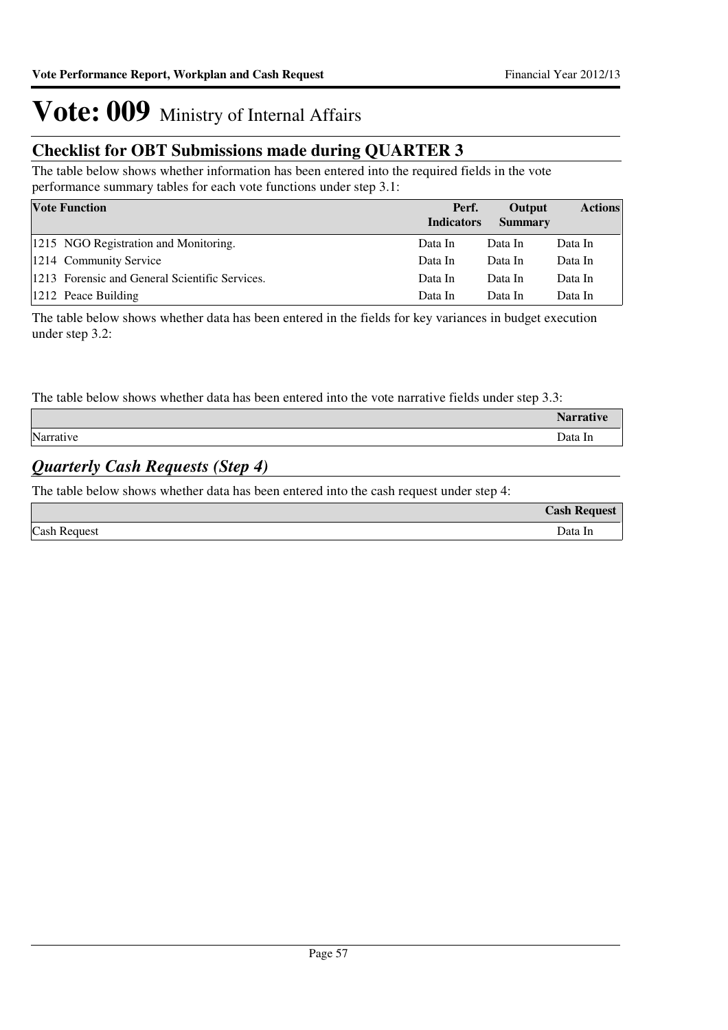# Vote: 009 Ministry of Internal Affairs

## Checklist for OBT Submissions made during QUARTER 3

The table below shows whether information has been entered into the required fields in the vote performance summary tables for each vote functions under step 3.1:

| Vote Function | Perf. Indicators | Output Summary | Actions |
|---|---|---|---|
| 1215 NGO Registration and Monitoring. | Data In | Data In | Data In |
| 1214 Community Service | Data In | Data In | Data In |
| 1213 Forensic and General Scientific Services. | Data In | Data In | Data In |
| 1212 Peace Building | Data In | Data In | Data In |

The table below shows whether data has been entered in the fields for key variances in budget execution under step 3.2:

The table below shows whether data has been entered into the vote narrative fields under step 3.3:

| | Narrative |
|---|---|
| Narrative | Data In |

## *Quarterly Cash Requests (Step 4)*

The table below shows whether data has been entered into the cash request under step 4:

| | Cash Request |
|---|---|
| Cash Request | Data In |